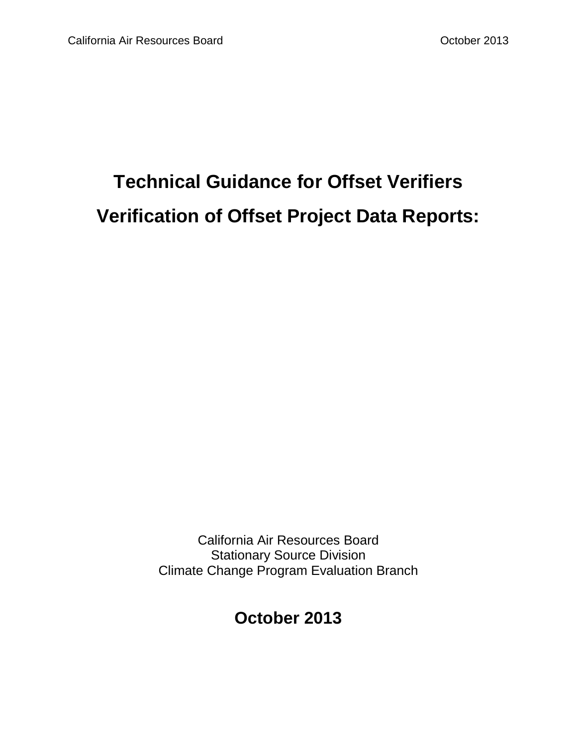# Technical Guidance for Offset Verifiers

# Verification of Offset Project Data Reports:

California Air Resources Board
Stationary Source Division
Climate Change Program Evaluation Branch

**October 2013**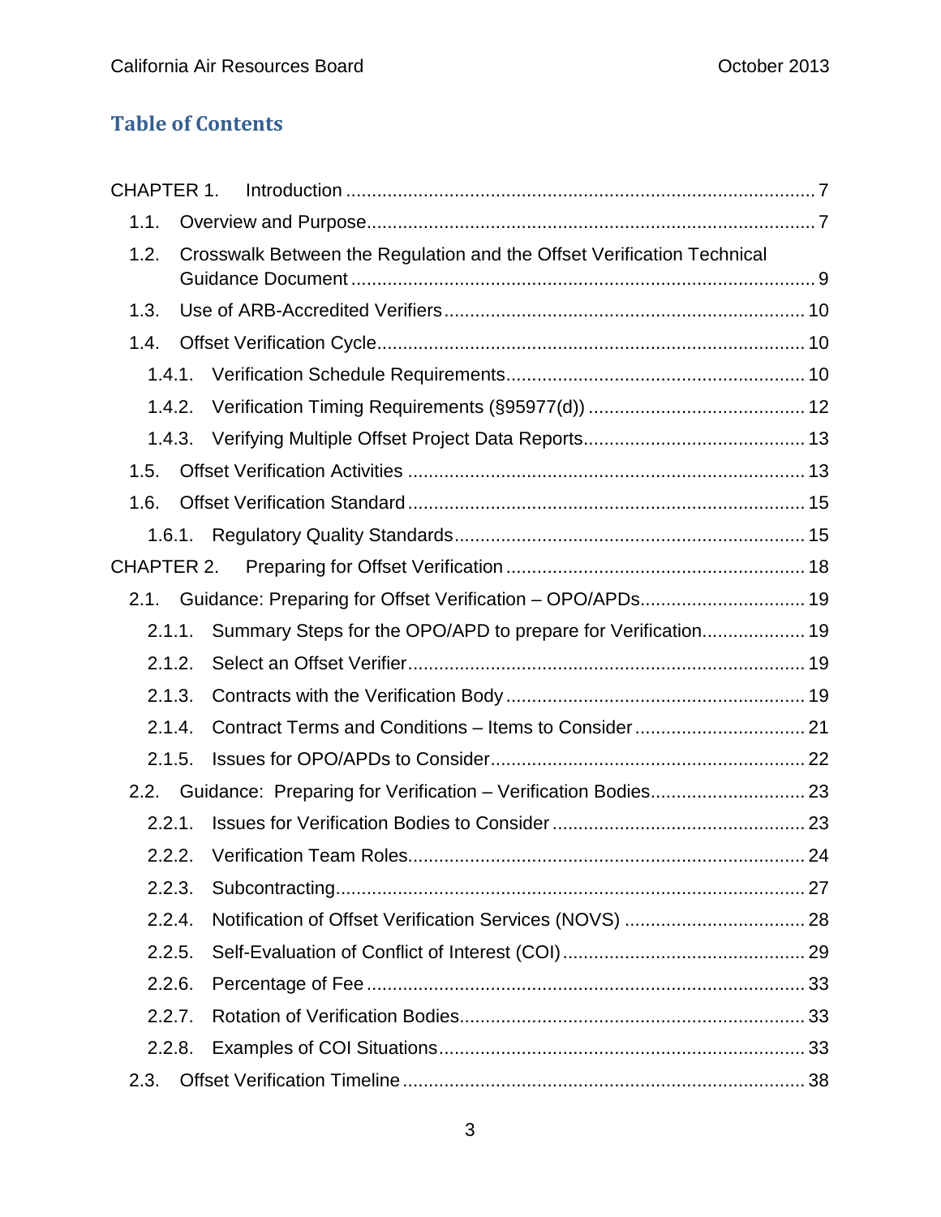# Table of Contents

CHAPTER 1. Introduction ..... 7

1.1. Overview and Purpose ..... 7

1.2. Crosswalk Between the Regulation and the Offset Verification Technical Guidance Document ..... 9

1.3. Use of ARB-Accredited Verifiers ..... 10

1.4. Offset Verification Cycle ..... 10

1.4.1. Verification Schedule Requirements ..... 10

1.4.2. Verification Timing Requirements (§95977(d)) ..... 12

1.4.3. Verifying Multiple Offset Project Data Reports ..... 13

1.5. Offset Verification Activities ..... 13

1.6. Offset Verification Standard ..... 15

1.6.1. Regulatory Quality Standards ..... 15

CHAPTER 2. Preparing for Offset Verification ..... 18

2.1. Guidance: Preparing for Offset Verification – OPO/APDs ..... 19

2.1.1. Summary Steps for the OPO/APD to prepare for Verification ..... 19

2.1.2. Select an Offset Verifier ..... 19

2.1.3. Contracts with the Verification Body ..... 19

2.1.4. Contract Terms and Conditions – Items to Consider ..... 21

2.1.5. Issues for OPO/APDs to Consider ..... 22

2.2. Guidance: Preparing for Verification – Verification Bodies ..... 23

2.2.1. Issues for Verification Bodies to Consider ..... 23

2.2.2. Verification Team Roles ..... 24

2.2.3. Subcontracting ..... 27

2.2.4. Notification of Offset Verification Services (NOVS) ..... 28

2.2.5. Self-Evaluation of Conflict of Interest (COI) ..... 29

2.2.6. Percentage of Fee ..... 33

2.2.7. Rotation of Verification Bodies ..... 33

2.2.8. Examples of COI Situations ..... 33

2.3. Offset Verification Timeline ..... 38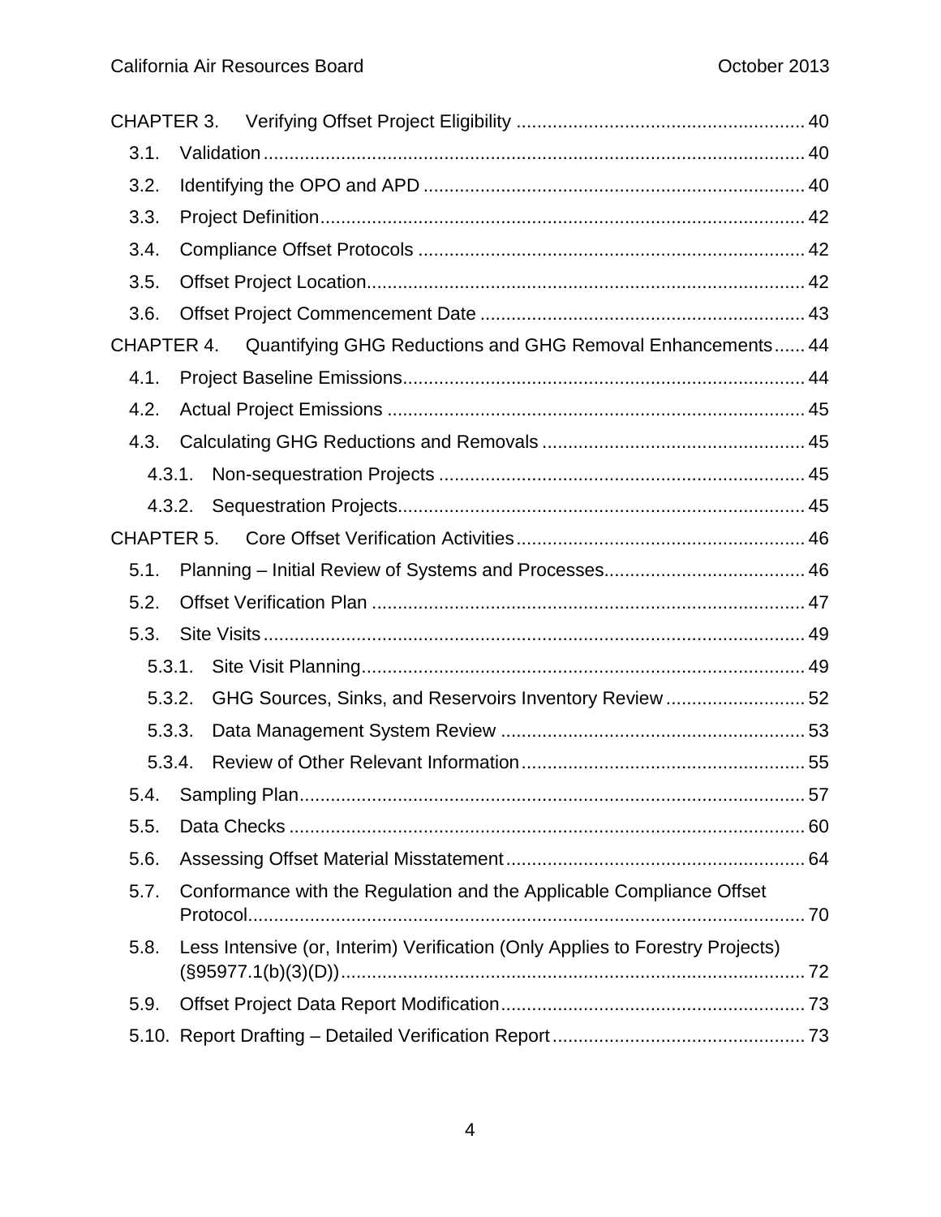CHAPTER 3. Verifying Offset Project Eligibility ....................................................... 40

- 3.1. Validation ........................................................................................................ 40
- 3.2. Identifying the OPO and APD ......................................................................... 40
- 3.3. Project Definition............................................................................................. 42
- 3.4. Compliance Offset Protocols .......................................................................... 42
- 3.5. Offset Project Location.................................................................................... 42
- 3.6. Offset Project Commencement Date .............................................................. 43

CHAPTER 4. Quantifying GHG Reductions and GHG Removal Enhancements...... 44

- 4.1. Project Baseline Emissions............................................................................. 44
- 4.2. Actual Project Emissions ................................................................................ 45
- 4.3. Calculating GHG Reductions and Removals .................................................. 45
  - 4.3.1. Non-sequestration Projects ...................................................................... 45
  - 4.3.2. Sequestration Projects.............................................................................. 45

CHAPTER 5. Core Offset Verification Activities........................................................ 46

- 5.1. Planning – Initial Review of Systems and Processes...................................... 46
- 5.2. Offset Verification Plan ................................................................................... 47
- 5.3. Site Visits ........................................................................................................ 49
  - 5.3.1. Site Visit Planning..................................................................................... 49
  - 5.3.2. GHG Sources, Sinks, and Reservoirs Inventory Review ........................... 52
  - 5.3.3. Data Management System Review ........................................................... 53
  - 5.3.4. Review of Other Relevant Information ...................................................... 55
- 5.4. Sampling Plan................................................................................................. 57
- 5.5. Data Checks ................................................................................................... 60
- 5.6. Assessing Offset Material Misstatement ......................................................... 64
- 5.7. Conformance with the Regulation and the Applicable Compliance Offset Protocol............................................................................................................ 70
- 5.8. Less Intensive (or, Interim) Verification (Only Applies to Forestry Projects) (§95977.1(b)(3)(D))......................................................................................... 72
- 5.9. Offset Project Data Report Modification........................................................... 73
- 5.10. Report Drafting – Detailed Verification Report ................................................. 73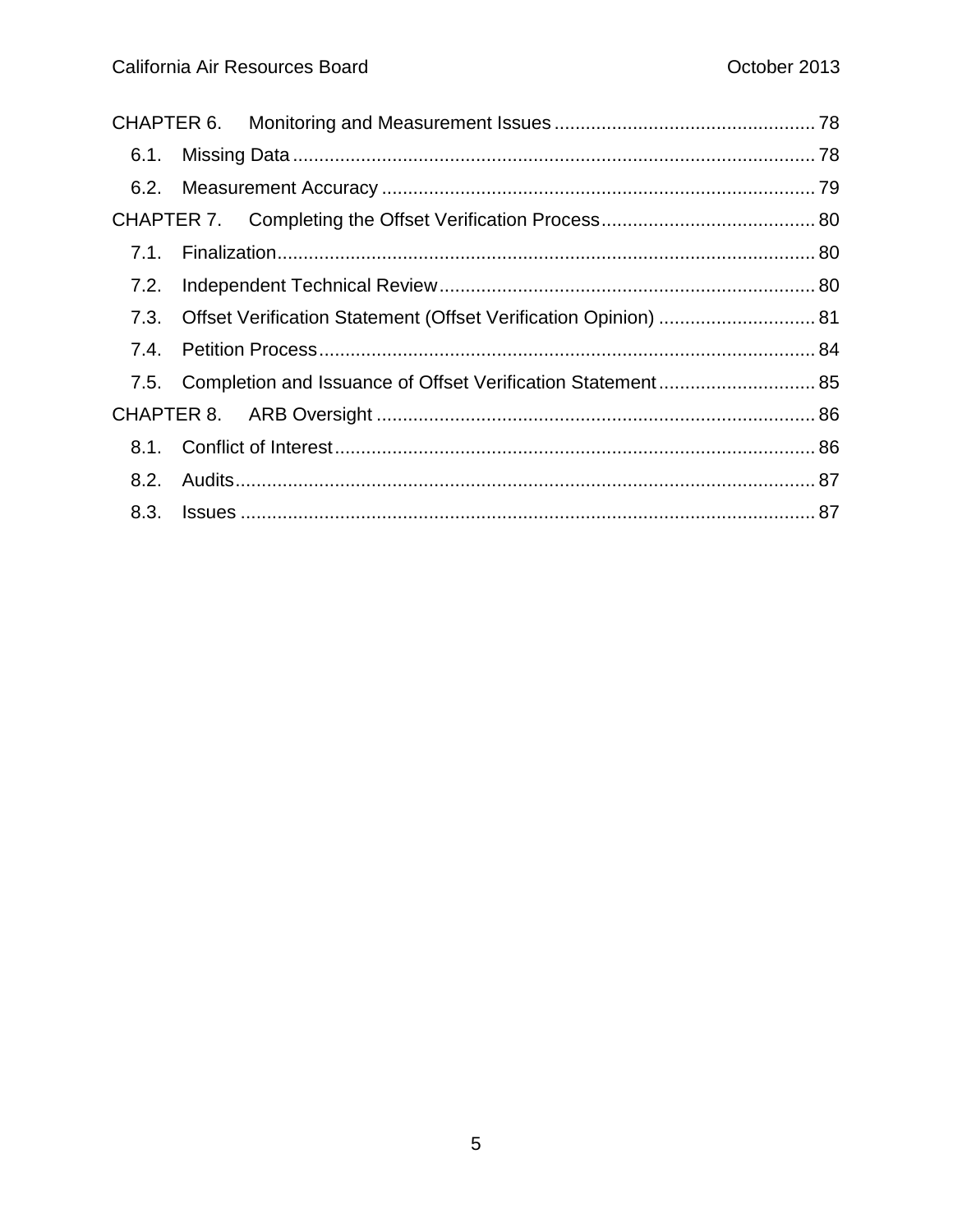CHAPTER 6. Monitoring and Measurement Issues ..... 78

- 6.1. Missing Data ..... 78
- 6.2. Measurement Accuracy ..... 79

CHAPTER 7. Completing the Offset Verification Process ..... 80

- 7.1. Finalization ..... 80
- 7.2. Independent Technical Review ..... 80
- 7.3. Offset Verification Statement (Offset Verification Opinion) ..... 81
- 7.4. Petition Process ..... 84
- 7.5. Completion and Issuance of Offset Verification Statement ..... 85

CHAPTER 8. ARB Oversight ..... 86

- 8.1. Conflict of Interest ..... 86
- 8.2. Audits ..... 87
- 8.3. Issues ..... 87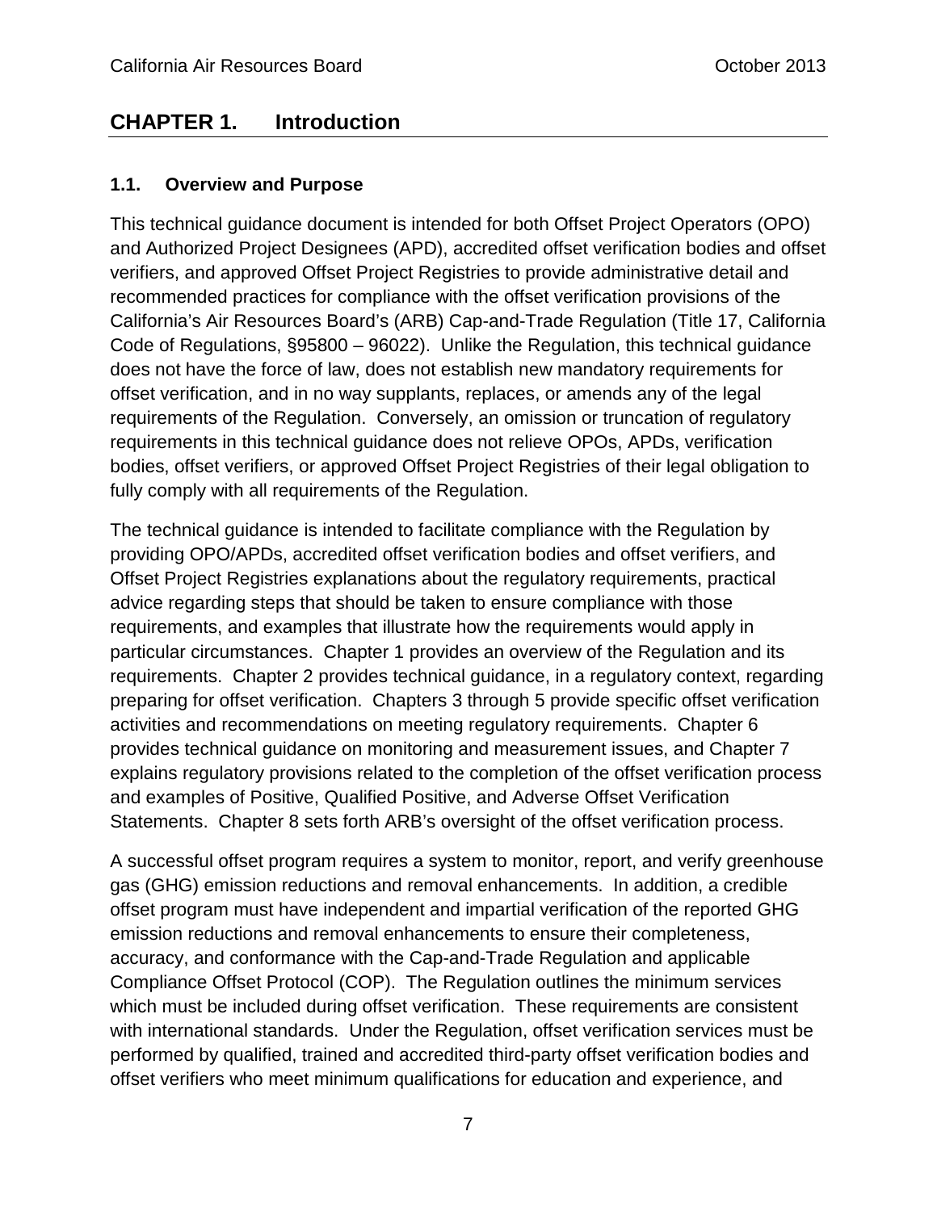# CHAPTER 1. Introduction

## 1.1. Overview and Purpose

This technical guidance document is intended for both Offset Project Operators (OPO) and Authorized Project Designees (APD), accredited offset verification bodies and offset verifiers, and approved Offset Project Registries to provide administrative detail and recommended practices for compliance with the offset verification provisions of the California's Air Resources Board's (ARB) Cap-and-Trade Regulation (Title 17, California Code of Regulations, §95800 – 96022). Unlike the Regulation, this technical guidance does not have the force of law, does not establish new mandatory requirements for offset verification, and in no way supplants, replaces, or amends any of the legal requirements of the Regulation. Conversely, an omission or truncation of regulatory requirements in this technical guidance does not relieve OPOs, APDs, verification bodies, offset verifiers, or approved Offset Project Registries of their legal obligation to fully comply with all requirements of the Regulation.

The technical guidance is intended to facilitate compliance with the Regulation by providing OPO/APDs, accredited offset verification bodies and offset verifiers, and Offset Project Registries explanations about the regulatory requirements, practical advice regarding steps that should be taken to ensure compliance with those requirements, and examples that illustrate how the requirements would apply in particular circumstances. Chapter 1 provides an overview of the Regulation and its requirements. Chapter 2 provides technical guidance, in a regulatory context, regarding preparing for offset verification. Chapters 3 through 5 provide specific offset verification activities and recommendations on meeting regulatory requirements. Chapter 6 provides technical guidance on monitoring and measurement issues, and Chapter 7 explains regulatory provisions related to the completion of the offset verification process and examples of Positive, Qualified Positive, and Adverse Offset Verification Statements. Chapter 8 sets forth ARB's oversight of the offset verification process.

A successful offset program requires a system to monitor, report, and verify greenhouse gas (GHG) emission reductions and removal enhancements. In addition, a credible offset program must have independent and impartial verification of the reported GHG emission reductions and removal enhancements to ensure their completeness, accuracy, and conformance with the Cap-and-Trade Regulation and applicable Compliance Offset Protocol (COP). The Regulation outlines the minimum services which must be included during offset verification. These requirements are consistent with international standards. Under the Regulation, offset verification services must be performed by qualified, trained and accredited third-party offset verification bodies and offset verifiers who meet minimum qualifications for education and experience, and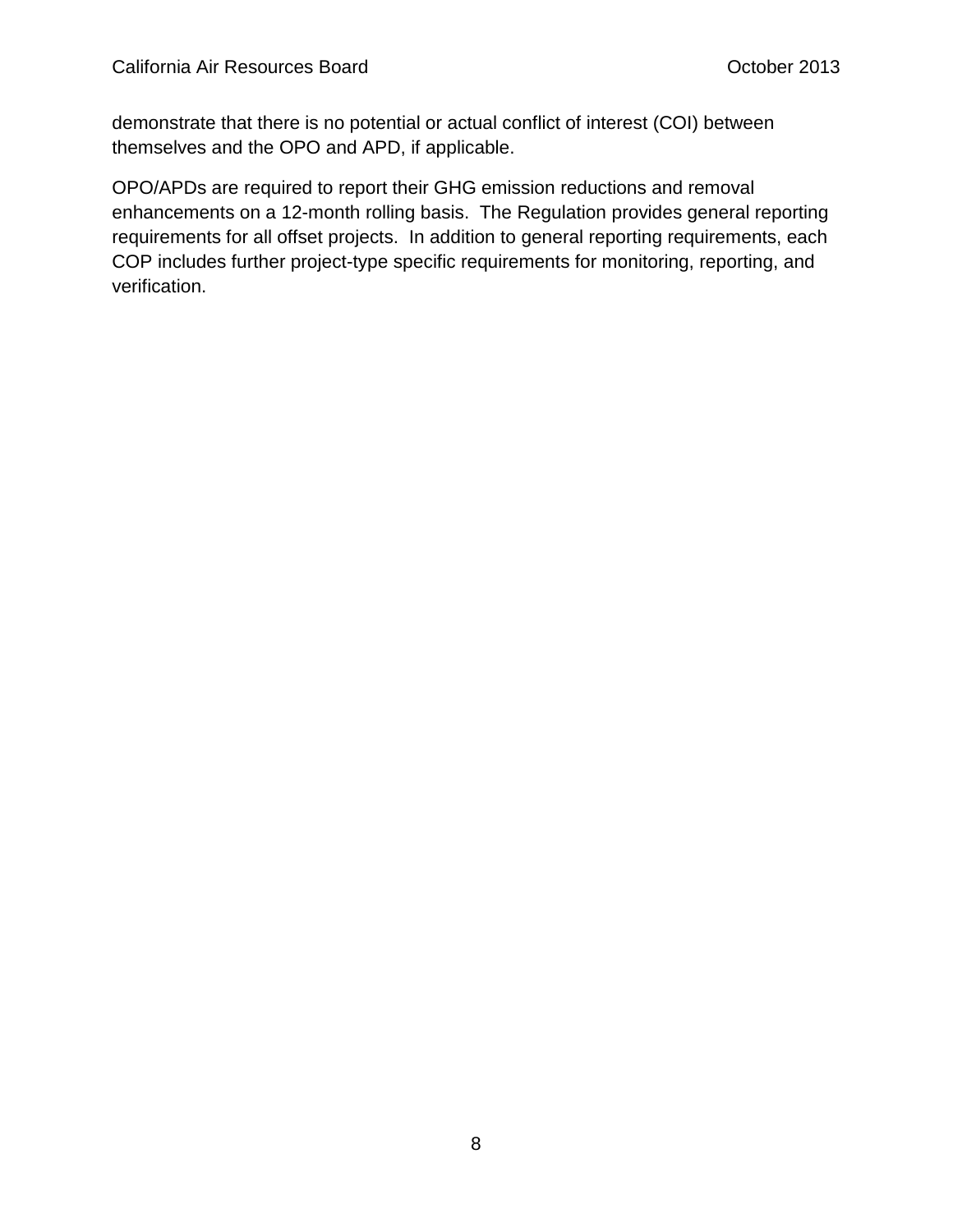demonstrate that there is no potential or actual conflict of interest (COI) between themselves and the OPO and APD, if applicable.

OPO/APDs are required to report their GHG emission reductions and removal enhancements on a 12-month rolling basis. The Regulation provides general reporting requirements for all offset projects. In addition to general reporting requirements, each COP includes further project-type specific requirements for monitoring, reporting, and verification.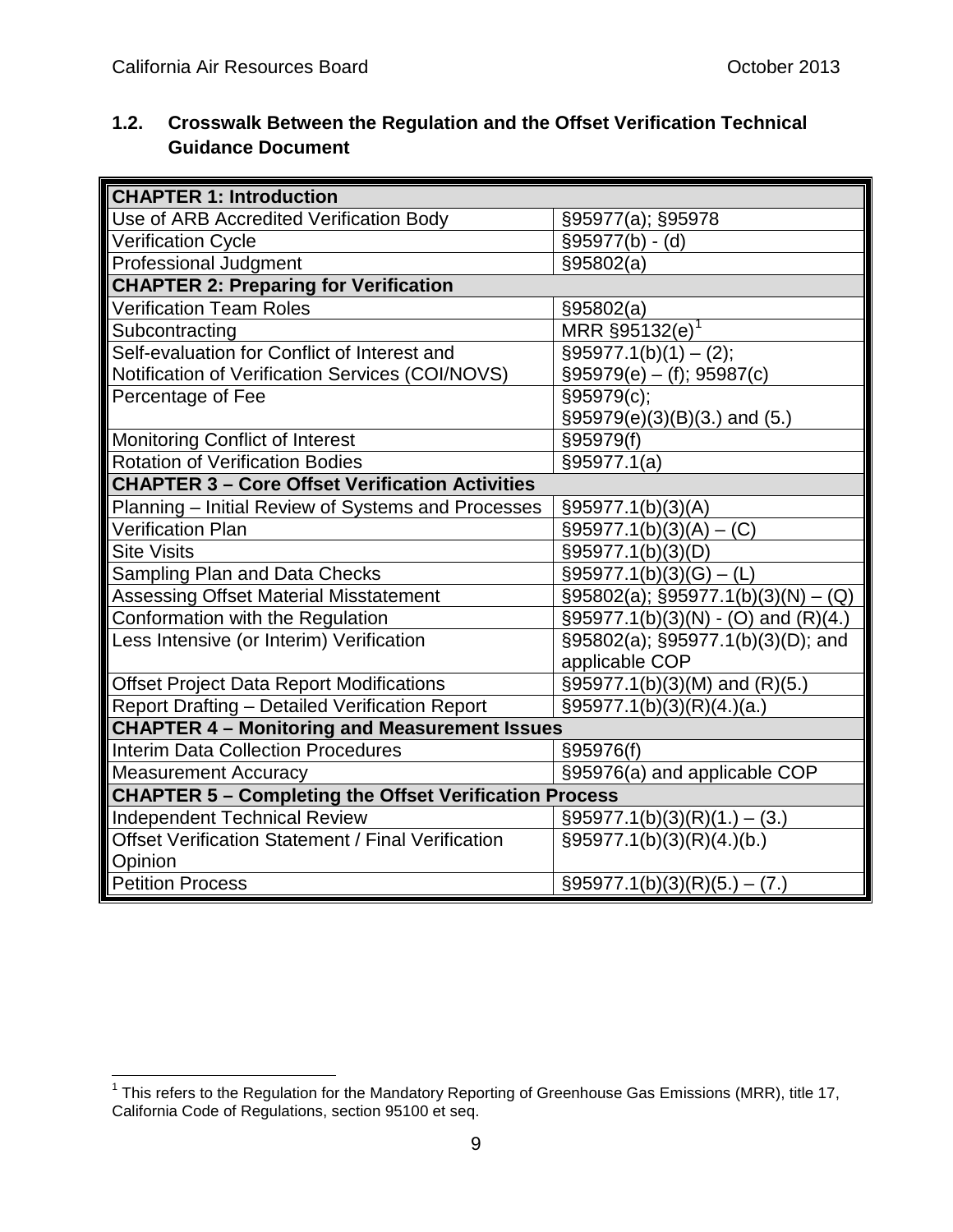## 1.2. Crosswalk Between the Regulation and the Offset Verification Technical Guidance Document

| **CHAPTER 1: Introduction** | |
|---|---|
| Use of ARB Accredited Verification Body | §95977(a); §95978 |
| Verification Cycle | §95977(b) - (d) |
| Professional Judgment | §95802(a) |
| **CHAPTER 2: Preparing for Verification** | |
| Verification Team Roles | §95802(a) |
| Subcontracting | MRR §95132(e)[1] |
| Self-evaluation for Conflict of Interest and Notification of Verification Services (COI/NOVS) | §95977.1(b)(1) – (2); §95979(e) – (f); 95987(c) |
| Percentage of Fee | §95979(c); §95979(e)(3)(B)(3.) and (5.) |
| Monitoring Conflict of Interest | §95979(f) |
| Rotation of Verification Bodies | §95977.1(a) |
| **CHAPTER 3 – Core Offset Verification Activities** | |
| Planning – Initial Review of Systems and Processes | §95977.1(b)(3)(A) |
| Verification Plan | §95977.1(b)(3)(A) – (C) |
| Site Visits | §95977.1(b)(3)(D) |
| Sampling Plan and Data Checks | §95977.1(b)(3)(G) – (L) |
| Assessing Offset Material Misstatement | §95802(a); §95977.1(b)(3)(N) – (Q) |
| Conformation with the Regulation | §95977.1(b)(3)(N) - (O) and (R)(4.) |
| Less Intensive (or Interim) Verification | §95802(a); §95977.1(b)(3)(D); and applicable COP |
| Offset Project Data Report Modifications | §95977.1(b)(3)(M) and (R)(5.) |
| Report Drafting – Detailed Verification Report | §95977.1(b)(3)(R)(4.)(a.) |
| **CHAPTER 4 – Monitoring and Measurement Issues** | |
| Interim Data Collection Procedures | §95976(f) |
| Measurement Accuracy | §95976(a) and applicable COP |
| **CHAPTER 5 – Completing the Offset Verification Process** | |
| Independent Technical Review | §95977.1(b)(3)(R)(1.) – (3.) |
| Offset Verification Statement / Final Verification Opinion | §95977.1(b)(3)(R)(4.)(b.) |
| Petition Process | §95977.1(b)(3)(R)(5.) – (7.) |

[1] This refers to the Regulation for the Mandatory Reporting of Greenhouse Gas Emissions (MRR), title 17, California Code of Regulations, section 95100 et seq.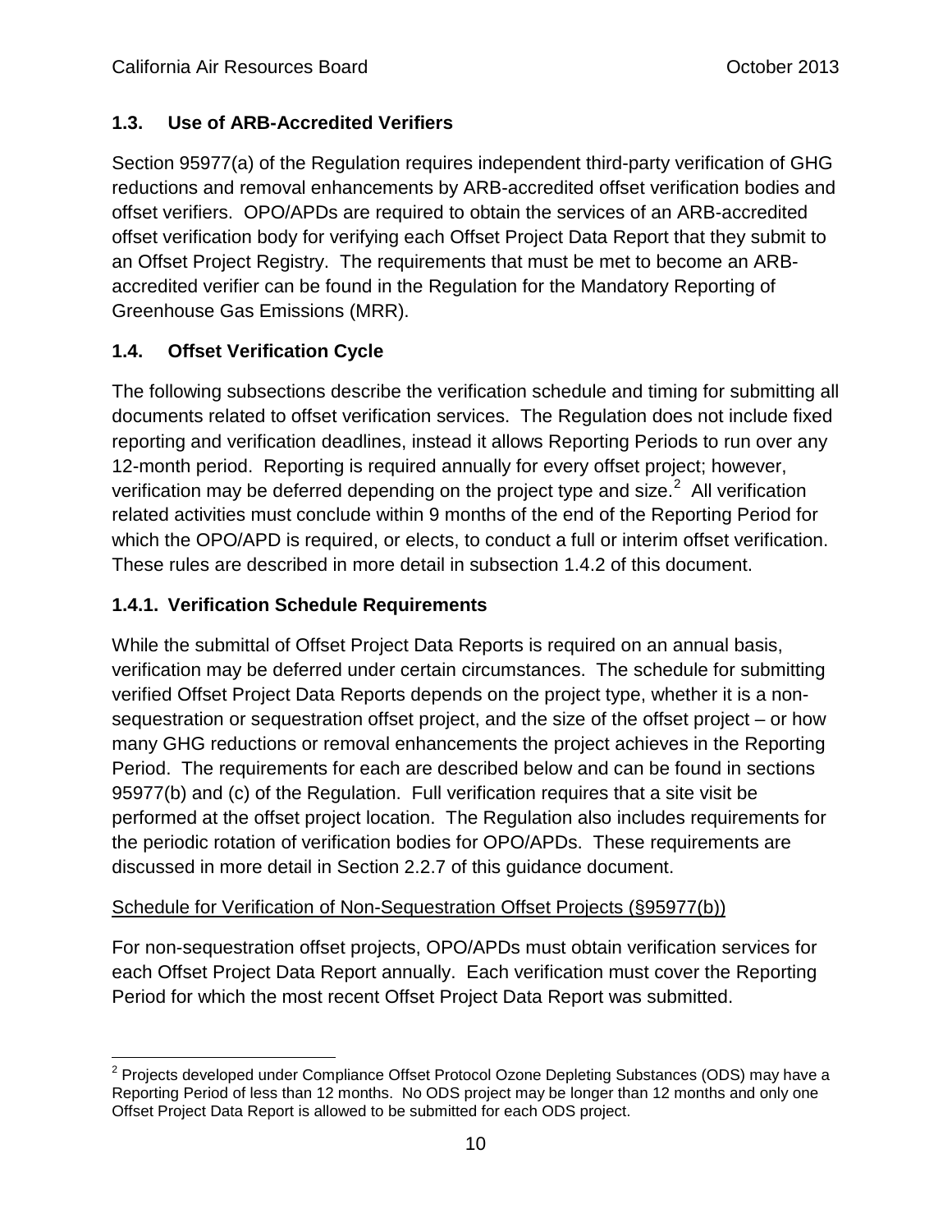## 1.3. Use of ARB-Accredited Verifiers

Section 95977(a) of the Regulation requires independent third-party verification of GHG reductions and removal enhancements by ARB-accredited offset verification bodies and offset verifiers. OPO/APDs are required to obtain the services of an ARB-accredited offset verification body for verifying each Offset Project Data Report that they submit to an Offset Project Registry. The requirements that must be met to become an ARB-accredited verifier can be found in the Regulation for the Mandatory Reporting of Greenhouse Gas Emissions (MRR).

## 1.4. Offset Verification Cycle

The following subsections describe the verification schedule and timing for submitting all documents related to offset verification services. The Regulation does not include fixed reporting and verification deadlines, instead it allows Reporting Periods to run over any 12-month period. Reporting is required annually for every offset project; however, verification may be deferred depending on the project type and size.[2] All verification related activities must conclude within 9 months of the end of the Reporting Period for which the OPO/APD is required, or elects, to conduct a full or interim offset verification. These rules are described in more detail in subsection 1.4.2 of this document.

### 1.4.1. Verification Schedule Requirements

While the submittal of Offset Project Data Reports is required on an annual basis, verification may be deferred under certain circumstances. The schedule for submitting verified Offset Project Data Reports depends on the project type, whether it is a non-sequestration or sequestration offset project, and the size of the offset project – or how many GHG reductions or removal enhancements the project achieves in the Reporting Period. The requirements for each are described below and can be found in sections 95977(b) and (c) of the Regulation. Full verification requires that a site visit be performed at the offset project location. The Regulation also includes requirements for the periodic rotation of verification bodies for OPO/APDs. These requirements are discussed in more detail in Section 2.2.7 of this guidance document.

Schedule for Verification of Non-Sequestration Offset Projects (§95977(b))

For non-sequestration offset projects, OPO/APDs must obtain verification services for each Offset Project Data Report annually. Each verification must cover the Reporting Period for which the most recent Offset Project Data Report was submitted.

---

[2] Projects developed under Compliance Offset Protocol Ozone Depleting Substances (ODS) may have a Reporting Period of less than 12 months. No ODS project may be longer than 12 months and only one Offset Project Data Report is allowed to be submitted for each ODS project.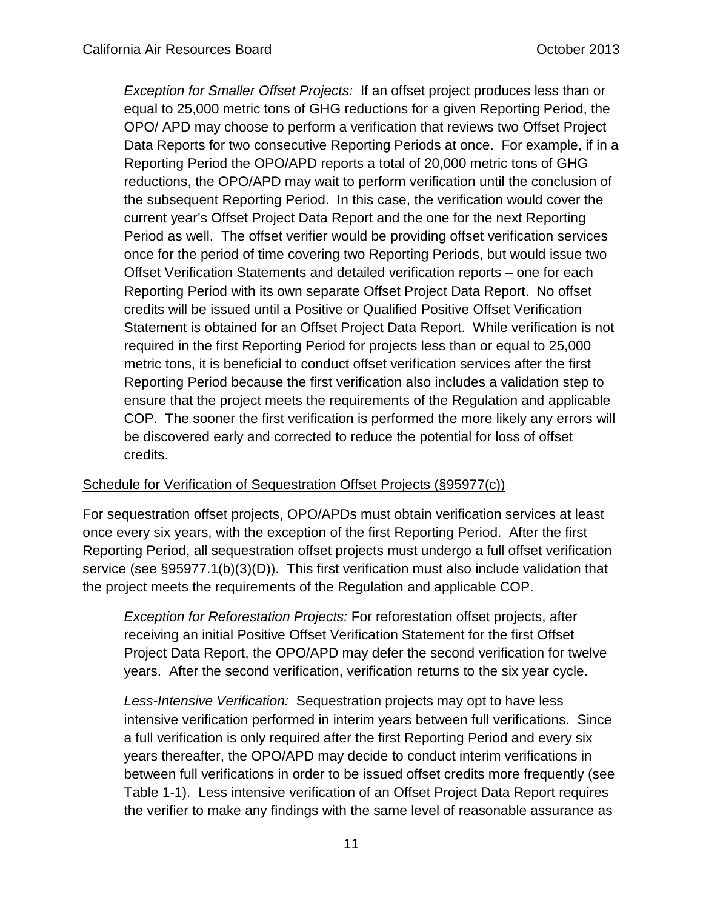*Exception for Smaller Offset Projects:* If an offset project produces less than or equal to 25,000 metric tons of GHG reductions for a given Reporting Period, the OPO/ APD may choose to perform a verification that reviews two Offset Project Data Reports for two consecutive Reporting Periods at once. For example, if in a Reporting Period the OPO/APD reports a total of 20,000 metric tons of GHG reductions, the OPO/APD may wait to perform verification until the conclusion of the subsequent Reporting Period. In this case, the verification would cover the current year's Offset Project Data Report and the one for the next Reporting Period as well. The offset verifier would be providing offset verification services once for the period of time covering two Reporting Periods, but would issue two Offset Verification Statements and detailed verification reports – one for each Reporting Period with its own separate Offset Project Data Report. No offset credits will be issued until a Positive or Qualified Positive Offset Verification Statement is obtained for an Offset Project Data Report. While verification is not required in the first Reporting Period for projects less than or equal to 25,000 metric tons, it is beneficial to conduct offset verification services after the first Reporting Period because the first verification also includes a validation step to ensure that the project meets the requirements of the Regulation and applicable COP. The sooner the first verification is performed the more likely any errors will be discovered early and corrected to reduce the potential for loss of offset credits.

Schedule for Verification of Sequestration Offset Projects (§95977(c))

For sequestration offset projects, OPO/APDs must obtain verification services at least once every six years, with the exception of the first Reporting Period. After the first Reporting Period, all sequestration offset projects must undergo a full offset verification service (see §95977.1(b)(3)(D)). This first verification must also include validation that the project meets the requirements of the Regulation and applicable COP.

*Exception for Reforestation Projects:* For reforestation offset projects, after receiving an initial Positive Offset Verification Statement for the first Offset Project Data Report, the OPO/APD may defer the second verification for twelve years. After the second verification, verification returns to the six year cycle.

*Less-Intensive Verification:* Sequestration projects may opt to have less intensive verification performed in interim years between full verifications. Since a full verification is only required after the first Reporting Period and every six years thereafter, the OPO/APD may decide to conduct interim verifications in between full verifications in order to be issued offset credits more frequently (see Table 1-1). Less intensive verification of an Offset Project Data Report requires the verifier to make any findings with the same level of reasonable assurance as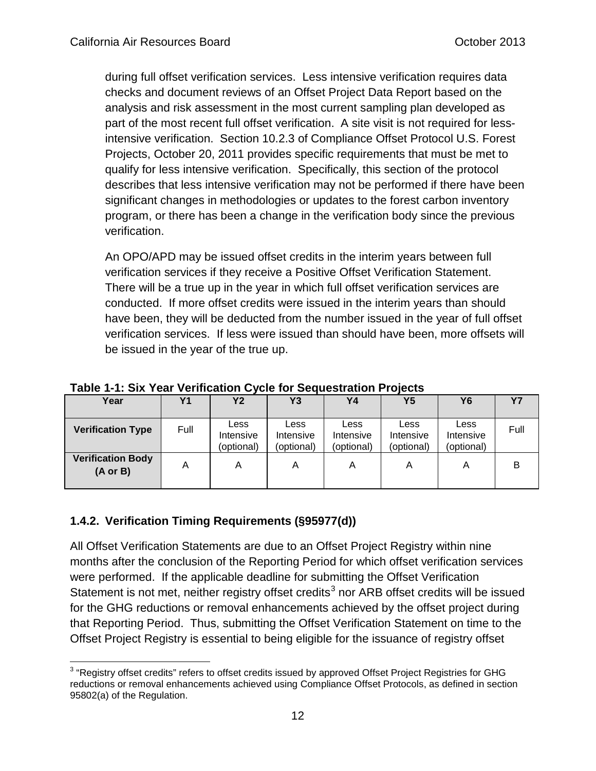during full offset verification services. Less intensive verification requires data checks and document reviews of an Offset Project Data Report based on the analysis and risk assessment in the most current sampling plan developed as part of the most recent full offset verification. A site visit is not required for less-intensive verification. Section 10.2.3 of Compliance Offset Protocol U.S. Forest Projects, October 20, 2011 provides specific requirements that must be met to qualify for less intensive verification. Specifically, this section of the protocol describes that less intensive verification may not be performed if there have been significant changes in methodologies or updates to the forest carbon inventory program, or there has been a change in the verification body since the previous verification.

An OPO/APD may be issued offset credits in the interim years between full verification services if they receive a Positive Offset Verification Statement. There will be a true up in the year in which full offset verification services are conducted. If more offset credits were issued in the interim years than should have been, they will be deducted from the number issued in the year of full offset verification services. If less were issued than should have been, more offsets will be issued in the year of the true up.

**Table 1-1: Six Year Verification Cycle for Sequestration Projects**

| Year | Y1 | Y2 | Y3 | Y4 | Y5 | Y6 | Y7 |
|---|---|---|---|---|---|---|---|
| **Verification Type** | Full | Less Intensive (optional) | Less Intensive (optional) | Less Intensive (optional) | Less Intensive (optional) | Less Intensive (optional) | Full |
| **Verification Body (A or B)** | A | A | A | A | A | A | B |

### 1.4.2. Verification Timing Requirements (§95977(d))

All Offset Verification Statements are due to an Offset Project Registry within nine months after the conclusion of the Reporting Period for which offset verification services were performed. If the applicable deadline for submitting the Offset Verification Statement is not met, neither registry offset credits[3] nor ARB offset credits will be issued for the GHG reductions or removal enhancements achieved by the offset project during that Reporting Period. Thus, submitting the Offset Verification Statement on time to the Offset Project Registry is essential to being eligible for the issuance of registry offset

[3] "Registry offset credits" refers to offset credits issued by approved Offset Project Registries for GHG reductions or removal enhancements achieved using Compliance Offset Protocols, as defined in section 95802(a) of the Regulation.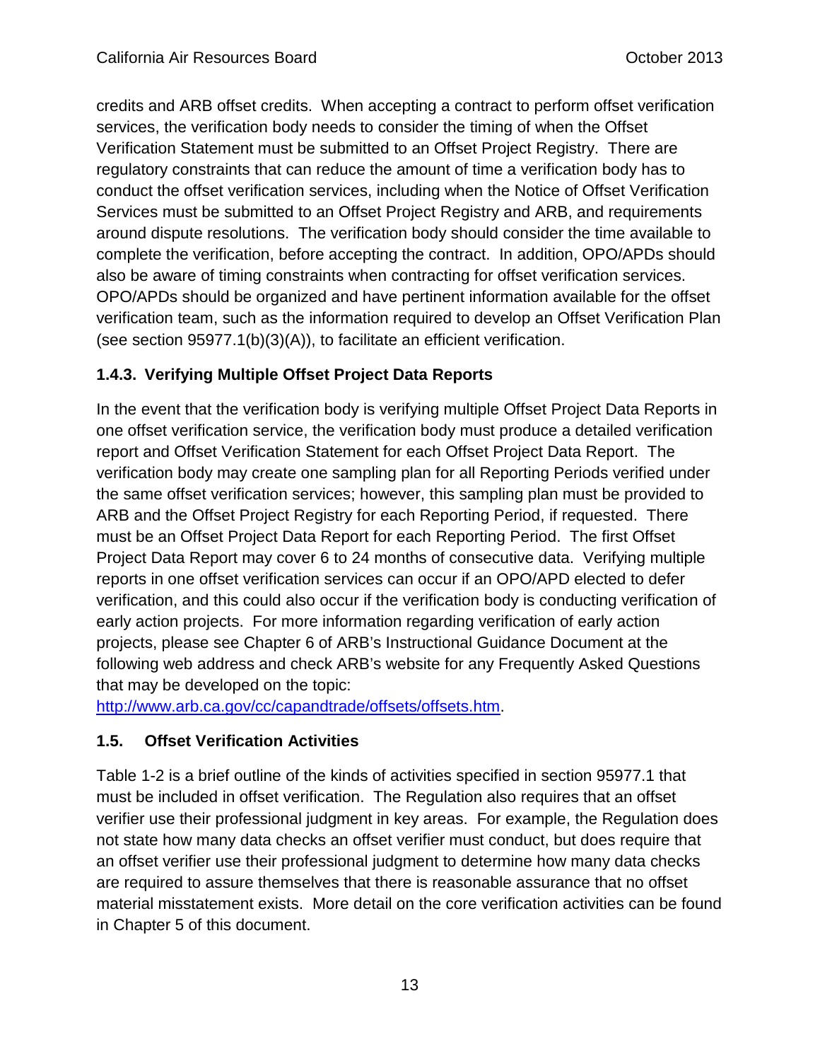credits and ARB offset credits. When accepting a contract to perform offset verification services, the verification body needs to consider the timing of when the Offset Verification Statement must be submitted to an Offset Project Registry. There are regulatory constraints that can reduce the amount of time a verification body has to conduct the offset verification services, including when the Notice of Offset Verification Services must be submitted to an Offset Project Registry and ARB, and requirements around dispute resolutions. The verification body should consider the time available to complete the verification, before accepting the contract. In addition, OPO/APDs should also be aware of timing constraints when contracting for offset verification services. OPO/APDs should be organized and have pertinent information available for the offset verification team, such as the information required to develop an Offset Verification Plan (see section 95977.1(b)(3)(A)), to facilitate an efficient verification.

### 1.4.3. Verifying Multiple Offset Project Data Reports

In the event that the verification body is verifying multiple Offset Project Data Reports in one offset verification service, the verification body must produce a detailed verification report and Offset Verification Statement for each Offset Project Data Report. The verification body may create one sampling plan for all Reporting Periods verified under the same offset verification services; however, this sampling plan must be provided to ARB and the Offset Project Registry for each Reporting Period, if requested. There must be an Offset Project Data Report for each Reporting Period. The first Offset Project Data Report may cover 6 to 24 months of consecutive data. Verifying multiple reports in one offset verification services can occur if an OPO/APD elected to defer verification, and this could also occur if the verification body is conducting verification of early action projects. For more information regarding verification of early action projects, please see Chapter 6 of ARB's Instructional Guidance Document at the following web address and check ARB's website for any Frequently Asked Questions that may be developed on the topic:
http://www.arb.ca.gov/cc/capandtrade/offsets/offsets.htm.

## 1.5. Offset Verification Activities

Table 1-2 is a brief outline of the kinds of activities specified in section 95977.1 that must be included in offset verification. The Regulation also requires that an offset verifier use their professional judgment in key areas. For example, the Regulation does not state how many data checks an offset verifier must conduct, but does require that an offset verifier use their professional judgment to determine how many data checks are required to assure themselves that there is reasonable assurance that no offset material misstatement exists. More detail on the core verification activities can be found in Chapter 5 of this document.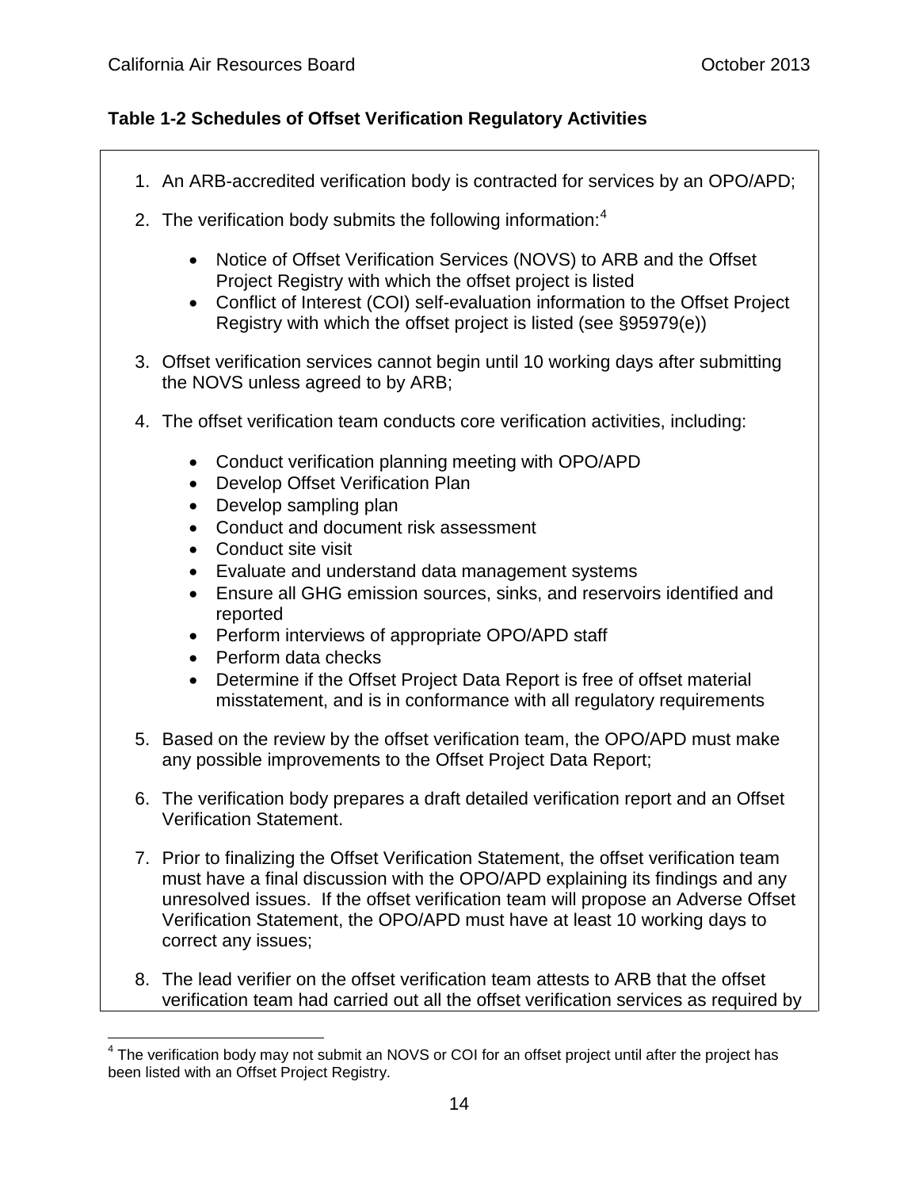**Table 1-2 Schedules of Offset Verification Regulatory Activities**

1. An ARB-accredited verification body is contracted for services by an OPO/APD;
2. The verification body submits the following information:[4]
   - Notice of Offset Verification Services (NOVS) to ARB and the Offset Project Registry with which the offset project is listed
   - Conflict of Interest (COI) self-evaluation information to the Offset Project Registry with which the offset project is listed (see §95979(e))
3. Offset verification services cannot begin until 10 working days after submitting the NOVS unless agreed to by ARB;
4. The offset verification team conducts core verification activities, including:
   - Conduct verification planning meeting with OPO/APD
   - Develop Offset Verification Plan
   - Develop sampling plan
   - Conduct and document risk assessment
   - Conduct site visit
   - Evaluate and understand data management systems
   - Ensure all GHG emission sources, sinks, and reservoirs identified and reported
   - Perform interviews of appropriate OPO/APD staff
   - Perform data checks
   - Determine if the Offset Project Data Report is free of offset material misstatement, and is in conformance with all regulatory requirements
5. Based on the review by the offset verification team, the OPO/APD must make any possible improvements to the Offset Project Data Report;
6. The verification body prepares a draft detailed verification report and an Offset Verification Statement.
7. Prior to finalizing the Offset Verification Statement, the offset verification team must have a final discussion with the OPO/APD explaining its findings and any unresolved issues. If the offset verification team will propose an Adverse Offset Verification Statement, the OPO/APD must have at least 10 working days to correct any issues;
8. The lead verifier on the offset verification team attests to ARB that the offset verification team had carried out all the offset verification services as required by

[4] The verification body may not submit an NOVS or COI for an offset project until after the project has been listed with an Offset Project Registry.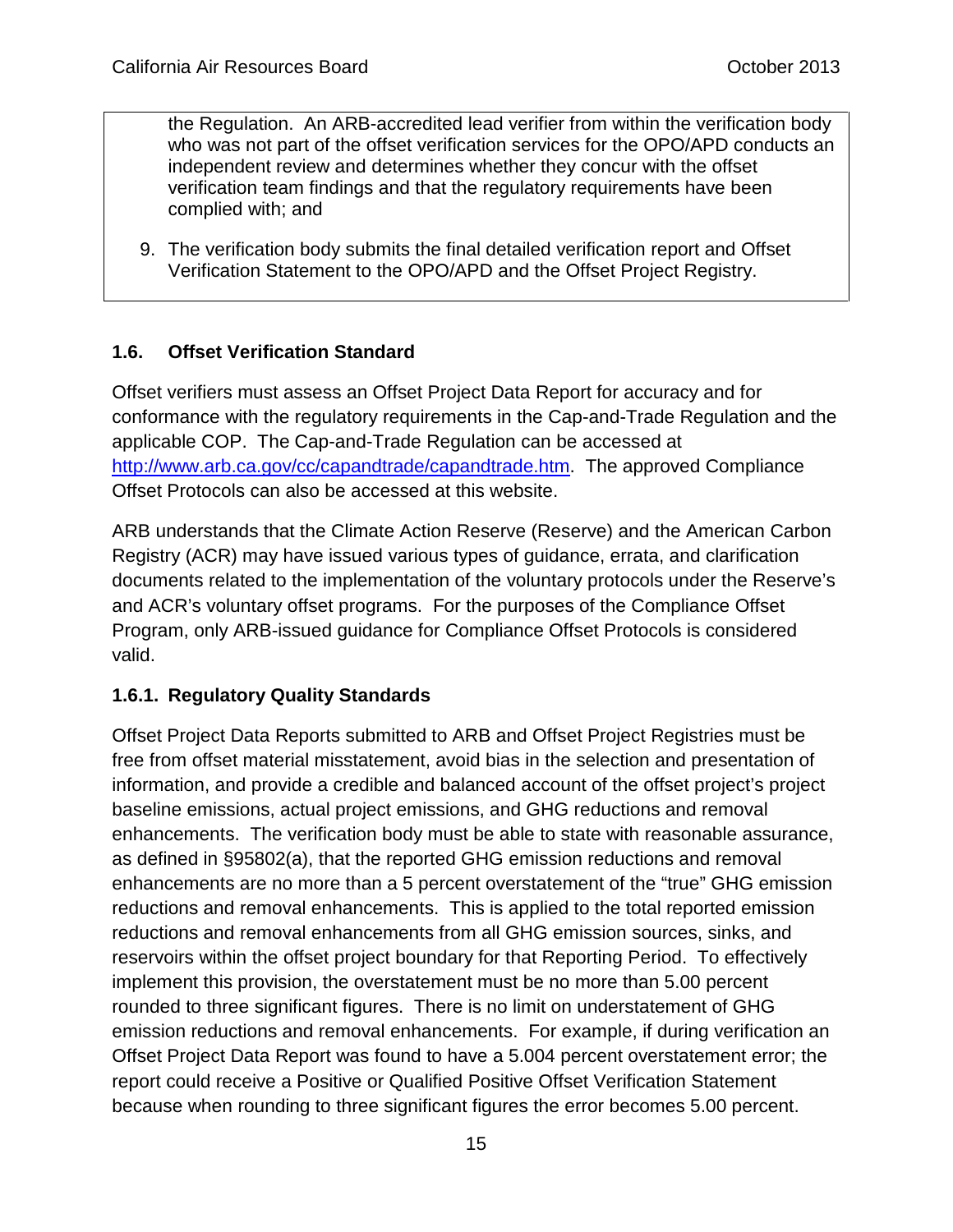the Regulation. An ARB-accredited lead verifier from within the verification body who was not part of the offset verification services for the OPO/APD conducts an independent review and determines whether they concur with the offset verification team findings and that the regulatory requirements have been complied with; and

9. The verification body submits the final detailed verification report and Offset Verification Statement to the OPO/APD and the Offset Project Registry.

## 1.6. Offset Verification Standard

Offset verifiers must assess an Offset Project Data Report for accuracy and for conformance with the regulatory requirements in the Cap-and-Trade Regulation and the applicable COP. The Cap-and-Trade Regulation can be accessed at http://www.arb.ca.gov/cc/capandtrade/capandtrade.htm. The approved Compliance Offset Protocols can also be accessed at this website.

ARB understands that the Climate Action Reserve (Reserve) and the American Carbon Registry (ACR) may have issued various types of guidance, errata, and clarification documents related to the implementation of the voluntary protocols under the Reserve's and ACR's voluntary offset programs. For the purposes of the Compliance Offset Program, only ARB-issued guidance for Compliance Offset Protocols is considered valid.

### 1.6.1. Regulatory Quality Standards

Offset Project Data Reports submitted to ARB and Offset Project Registries must be free from offset material misstatement, avoid bias in the selection and presentation of information, and provide a credible and balanced account of the offset project's project baseline emissions, actual project emissions, and GHG reductions and removal enhancements. The verification body must be able to state with reasonable assurance, as defined in §95802(a), that the reported GHG emission reductions and removal enhancements are no more than a 5 percent overstatement of the "true" GHG emission reductions and removal enhancements. This is applied to the total reported emission reductions and removal enhancements from all GHG emission sources, sinks, and reservoirs within the offset project boundary for that Reporting Period. To effectively implement this provision, the overstatement must be no more than 5.00 percent rounded to three significant figures. There is no limit on understatement of GHG emission reductions and removal enhancements. For example, if during verification an Offset Project Data Report was found to have a 5.004 percent overstatement error; the report could receive a Positive or Qualified Positive Offset Verification Statement because when rounding to three significant figures the error becomes 5.00 percent.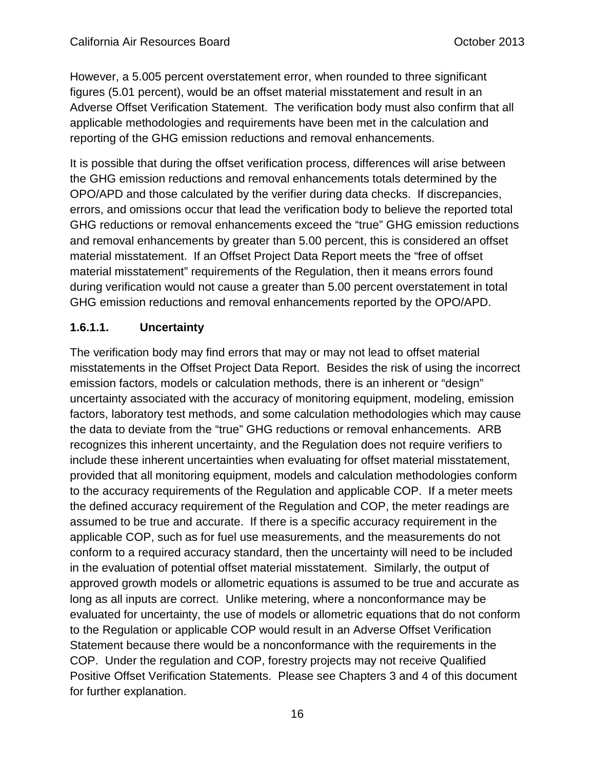However, a 5.005 percent overstatement error, when rounded to three significant figures (5.01 percent), would be an offset material misstatement and result in an Adverse Offset Verification Statement. The verification body must also confirm that all applicable methodologies and requirements have been met in the calculation and reporting of the GHG emission reductions and removal enhancements.

It is possible that during the offset verification process, differences will arise between the GHG emission reductions and removal enhancements totals determined by the OPO/APD and those calculated by the verifier during data checks. If discrepancies, errors, and omissions occur that lead the verification body to believe the reported total GHG reductions or removal enhancements exceed the "true" GHG emission reductions and removal enhancements by greater than 5.00 percent, this is considered an offset material misstatement. If an Offset Project Data Report meets the "free of offset material misstatement" requirements of the Regulation, then it means errors found during verification would not cause a greater than 5.00 percent overstatement in total GHG emission reductions and removal enhancements reported by the OPO/APD.

#### 1.6.1.1. Uncertainty

The verification body may find errors that may or may not lead to offset material misstatements in the Offset Project Data Report. Besides the risk of using the incorrect emission factors, models or calculation methods, there is an inherent or "design" uncertainty associated with the accuracy of monitoring equipment, modeling, emission factors, laboratory test methods, and some calculation methodologies which may cause the data to deviate from the "true" GHG reductions or removal enhancements. ARB recognizes this inherent uncertainty, and the Regulation does not require verifiers to include these inherent uncertainties when evaluating for offset material misstatement, provided that all monitoring equipment, models and calculation methodologies conform to the accuracy requirements of the Regulation and applicable COP. If a meter meets the defined accuracy requirement of the Regulation and COP, the meter readings are assumed to be true and accurate. If there is a specific accuracy requirement in the applicable COP, such as for fuel use measurements, and the measurements do not conform to a required accuracy standard, then the uncertainty will need to be included in the evaluation of potential offset material misstatement. Similarly, the output of approved growth models or allometric equations is assumed to be true and accurate as long as all inputs are correct. Unlike metering, where a nonconformance may be evaluated for uncertainty, the use of models or allometric equations that do not conform to the Regulation or applicable COP would result in an Adverse Offset Verification Statement because there would be a nonconformance with the requirements in the COP. Under the regulation and COP, forestry projects may not receive Qualified Positive Offset Verification Statements. Please see Chapters 3 and 4 of this document for further explanation.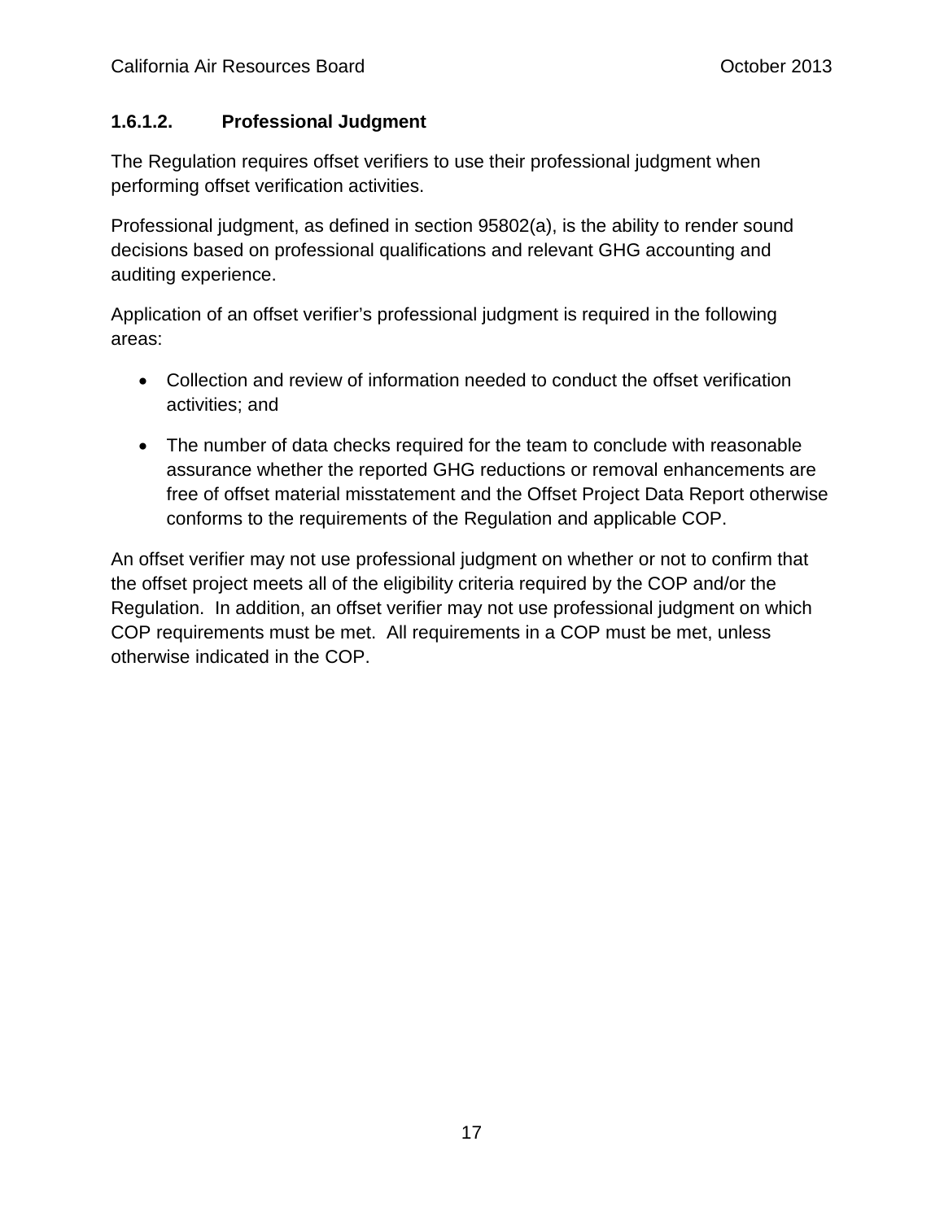#### 1.6.1.2. Professional Judgment

The Regulation requires offset verifiers to use their professional judgment when performing offset verification activities.

Professional judgment, as defined in section 95802(a), is the ability to render sound decisions based on professional qualifications and relevant GHG accounting and auditing experience.

Application of an offset verifier's professional judgment is required in the following areas:

- Collection and review of information needed to conduct the offset verification activities; and
- The number of data checks required for the team to conclude with reasonable assurance whether the reported GHG reductions or removal enhancements are free of offset material misstatement and the Offset Project Data Report otherwise conforms to the requirements of the Regulation and applicable COP.

An offset verifier may not use professional judgment on whether or not to confirm that the offset project meets all of the eligibility criteria required by the COP and/or the Regulation. In addition, an offset verifier may not use professional judgment on which COP requirements must be met. All requirements in a COP must be met, unless otherwise indicated in the COP.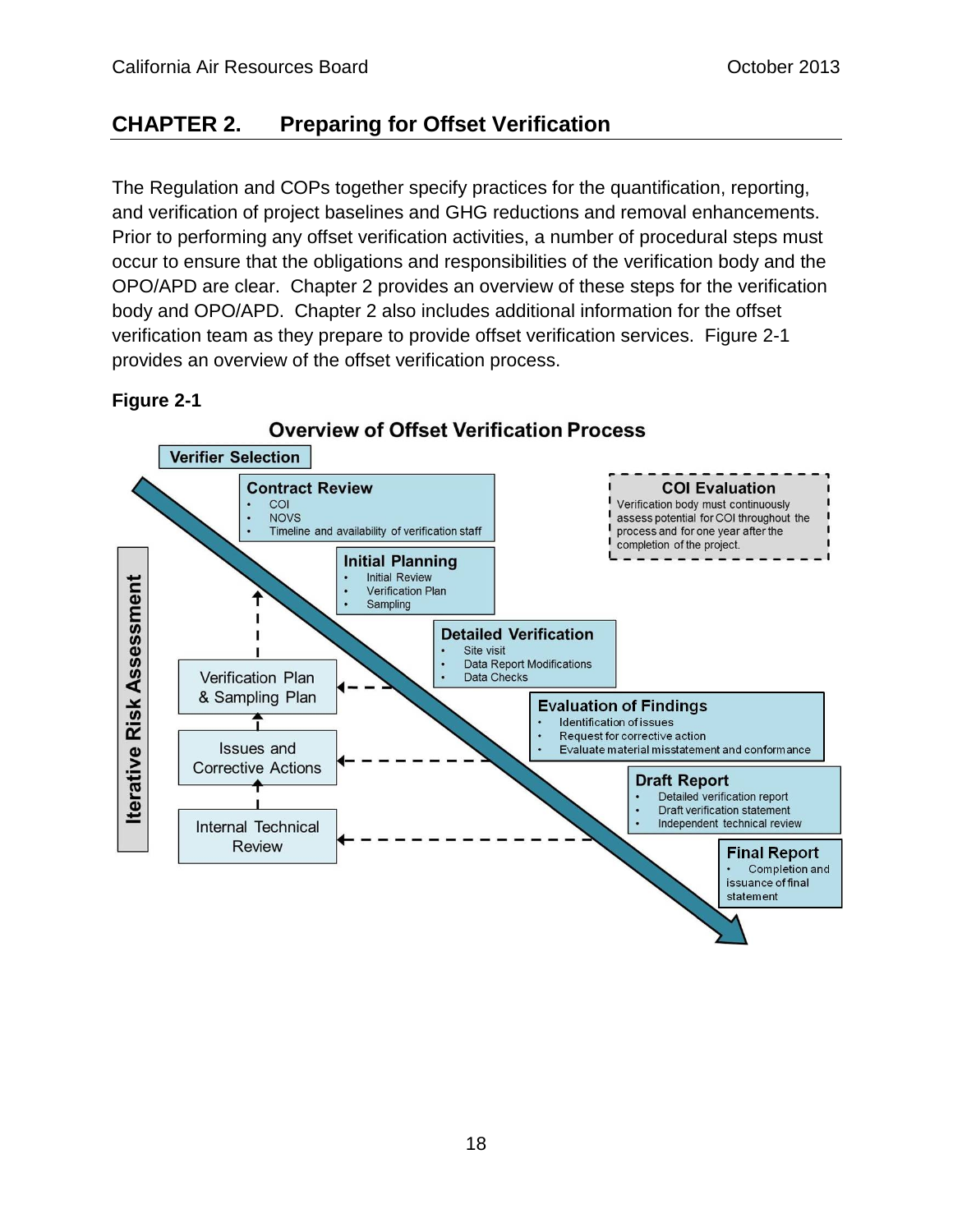# CHAPTER 2. Preparing for Offset Verification

The Regulation and COPs together specify practices for the quantification, reporting, and verification of project baselines and GHG reductions and removal enhancements. Prior to performing any offset verification activities, a number of procedural steps must occur to ensure that the obligations and responsibilities of the verification body and the OPO/APD are clear. Chapter 2 provides an overview of these steps for the verification body and OPO/APD. Chapter 2 also includes additional information for the offset verification team as they prepare to provide offset verification services. Figure 2-1 provides an overview of the offset verification process.

**Figure 2-1**

**Overview of Offset Verification Process**

**Verifier Selection**

**Contract Review**
- COI
- NOVS
- Timeline and availability of verification staff

**COI Evaluation**
Verification body must continuously assess potential for COI throughout the process and for one year after the completion of the project.

**Initial Planning**
- Initial Review
- Verification Plan
- Sampling

**Detailed Verification**
- Site visit
- Data Report Modifications
- Data Checks

**Evaluation of Findings**
- Identification of issues
- Request for corrective action
- Evaluate material misstatement and conformance

**Draft Report**
- Detailed verification report
- Draft verification statement
- Independent technical review

**Final Report**
- Completion and issuance of final statement

**Iterative Risk Assessment**
- Verification Plan & Sampling Plan
- Issues and Corrective Actions
- Internal Technical Review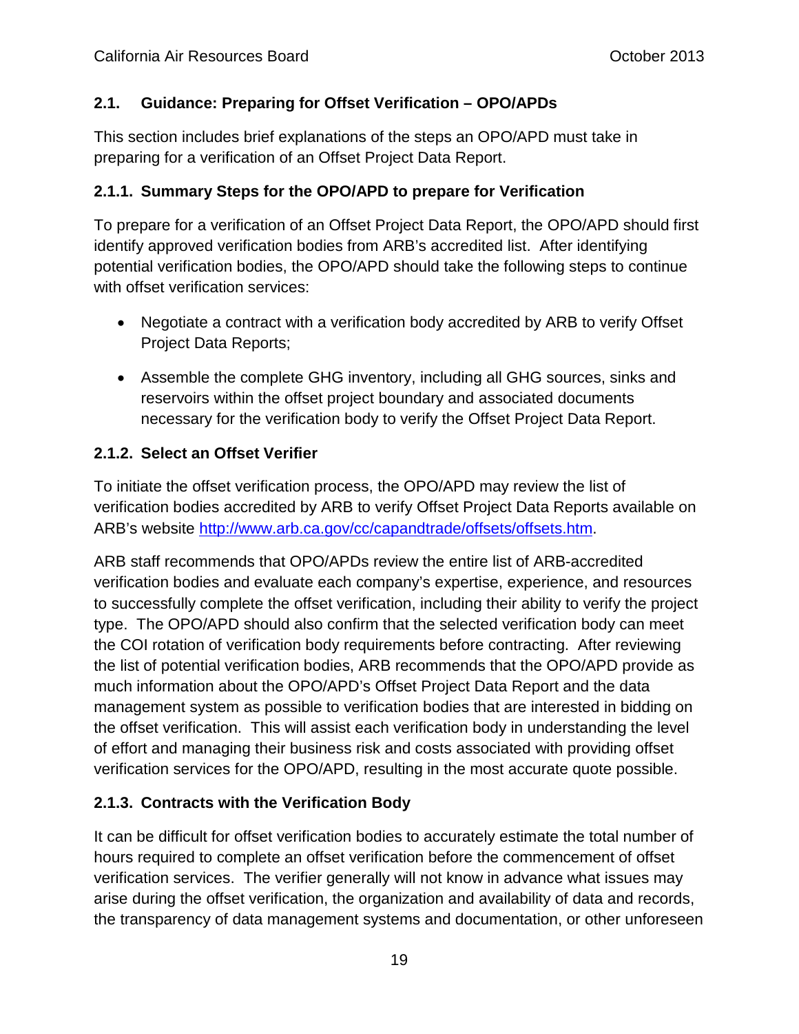## 2.1. Guidance: Preparing for Offset Verification – OPO/APDs

This section includes brief explanations of the steps an OPO/APD must take in preparing for a verification of an Offset Project Data Report.

### 2.1.1. Summary Steps for the OPO/APD to prepare for Verification

To prepare for a verification of an Offset Project Data Report, the OPO/APD should first identify approved verification bodies from ARB's accredited list. After identifying potential verification bodies, the OPO/APD should take the following steps to continue with offset verification services:

- Negotiate a contract with a verification body accredited by ARB to verify Offset Project Data Reports;
- Assemble the complete GHG inventory, including all GHG sources, sinks and reservoirs within the offset project boundary and associated documents necessary for the verification body to verify the Offset Project Data Report.

### 2.1.2. Select an Offset Verifier

To initiate the offset verification process, the OPO/APD may review the list of verification bodies accredited by ARB to verify Offset Project Data Reports available on ARB's website [http://www.arb.ca.gov/cc/capandtrade/offsets/offsets.htm](http://www.arb.ca.gov/cc/capandtrade/offsets/offsets.htm).

ARB staff recommends that OPO/APDs review the entire list of ARB-accredited verification bodies and evaluate each company's expertise, experience, and resources to successfully complete the offset verification, including their ability to verify the project type. The OPO/APD should also confirm that the selected verification body can meet the COI rotation of verification body requirements before contracting. After reviewing the list of potential verification bodies, ARB recommends that the OPO/APD provide as much information about the OPO/APD's Offset Project Data Report and the data management system as possible to verification bodies that are interested in bidding on the offset verification. This will assist each verification body in understanding the level of effort and managing their business risk and costs associated with providing offset verification services for the OPO/APD, resulting in the most accurate quote possible.

### 2.1.3. Contracts with the Verification Body

It can be difficult for offset verification bodies to accurately estimate the total number of hours required to complete an offset verification before the commencement of offset verification services. The verifier generally will not know in advance what issues may arise during the offset verification, the organization and availability of data and records, the transparency of data management systems and documentation, or other unforeseen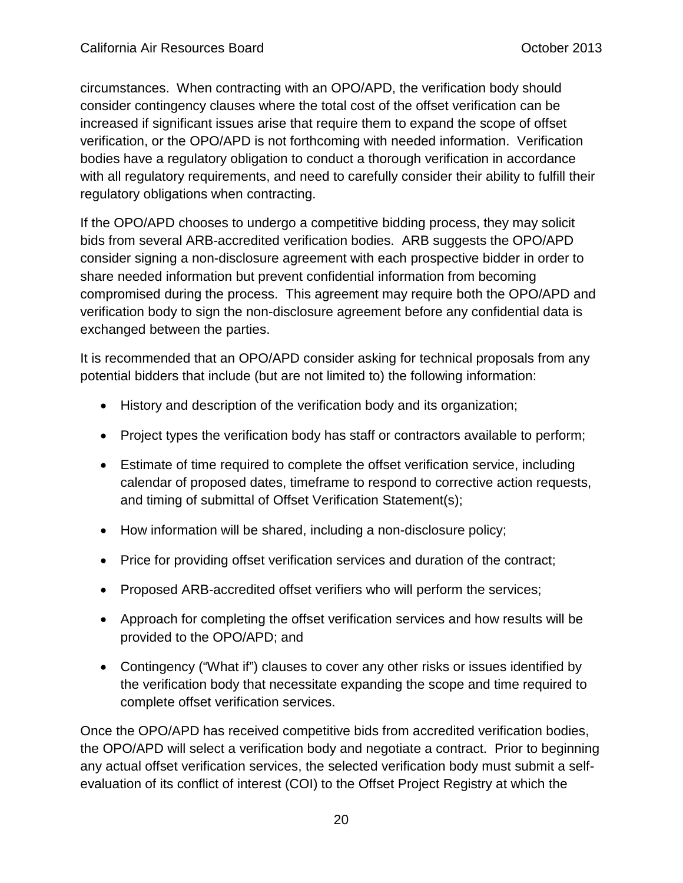circumstances. When contracting with an OPO/APD, the verification body should consider contingency clauses where the total cost of the offset verification can be increased if significant issues arise that require them to expand the scope of offset verification, or the OPO/APD is not forthcoming with needed information. Verification bodies have a regulatory obligation to conduct a thorough verification in accordance with all regulatory requirements, and need to carefully consider their ability to fulfill their regulatory obligations when contracting.

If the OPO/APD chooses to undergo a competitive bidding process, they may solicit bids from several ARB-accredited verification bodies. ARB suggests the OPO/APD consider signing a non-disclosure agreement with each prospective bidder in order to share needed information but prevent confidential information from becoming compromised during the process. This agreement may require both the OPO/APD and verification body to sign the non-disclosure agreement before any confidential data is exchanged between the parties.

It is recommended that an OPO/APD consider asking for technical proposals from any potential bidders that include (but are not limited to) the following information:

- History and description of the verification body and its organization;
- Project types the verification body has staff or contractors available to perform;
- Estimate of time required to complete the offset verification service, including calendar of proposed dates, timeframe to respond to corrective action requests, and timing of submittal of Offset Verification Statement(s);
- How information will be shared, including a non-disclosure policy;
- Price for providing offset verification services and duration of the contract;
- Proposed ARB-accredited offset verifiers who will perform the services;
- Approach for completing the offset verification services and how results will be provided to the OPO/APD; and
- Contingency ("What if") clauses to cover any other risks or issues identified by the verification body that necessitate expanding the scope and time required to complete offset verification services.

Once the OPO/APD has received competitive bids from accredited verification bodies, the OPO/APD will select a verification body and negotiate a contract. Prior to beginning any actual offset verification services, the selected verification body must submit a self-evaluation of its conflict of interest (COI) to the Offset Project Registry at which the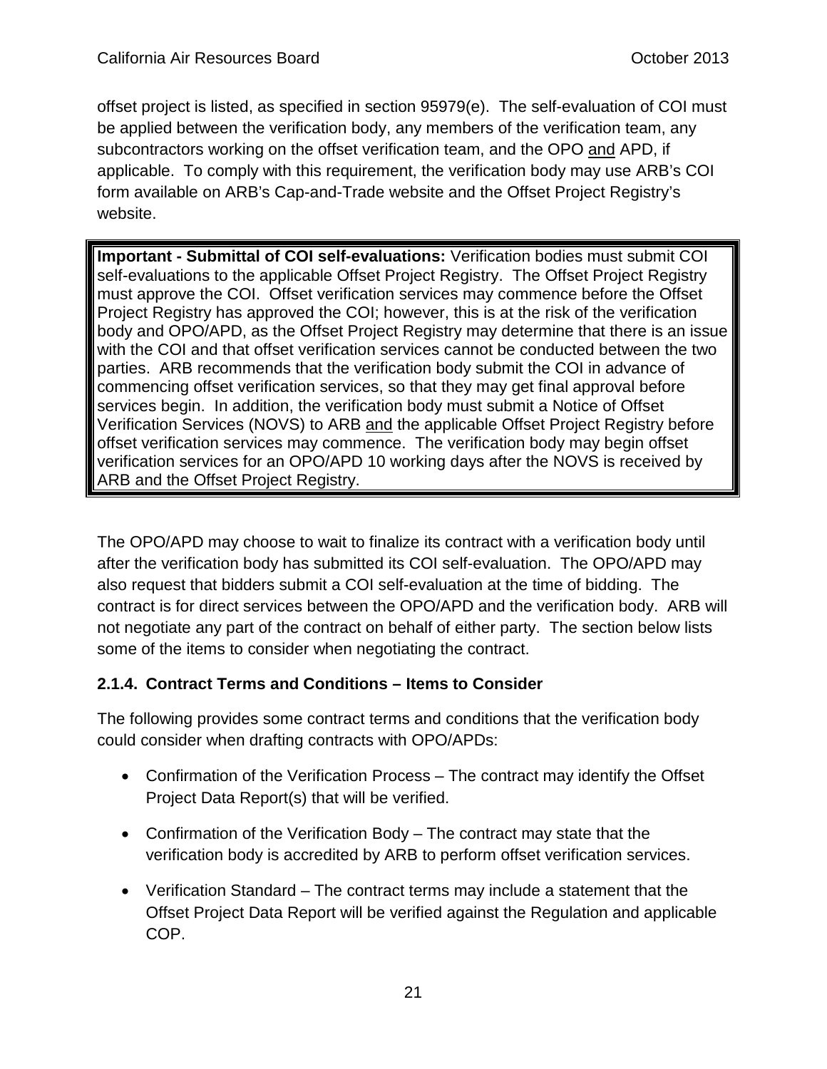offset project is listed, as specified in section 95979(e). The self-evaluation of COI must be applied between the verification body, any members of the verification team, any subcontractors working on the offset verification team, and the OPO and APD, if applicable. To comply with this requirement, the verification body may use ARB's COI form available on ARB's Cap-and-Trade website and the Offset Project Registry's website.

> **Important - Submittal of COI self-evaluations:** Verification bodies must submit COI self-evaluations to the applicable Offset Project Registry. The Offset Project Registry must approve the COI. Offset verification services may commence before the Offset Project Registry has approved the COI; however, this is at the risk of the verification body and OPO/APD, as the Offset Project Registry may determine that there is an issue with the COI and that offset verification services cannot be conducted between the two parties. ARB recommends that the verification body submit the COI in advance of commencing offset verification services, so that they may get final approval before services begin. In addition, the verification body must submit a Notice of Offset Verification Services (NOVS) to ARB and the applicable Offset Project Registry before offset verification services may commence. The verification body may begin offset verification services for an OPO/APD 10 working days after the NOVS is received by ARB and the Offset Project Registry.

The OPO/APD may choose to wait to finalize its contract with a verification body until after the verification body has submitted its COI self-evaluation. The OPO/APD may also request that bidders submit a COI self-evaluation at the time of bidding. The contract is for direct services between the OPO/APD and the verification body. ARB will not negotiate any part of the contract on behalf of either party. The section below lists some of the items to consider when negotiating the contract.

### 2.1.4. Contract Terms and Conditions – Items to Consider

The following provides some contract terms and conditions that the verification body could consider when drafting contracts with OPO/APDs:

- Confirmation of the Verification Process – The contract may identify the Offset Project Data Report(s) that will be verified.
- Confirmation of the Verification Body – The contract may state that the verification body is accredited by ARB to perform offset verification services.
- Verification Standard – The contract terms may include a statement that the Offset Project Data Report will be verified against the Regulation and applicable COP.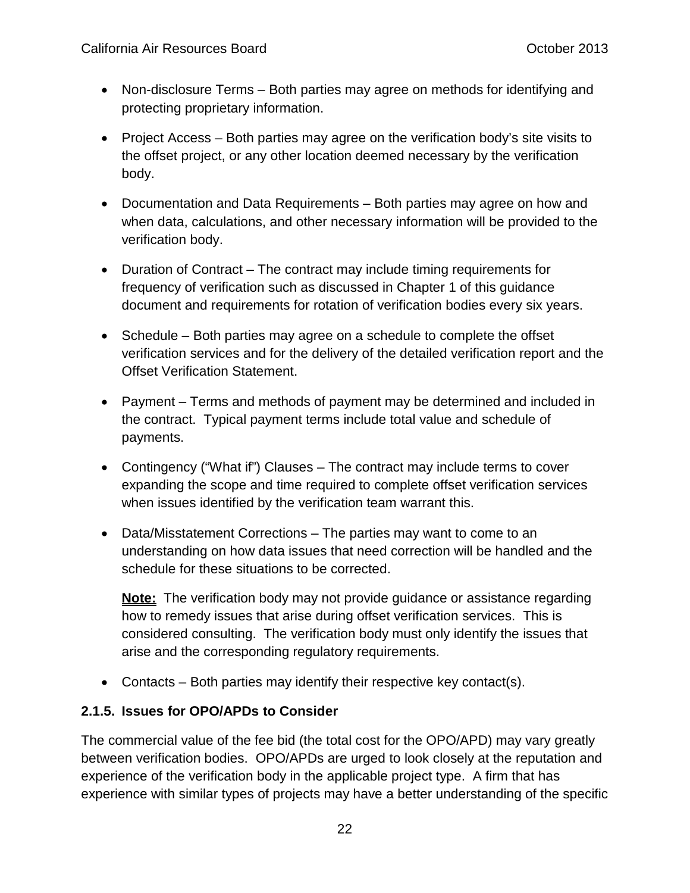- Non-disclosure Terms – Both parties may agree on methods for identifying and protecting proprietary information.
- Project Access – Both parties may agree on the verification body's site visits to the offset project, or any other location deemed necessary by the verification body.
- Documentation and Data Requirements – Both parties may agree on how and when data, calculations, and other necessary information will be provided to the verification body.
- Duration of Contract – The contract may include timing requirements for frequency of verification such as discussed in Chapter 1 of this guidance document and requirements for rotation of verification bodies every six years.
- Schedule – Both parties may agree on a schedule to complete the offset verification services and for the delivery of the detailed verification report and the Offset Verification Statement.
- Payment – Terms and methods of payment may be determined and included in the contract. Typical payment terms include total value and schedule of payments.
- Contingency ("What if") Clauses – The contract may include terms to cover expanding the scope and time required to complete offset verification services when issues identified by the verification team warrant this.
- Data/Misstatement Corrections – The parties may want to come to an understanding on how data issues that need correction will be handled and the schedule for these situations to be corrected.

  **Note:** The verification body may not provide guidance or assistance regarding how to remedy issues that arise during offset verification services. This is considered consulting. The verification body must only identify the issues that arise and the corresponding regulatory requirements.

- Contacts – Both parties may identify their respective key contact(s).

### 2.1.5. Issues for OPO/APDs to Consider

The commercial value of the fee bid (the total cost for the OPO/APD) may vary greatly between verification bodies. OPO/APDs are urged to look closely at the reputation and experience of the verification body in the applicable project type. A firm that has experience with similar types of projects may have a better understanding of the specific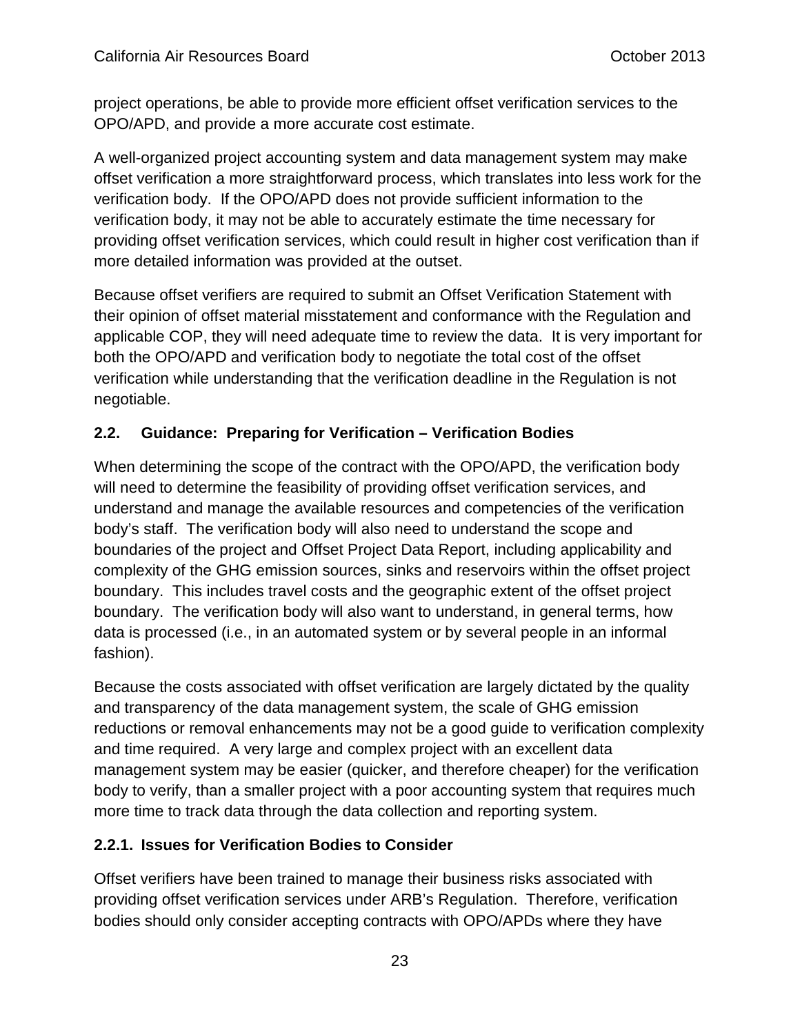project operations, be able to provide more efficient offset verification services to the OPO/APD, and provide a more accurate cost estimate.

A well-organized project accounting system and data management system may make offset verification a more straightforward process, which translates into less work for the verification body. If the OPO/APD does not provide sufficient information to the verification body, it may not be able to accurately estimate the time necessary for providing offset verification services, which could result in higher cost verification than if more detailed information was provided at the outset.

Because offset verifiers are required to submit an Offset Verification Statement with their opinion of offset material misstatement and conformance with the Regulation and applicable COP, they will need adequate time to review the data. It is very important for both the OPO/APD and verification body to negotiate the total cost of the offset verification while understanding that the verification deadline in the Regulation is not negotiable.

## 2.2. Guidance: Preparing for Verification – Verification Bodies

When determining the scope of the contract with the OPO/APD, the verification body will need to determine the feasibility of providing offset verification services, and understand and manage the available resources and competencies of the verification body's staff. The verification body will also need to understand the scope and boundaries of the project and Offset Project Data Report, including applicability and complexity of the GHG emission sources, sinks and reservoirs within the offset project boundary. This includes travel costs and the geographic extent of the offset project boundary. The verification body will also want to understand, in general terms, how data is processed (i.e., in an automated system or by several people in an informal fashion).

Because the costs associated with offset verification are largely dictated by the quality and transparency of the data management system, the scale of GHG emission reductions or removal enhancements may not be a good guide to verification complexity and time required. A very large and complex project with an excellent data management system may be easier (quicker, and therefore cheaper) for the verification body to verify, than a smaller project with a poor accounting system that requires much more time to track data through the data collection and reporting system.

### 2.2.1. Issues for Verification Bodies to Consider

Offset verifiers have been trained to manage their business risks associated with providing offset verification services under ARB's Regulation. Therefore, verification bodies should only consider accepting contracts with OPO/APDs where they have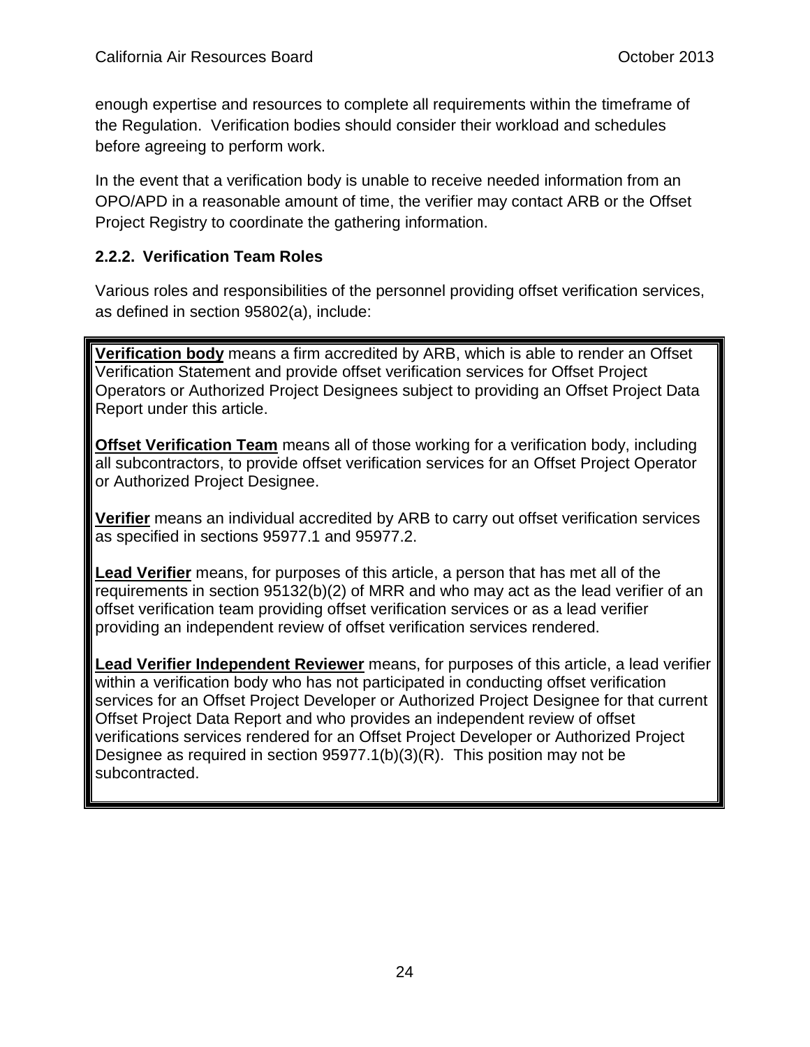enough expertise and resources to complete all requirements within the timeframe of the Regulation. Verification bodies should consider their workload and schedules before agreeing to perform work.

In the event that a verification body is unable to receive needed information from an OPO/APD in a reasonable amount of time, the verifier may contact ARB or the Offset Project Registry to coordinate the gathering information.

### 2.2.2. Verification Team Roles

Various roles and responsibilities of the personnel providing offset verification services, as defined in section 95802(a), include:

> **Verification body** means a firm accredited by ARB, which is able to render an Offset Verification Statement and provide offset verification services for Offset Project Operators or Authorized Project Designees subject to providing an Offset Project Data Report under this article.
>
> **Offset Verification Team** means all of those working for a verification body, including all subcontractors, to provide offset verification services for an Offset Project Operator or Authorized Project Designee.
>
> **Verifier** means an individual accredited by ARB to carry out offset verification services as specified in sections 95977.1 and 95977.2.
>
> **Lead Verifier** means, for purposes of this article, a person that has met all of the requirements in section 95132(b)(2) of MRR and who may act as the lead verifier of an offset verification team providing offset verification services or as a lead verifier providing an independent review of offset verification services rendered.
>
> **Lead Verifier Independent Reviewer** means, for purposes of this article, a lead verifier within a verification body who has not participated in conducting offset verification services for an Offset Project Developer or Authorized Project Designee for that current Offset Project Data Report and who provides an independent review of offset verifications services rendered for an Offset Project Developer or Authorized Project Designee as required in section 95977.1(b)(3)(R). This position may not be subcontracted.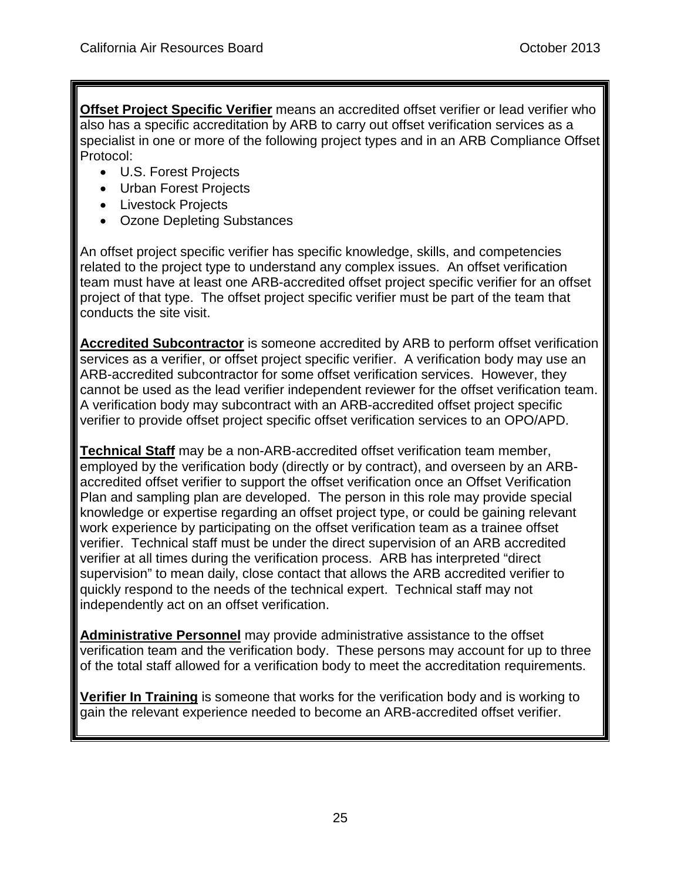**<u>Offset Project Specific Verifier</u>** means an accredited offset verifier or lead verifier who also has a specific accreditation by ARB to carry out offset verification services as a specialist in one or more of the following project types and in an ARB Compliance Offset Protocol:

- U.S. Forest Projects
- Urban Forest Projects
- Livestock Projects
- Ozone Depleting Substances

An offset project specific verifier has specific knowledge, skills, and competencies related to the project type to understand any complex issues. An offset verification team must have at least one ARB-accredited offset project specific verifier for an offset project of that type. The offset project specific verifier must be part of the team that conducts the site visit.

**<u>Accredited Subcontractor</u>** is someone accredited by ARB to perform offset verification services as a verifier, or offset project specific verifier. A verification body may use an ARB-accredited subcontractor for some offset verification services. However, they cannot be used as the lead verifier independent reviewer for the offset verification team. A verification body may subcontract with an ARB-accredited offset project specific verifier to provide offset project specific offset verification services to an OPO/APD.

**<u>Technical Staff</u>** may be a non-ARB-accredited offset verification team member, employed by the verification body (directly or by contract), and overseen by an ARB-accredited offset verifier to support the offset verification once an Offset Verification Plan and sampling plan are developed. The person in this role may provide special knowledge or expertise regarding an offset project type, or could be gaining relevant work experience by participating on the offset verification team as a trainee offset verifier. Technical staff must be under the direct supervision of an ARB accredited verifier at all times during the verification process. ARB has interpreted "direct supervision" to mean daily, close contact that allows the ARB accredited verifier to quickly respond to the needs of the technical expert. Technical staff may not independently act on an offset verification.

**<u>Administrative Personnel</u>** may provide administrative assistance to the offset verification team and the verification body. These persons may account for up to three of the total staff allowed for a verification body to meet the accreditation requirements.

**<u>Verifier In Training</u>** is someone that works for the verification body and is working to gain the relevant experience needed to become an ARB-accredited offset verifier.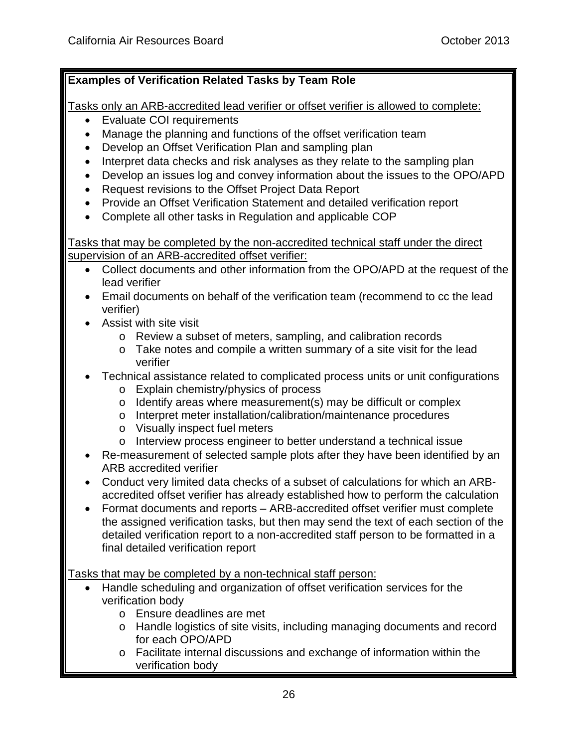**Examples of Verification Related Tasks by Team Role**

Tasks only an ARB-accredited lead verifier or offset verifier is allowed to complete:

- Evaluate COI requirements
- Manage the planning and functions of the offset verification team
- Develop an Offset Verification Plan and sampling plan
- Interpret data checks and risk analyses as they relate to the sampling plan
- Develop an issues log and convey information about the issues to the OPO/APD
- Request revisions to the Offset Project Data Report
- Provide an Offset Verification Statement and detailed verification report
- Complete all other tasks in Regulation and applicable COP

Tasks that may be completed by the non-accredited technical staff under the direct supervision of an ARB-accredited offset verifier:

- Collect documents and other information from the OPO/APD at the request of the lead verifier
- Email documents on behalf of the verification team (recommend to cc the lead verifier)
- Assist with site visit
  - Review a subset of meters, sampling, and calibration records
  - Take notes and compile a written summary of a site visit for the lead verifier
- Technical assistance related to complicated process units or unit configurations
  - Explain chemistry/physics of process
  - Identify areas where measurement(s) may be difficult or complex
  - Interpret meter installation/calibration/maintenance procedures
  - Visually inspect fuel meters
  - Interview process engineer to better understand a technical issue
- Re-measurement of selected sample plots after they have been identified by an ARB accredited verifier
- Conduct very limited data checks of a subset of calculations for which an ARB-accredited offset verifier has already established how to perform the calculation
- Format documents and reports – ARB-accredited offset verifier must complete the assigned verification tasks, but then may send the text of each section of the detailed verification report to a non-accredited staff person to be formatted in a final detailed verification report

Tasks that may be completed by a non-technical staff person:

- Handle scheduling and organization of offset verification services for the verification body
  - Ensure deadlines are met
  - Handle logistics of site visits, including managing documents and record for each OPO/APD
  - Facilitate internal discussions and exchange of information within the verification body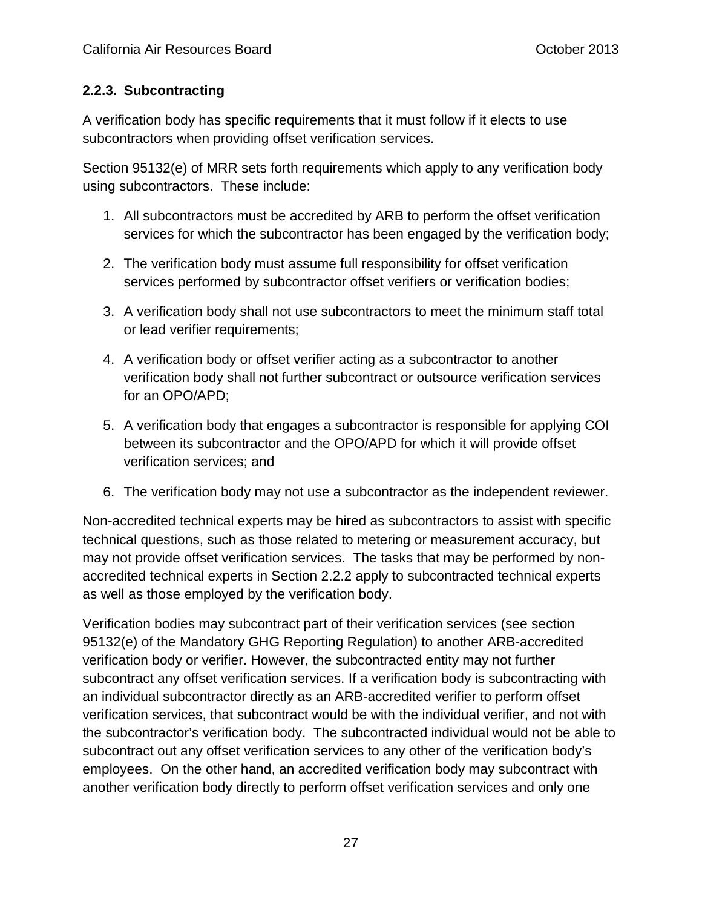### 2.2.3. Subcontracting

A verification body has specific requirements that it must follow if it elects to use subcontractors when providing offset verification services.

Section 95132(e) of MRR sets forth requirements which apply to any verification body using subcontractors. These include:

1. All subcontractors must be accredited by ARB to perform the offset verification services for which the subcontractor has been engaged by the verification body;
2. The verification body must assume full responsibility for offset verification services performed by subcontractor offset verifiers or verification bodies;
3. A verification body shall not use subcontractors to meet the minimum staff total or lead verifier requirements;
4. A verification body or offset verifier acting as a subcontractor to another verification body shall not further subcontract or outsource verification services for an OPO/APD;
5. A verification body that engages a subcontractor is responsible for applying COI between its subcontractor and the OPO/APD for which it will provide offset verification services; and
6. The verification body may not use a subcontractor as the independent reviewer.

Non-accredited technical experts may be hired as subcontractors to assist with specific technical questions, such as those related to metering or measurement accuracy, but may not provide offset verification services. The tasks that may be performed by non-accredited technical experts in Section 2.2.2 apply to subcontracted technical experts as well as those employed by the verification body.

Verification bodies may subcontract part of their verification services (see section 95132(e) of the Mandatory GHG Reporting Regulation) to another ARB-accredited verification body or verifier. However, the subcontracted entity may not further subcontract any offset verification services. If a verification body is subcontracting with an individual subcontractor directly as an ARB-accredited verifier to perform offset verification services, that subcontract would be with the individual verifier, and not with the subcontractor's verification body. The subcontracted individual would not be able to subcontract out any offset verification services to any other of the verification body's employees. On the other hand, an accredited verification body may subcontract with another verification body directly to perform offset verification services and only one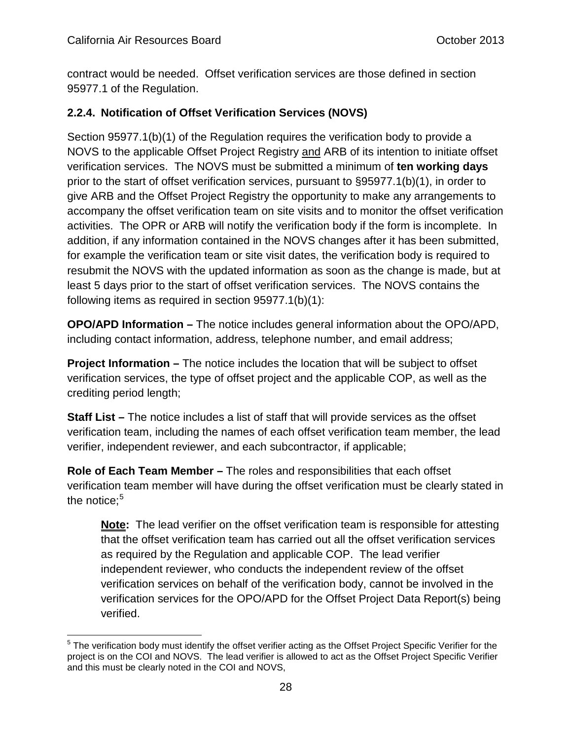contract would be needed. Offset verification services are those defined in section 95977.1 of the Regulation.

### 2.2.4. Notification of Offset Verification Services (NOVS)

Section 95977.1(b)(1) of the Regulation requires the verification body to provide a NOVS to the applicable Offset Project Registry and ARB of its intention to initiate offset verification services. The NOVS must be submitted a minimum of **ten working days** prior to the start of offset verification services, pursuant to §95977.1(b)(1), in order to give ARB and the Offset Project Registry the opportunity to make any arrangements to accompany the offset verification team on site visits and to monitor the offset verification activities. The OPR or ARB will notify the verification body if the form is incomplete. In addition, if any information contained in the NOVS changes after it has been submitted, for example the verification team or site visit dates, the verification body is required to resubmit the NOVS with the updated information as soon as the change is made, but at least 5 days prior to the start of offset verification services. The NOVS contains the following items as required in section 95977.1(b)(1):

**OPO/APD Information –** The notice includes general information about the OPO/APD, including contact information, address, telephone number, and email address;

**Project Information –** The notice includes the location that will be subject to offset verification services, the type of offset project and the applicable COP, as well as the crediting period length;

**Staff List –** The notice includes a list of staff that will provide services as the offset verification team, including the names of each offset verification team member, the lead verifier, independent reviewer, and each subcontractor, if applicable;

**Role of Each Team Member –** The roles and responsibilities that each offset verification team member will have during the offset verification must be clearly stated in the notice;[5]

> **Note:** The lead verifier on the offset verification team is responsible for attesting that the offset verification team has carried out all the offset verification services as required by the Regulation and applicable COP. The lead verifier independent reviewer, who conducts the independent review of the offset verification services on behalf of the verification body, cannot be involved in the verification services for the OPO/APD for the Offset Project Data Report(s) being verified.

---

[5] The verification body must identify the offset verifier acting as the Offset Project Specific Verifier for the project is on the COI and NOVS. The lead verifier is allowed to act as the Offset Project Specific Verifier and this must be clearly noted in the COI and NOVS,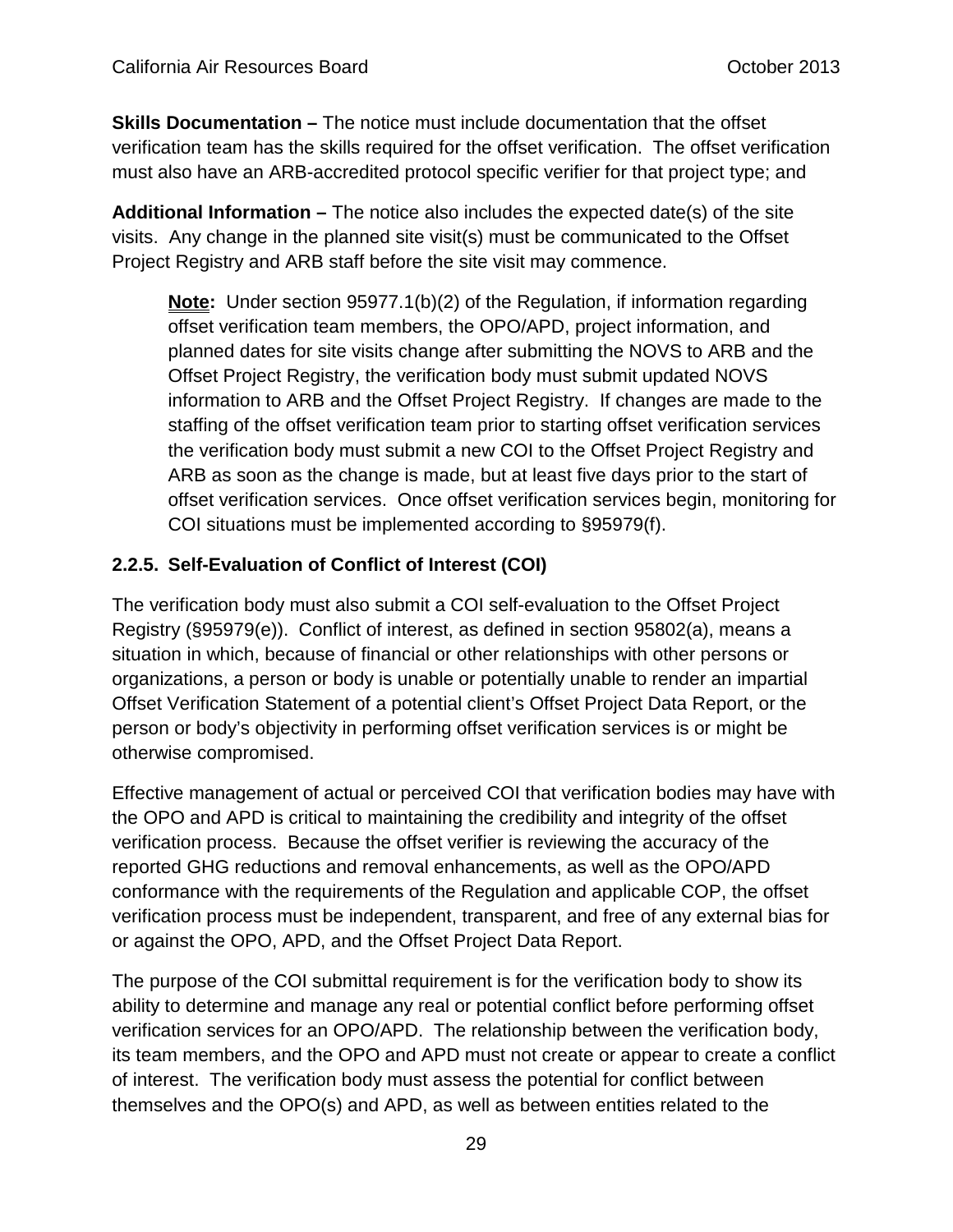**Skills Documentation –** The notice must include documentation that the offset verification team has the skills required for the offset verification. The offset verification must also have an ARB-accredited protocol specific verifier for that project type; and

**Additional Information –** The notice also includes the expected date(s) of the site visits. Any change in the planned site visit(s) must be communicated to the Offset Project Registry and ARB staff before the site visit may commence.

> **Note:** Under section 95977.1(b)(2) of the Regulation, if information regarding offset verification team members, the OPO/APD, project information, and planned dates for site visits change after submitting the NOVS to ARB and the Offset Project Registry, the verification body must submit updated NOVS information to ARB and the Offset Project Registry. If changes are made to the staffing of the offset verification team prior to starting offset verification services the verification body must submit a new COI to the Offset Project Registry and ARB as soon as the change is made, but at least five days prior to the start of offset verification services. Once offset verification services begin, monitoring for COI situations must be implemented according to §95979(f).

### 2.2.5. Self-Evaluation of Conflict of Interest (COI)

The verification body must also submit a COI self-evaluation to the Offset Project Registry (§95979(e)). Conflict of interest, as defined in section 95802(a), means a situation in which, because of financial or other relationships with other persons or organizations, a person or body is unable or potentially unable to render an impartial Offset Verification Statement of a potential client's Offset Project Data Report, or the person or body's objectivity in performing offset verification services is or might be otherwise compromised.

Effective management of actual or perceived COI that verification bodies may have with the OPO and APD is critical to maintaining the credibility and integrity of the offset verification process. Because the offset verifier is reviewing the accuracy of the reported GHG reductions and removal enhancements, as well as the OPO/APD conformance with the requirements of the Regulation and applicable COP, the offset verification process must be independent, transparent, and free of any external bias for or against the OPO, APD, and the Offset Project Data Report.

The purpose of the COI submittal requirement is for the verification body to show its ability to determine and manage any real or potential conflict before performing offset verification services for an OPO/APD. The relationship between the verification body, its team members, and the OPO and APD must not create or appear to create a conflict of interest. The verification body must assess the potential for conflict between themselves and the OPO(s) and APD, as well as between entities related to the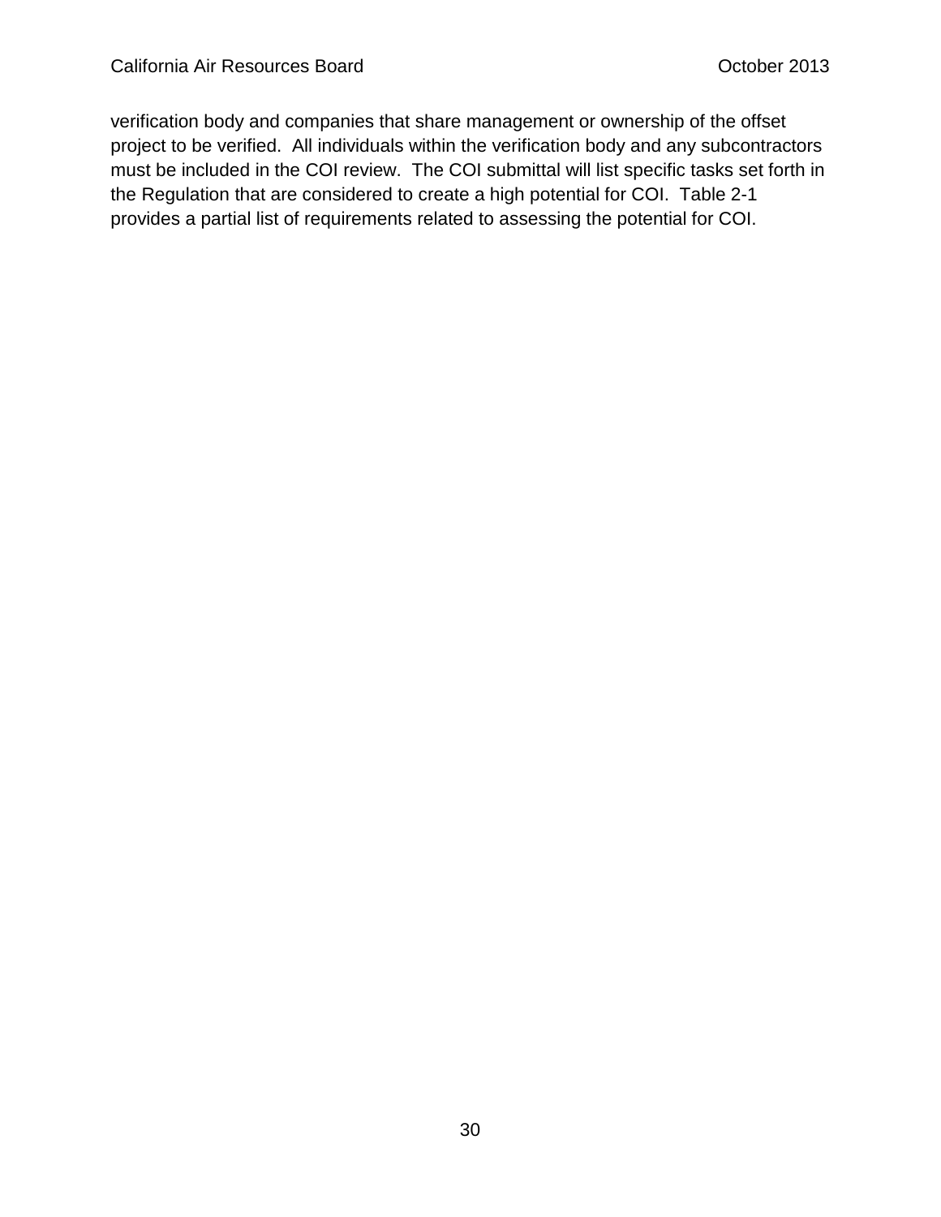verification body and companies that share management or ownership of the offset project to be verified. All individuals within the verification body and any subcontractors must be included in the COI review. The COI submittal will list specific tasks set forth in the Regulation that are considered to create a high potential for COI. Table 2-1 provides a partial list of requirements related to assessing the potential for COI.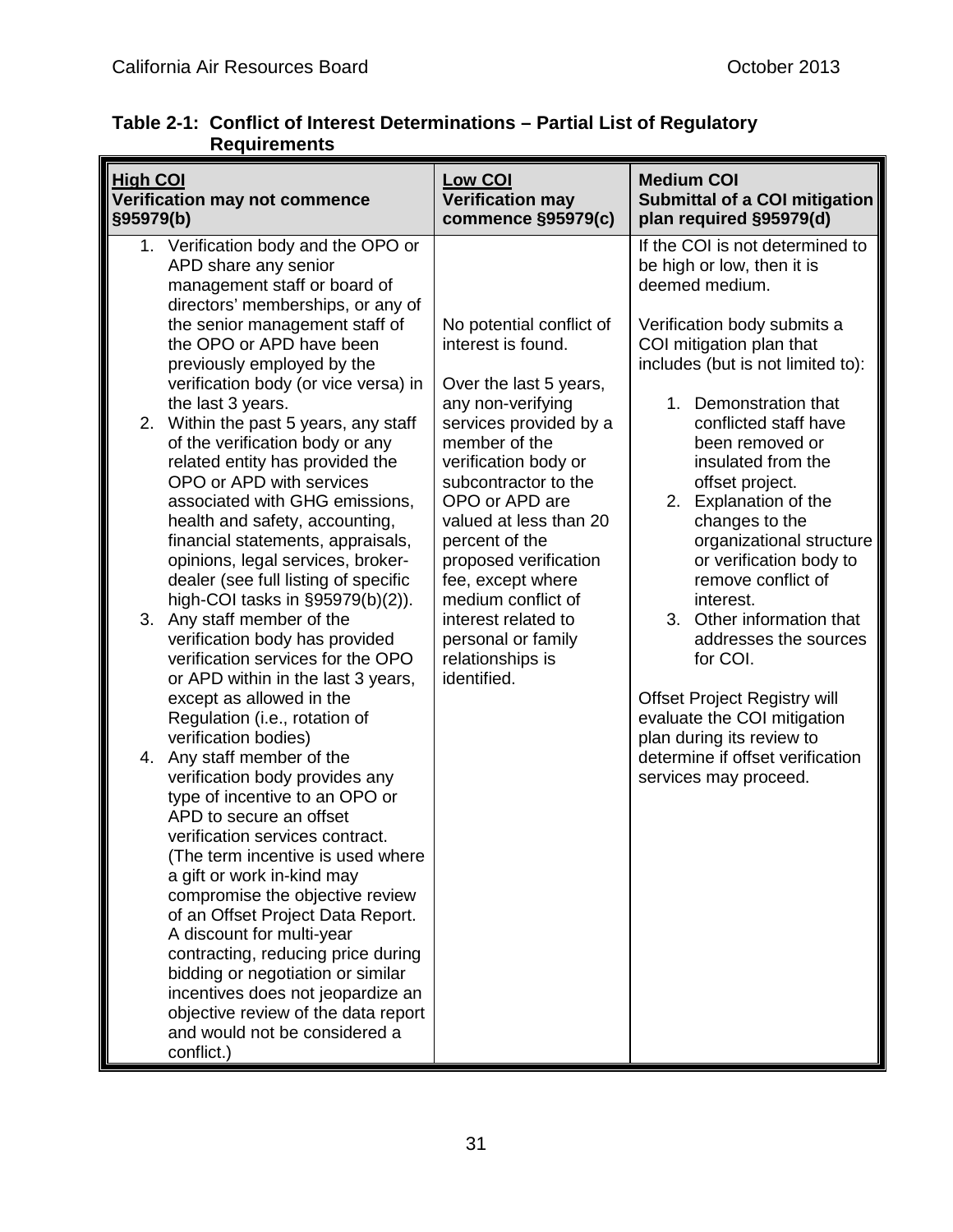**Table 2-1: Conflict of Interest Determinations – Partial List of Regulatory Requirements**

| <u>High COI</u><br>Verification may not commence §95979(b) | <u>Low COI</u><br>Verification may commence §95979(c) | Medium COI<br>Submittal of a COI mitigation plan required §95979(d) |
|---|---|---|
| 1. Verification body and the OPO or APD share any senior management staff or board of directors' memberships, or any of the senior management staff of the OPO or APD have been previously employed by the verification body (or vice versa) in the last 3 years.<br>2. Within the past 5 years, any staff of the verification body or any related entity has provided the OPO or APD with services associated with GHG emissions, health and safety, accounting, financial statements, appraisals, opinions, legal services, broker-dealer (see full listing of specific high-COI tasks in §95979(b)(2)).<br>3. Any staff member of the verification body has provided verification services for the OPO or APD within in the last 3 years, except as allowed in the Regulation (i.e., rotation of verification bodies)<br>4. Any staff member of the verification body provides any type of incentive to an OPO or APD to secure an offset verification services contract. (The term incentive is used where a gift or work in-kind may compromise the objective review of an Offset Project Data Report. A discount for multi-year contracting, reducing price during bidding or negotiation or similar incentives does not jeopardize an objective review of the data report and would not be considered a conflict.) | No potential conflict of interest is found.<br><br>Over the last 5 years, any non-verifying services provided by a member of the verification body or subcontractor to the OPO or APD are valued at less than 20 percent of the proposed verification fee, except where medium conflict of interest related to personal or family relationships is identified. | If the COI is not determined to be high or low, then it is deemed medium.<br><br>Verification body submits a COI mitigation plan that includes (but is not limited to):<br><br>1. Demonstration that conflicted staff have been removed or insulated from the offset project.<br>2. Explanation of the changes to the organizational structure or verification body to remove conflict of interest.<br>3. Other information that addresses the sources for COI.<br><br>Offset Project Registry will evaluate the COI mitigation plan during its review to determine if offset verification services may proceed. |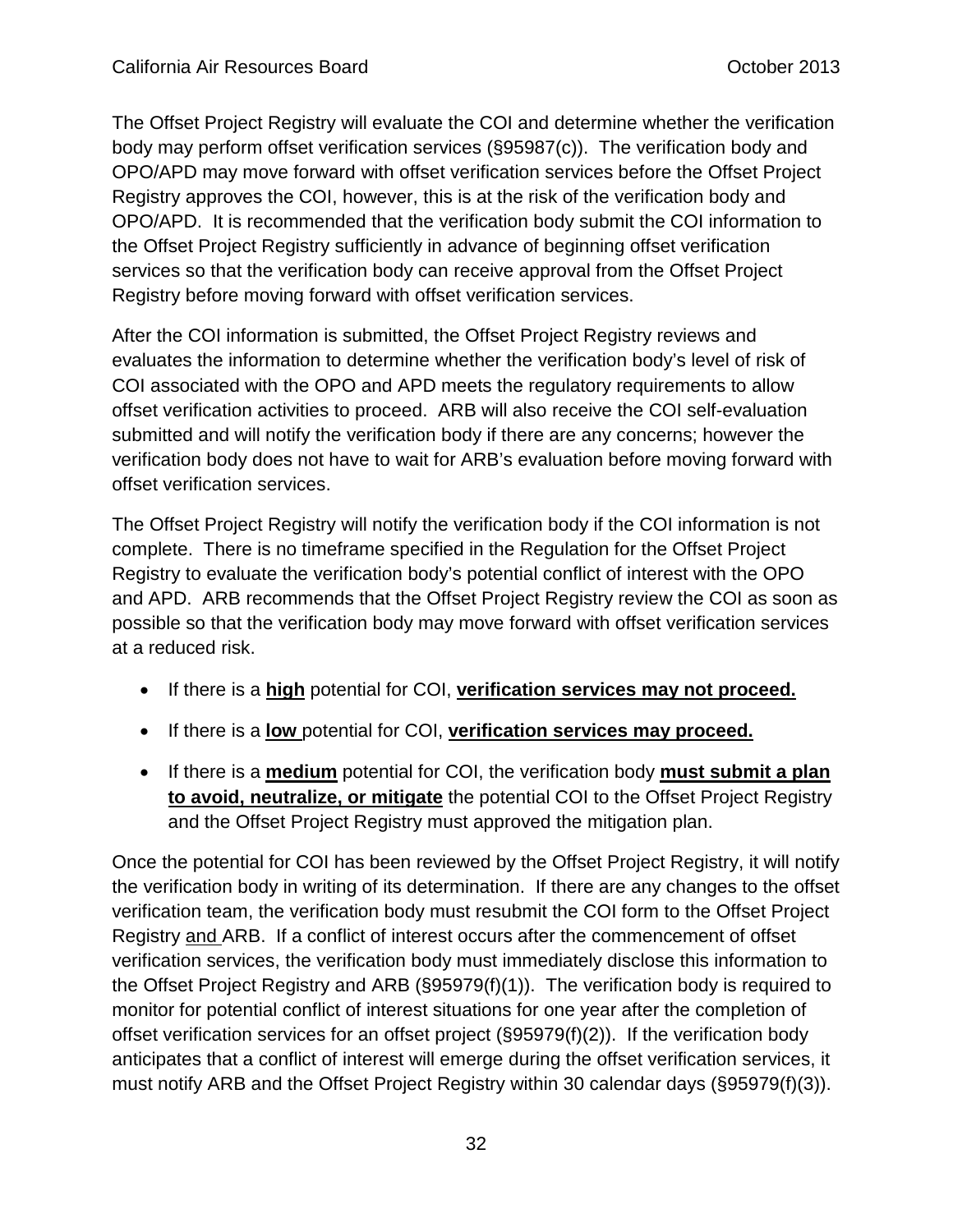The Offset Project Registry will evaluate the COI and determine whether the verification body may perform offset verification services (§95987(c)). The verification body and OPO/APD may move forward with offset verification services before the Offset Project Registry approves the COI, however, this is at the risk of the verification body and OPO/APD. It is recommended that the verification body submit the COI information to the Offset Project Registry sufficiently in advance of beginning offset verification services so that the verification body can receive approval from the Offset Project Registry before moving forward with offset verification services.

After the COI information is submitted, the Offset Project Registry reviews and evaluates the information to determine whether the verification body's level of risk of COI associated with the OPO and APD meets the regulatory requirements to allow offset verification activities to proceed. ARB will also receive the COI self-evaluation submitted and will notify the verification body if there are any concerns; however the verification body does not have to wait for ARB's evaluation before moving forward with offset verification services.

The Offset Project Registry will notify the verification body if the COI information is not complete. There is no timeframe specified in the Regulation for the Offset Project Registry to evaluate the verification body's potential conflict of interest with the OPO and APD. ARB recommends that the Offset Project Registry review the COI as soon as possible so that the verification body may move forward with offset verification services at a reduced risk.

- If there is a **high** potential for COI, **verification services may not proceed.**
- If there is a **low** potential for COI, **verification services may proceed.**
- If there is a **medium** potential for COI, the verification body **must submit a plan to avoid, neutralize, or mitigate** the potential COI to the Offset Project Registry and the Offset Project Registry must approved the mitigation plan.

Once the potential for COI has been reviewed by the Offset Project Registry, it will notify the verification body in writing of its determination. If there are any changes to the offset verification team, the verification body must resubmit the COI form to the Offset Project Registry and ARB. If a conflict of interest occurs after the commencement of offset verification services, the verification body must immediately disclose this information to the Offset Project Registry and ARB (§95979(f)(1)). The verification body is required to monitor for potential conflict of interest situations for one year after the completion of offset verification services for an offset project (§95979(f)(2)). If the verification body anticipates that a conflict of interest will emerge during the offset verification services, it must notify ARB and the Offset Project Registry within 30 calendar days (§95979(f)(3)).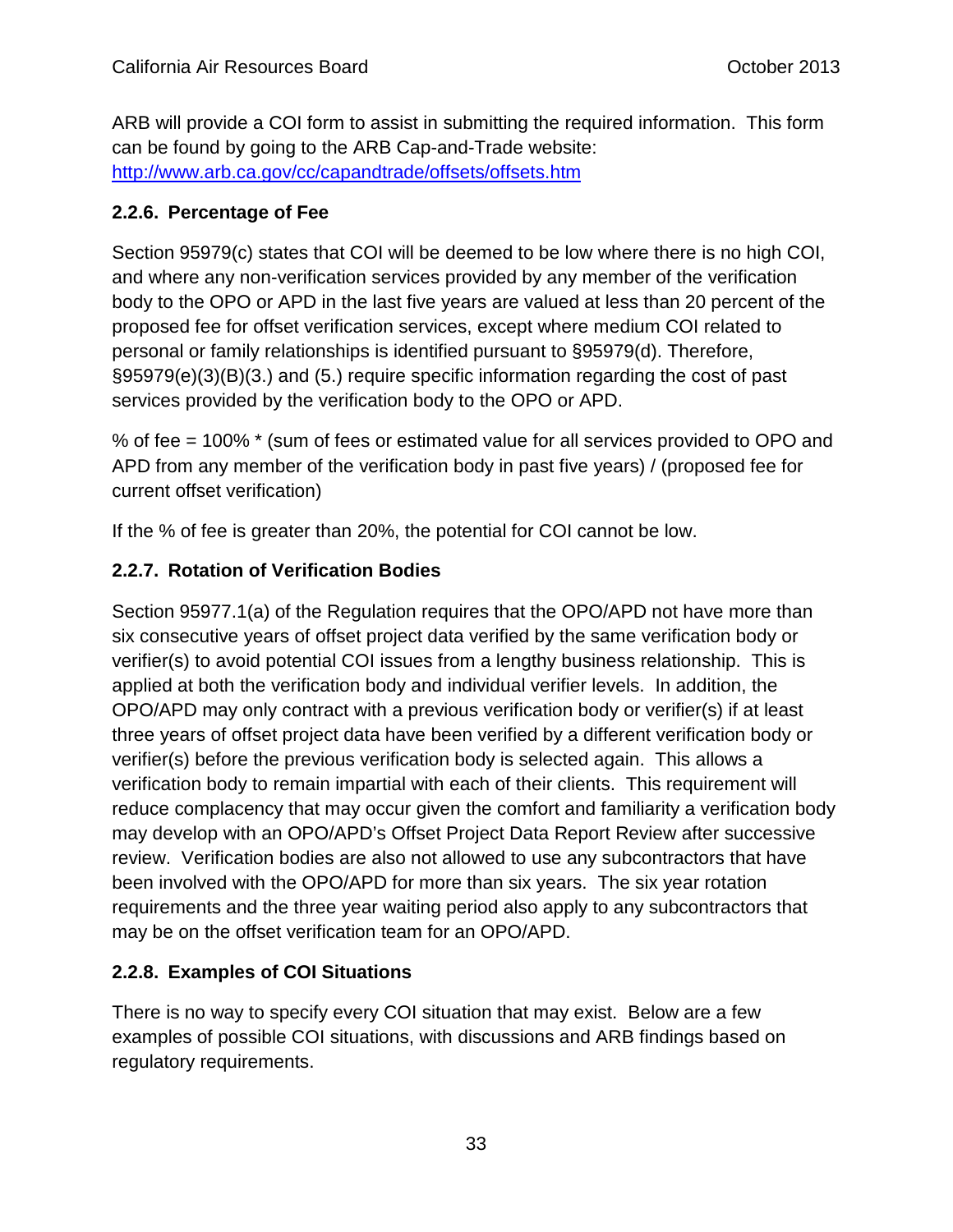ARB will provide a COI form to assist in submitting the required information. This form can be found by going to the ARB Cap-and-Trade website: [http://www.arb.ca.gov/cc/capandtrade/offsets/offsets.htm](http://www.arb.ca.gov/cc/capandtrade/offsets/offsets.htm)

### 2.2.6. Percentage of Fee

Section 95979(c) states that COI will be deemed to be low where there is no high COI, and where any non-verification services provided by any member of the verification body to the OPO or APD in the last five years are valued at less than 20 percent of the proposed fee for offset verification services, except where medium COI related to personal or family relationships is identified pursuant to §95979(d). Therefore, §95979(e)(3)(B)(3.) and (5.) require specific information regarding the cost of past services provided by the verification body to the OPO or APD.

% of fee = 100% * (sum of fees or estimated value for all services provided to OPO and APD from any member of the verification body in past five years) / (proposed fee for current offset verification)

If the % of fee is greater than 20%, the potential for COI cannot be low.

### 2.2.7. Rotation of Verification Bodies

Section 95977.1(a) of the Regulation requires that the OPO/APD not have more than six consecutive years of offset project data verified by the same verification body or verifier(s) to avoid potential COI issues from a lengthy business relationship. This is applied at both the verification body and individual verifier levels. In addition, the OPO/APD may only contract with a previous verification body or verifier(s) if at least three years of offset project data have been verified by a different verification body or verifier(s) before the previous verification body is selected again. This allows a verification body to remain impartial with each of their clients. This requirement will reduce complacency that may occur given the comfort and familiarity a verification body may develop with an OPO/APD's Offset Project Data Report Review after successive review. Verification bodies are also not allowed to use any subcontractors that have been involved with the OPO/APD for more than six years. The six year rotation requirements and the three year waiting period also apply to any subcontractors that may be on the offset verification team for an OPO/APD.

### 2.2.8. Examples of COI Situations

There is no way to specify every COI situation that may exist. Below are a few examples of possible COI situations, with discussions and ARB findings based on regulatory requirements.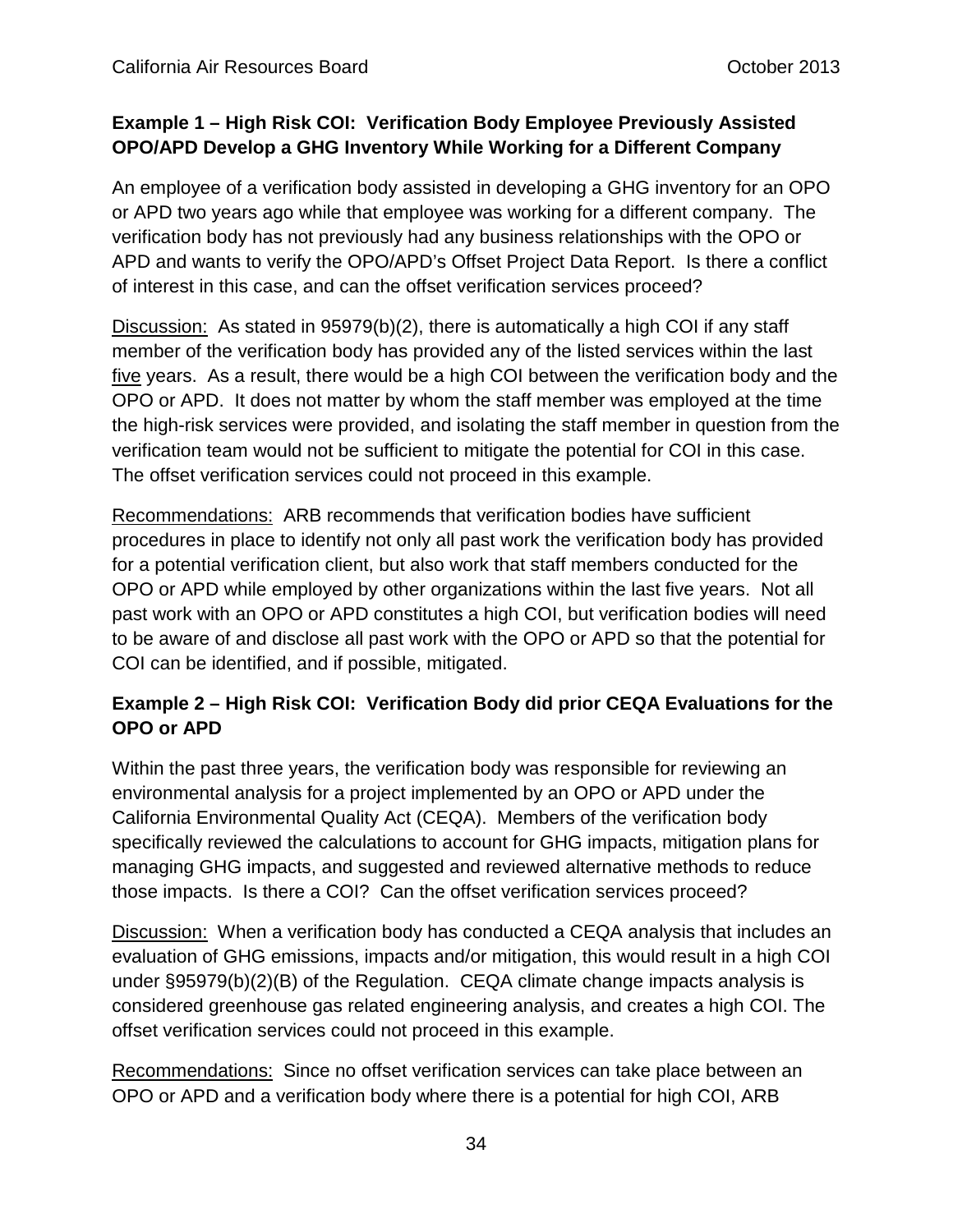### Example 1 – High Risk COI: Verification Body Employee Previously Assisted OPO/APD Develop a GHG Inventory While Working for a Different Company

An employee of a verification body assisted in developing a GHG inventory for an OPO or APD two years ago while that employee was working for a different company. The verification body has not previously had any business relationships with the OPO or APD and wants to verify the OPO/APD's Offset Project Data Report. Is there a conflict of interest in this case, and can the offset verification services proceed?

Discussion: As stated in 95979(b)(2), there is automatically a high COI if any staff member of the verification body has provided any of the listed services within the last five years. As a result, there would be a high COI between the verification body and the OPO or APD. It does not matter by whom the staff member was employed at the time the high-risk services were provided, and isolating the staff member in question from the verification team would not be sufficient to mitigate the potential for COI in this case. The offset verification services could not proceed in this example.

Recommendations: ARB recommends that verification bodies have sufficient procedures in place to identify not only all past work the verification body has provided for a potential verification client, but also work that staff members conducted for the OPO or APD while employed by other organizations within the last five years. Not all past work with an OPO or APD constitutes a high COI, but verification bodies will need to be aware of and disclose all past work with the OPO or APD so that the potential for COI can be identified, and if possible, mitigated.

### Example 2 – High Risk COI: Verification Body did prior CEQA Evaluations for the OPO or APD

Within the past three years, the verification body was responsible for reviewing an environmental analysis for a project implemented by an OPO or APD under the California Environmental Quality Act (CEQA). Members of the verification body specifically reviewed the calculations to account for GHG impacts, mitigation plans for managing GHG impacts, and suggested and reviewed alternative methods to reduce those impacts. Is there a COI? Can the offset verification services proceed?

Discussion: When a verification body has conducted a CEQA analysis that includes an evaluation of GHG emissions, impacts and/or mitigation, this would result in a high COI under §95979(b)(2)(B) of the Regulation. CEQA climate change impacts analysis is considered greenhouse gas related engineering analysis, and creates a high COI. The offset verification services could not proceed in this example.

Recommendations: Since no offset verification services can take place between an OPO or APD and a verification body where there is a potential for high COI, ARB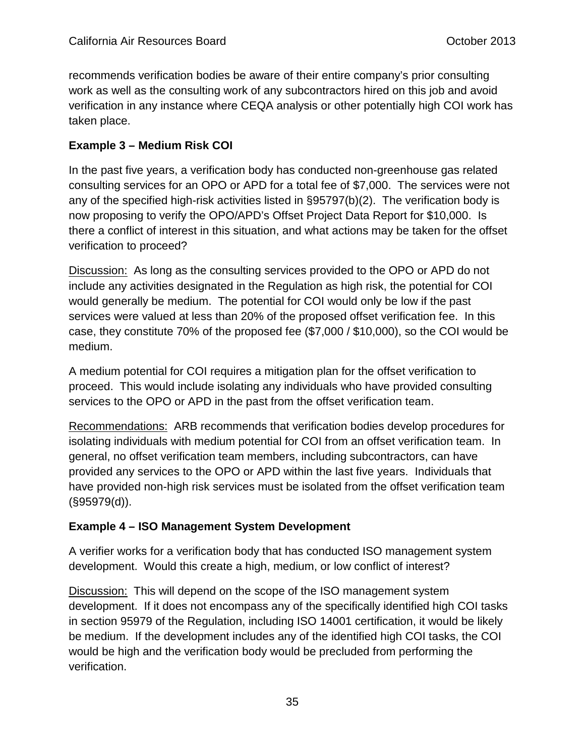recommends verification bodies be aware of their entire company's prior consulting work as well as the consulting work of any subcontractors hired on this job and avoid verification in any instance where CEQA analysis or other potentially high COI work has taken place.

**Example 3 – Medium Risk COI**

In the past five years, a verification body has conducted non-greenhouse gas related consulting services for an OPO or APD for a total fee of $7,000. The services were not any of the specified high-risk activities listed in §95797(b)(2). The verification body is now proposing to verify the OPO/APD's Offset Project Data Report for $10,000. Is there a conflict of interest in this situation, and what actions may be taken for the offset verification to proceed?

<u>Discussion:</u> As long as the consulting services provided to the OPO or APD do not include any activities designated in the Regulation as high risk, the potential for COI would generally be medium. The potential for COI would only be low if the past services were valued at less than 20% of the proposed offset verification fee. In this case, they constitute 70% of the proposed fee ($7,000 / $10,000), so the COI would be medium.

A medium potential for COI requires a mitigation plan for the offset verification to proceed. This would include isolating any individuals who have provided consulting services to the OPO or APD in the past from the offset verification team.

<u>Recommendations:</u> ARB recommends that verification bodies develop procedures for isolating individuals with medium potential for COI from an offset verification team. In general, no offset verification team members, including subcontractors, can have provided any services to the OPO or APD within the last five years. Individuals that have provided non-high risk services must be isolated from the offset verification team (§95979(d)).

**Example 4 – ISO Management System Development**

A verifier works for a verification body that has conducted ISO management system development. Would this create a high, medium, or low conflict of interest?

<u>Discussion:</u> This will depend on the scope of the ISO management system development. If it does not encompass any of the specifically identified high COI tasks in section 95979 of the Regulation, including ISO 14001 certification, it would be likely be medium. If the development includes any of the identified high COI tasks, the COI would be high and the verification body would be precluded from performing the verification.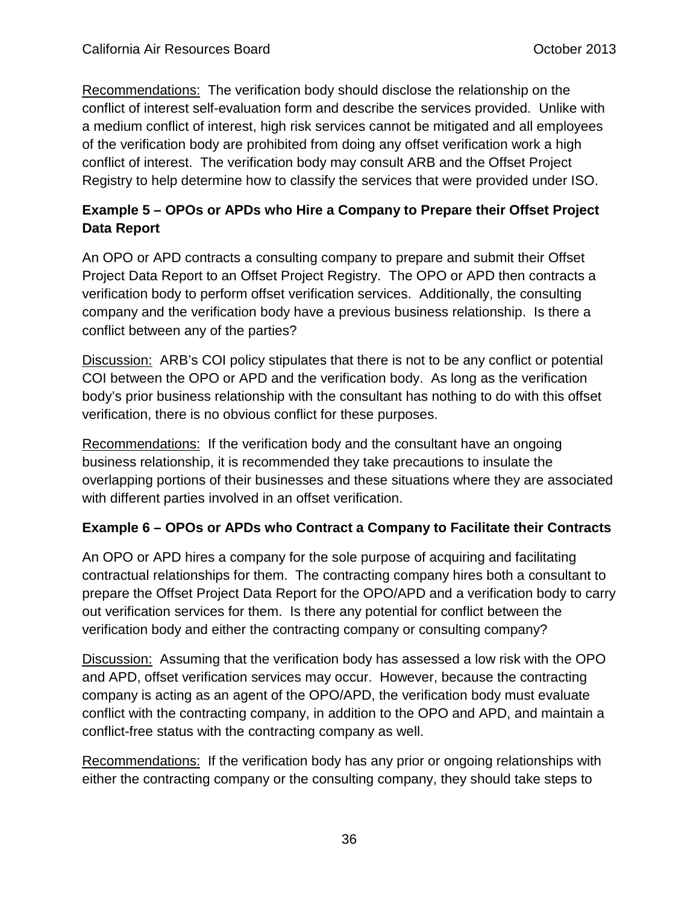Recommendations: The verification body should disclose the relationship on the conflict of interest self-evaluation form and describe the services provided. Unlike with a medium conflict of interest, high risk services cannot be mitigated and all employees of the verification body are prohibited from doing any offset verification work a high conflict of interest. The verification body may consult ARB and the Offset Project Registry to help determine how to classify the services that were provided under ISO.

### Example 5 – OPOs or APDs who Hire a Company to Prepare their Offset Project Data Report

An OPO or APD contracts a consulting company to prepare and submit their Offset Project Data Report to an Offset Project Registry. The OPO or APD then contracts a verification body to perform offset verification services. Additionally, the consulting company and the verification body have a previous business relationship. Is there a conflict between any of the parties?

Discussion: ARB's COI policy stipulates that there is not to be any conflict or potential COI between the OPO or APD and the verification body. As long as the verification body's prior business relationship with the consultant has nothing to do with this offset verification, there is no obvious conflict for these purposes.

Recommendations: If the verification body and the consultant have an ongoing business relationship, it is recommended they take precautions to insulate the overlapping portions of their businesses and these situations where they are associated with different parties involved in an offset verification.

### Example 6 – OPOs or APDs who Contract a Company to Facilitate their Contracts

An OPO or APD hires a company for the sole purpose of acquiring and facilitating contractual relationships for them. The contracting company hires both a consultant to prepare the Offset Project Data Report for the OPO/APD and a verification body to carry out verification services for them. Is there any potential for conflict between the verification body and either the contracting company or consulting company?

Discussion: Assuming that the verification body has assessed a low risk with the OPO and APD, offset verification services may occur. However, because the contracting company is acting as an agent of the OPO/APD, the verification body must evaluate conflict with the contracting company, in addition to the OPO and APD, and maintain a conflict-free status with the contracting company as well.

Recommendations: If the verification body has any prior or ongoing relationships with either the contracting company or the consulting company, they should take steps to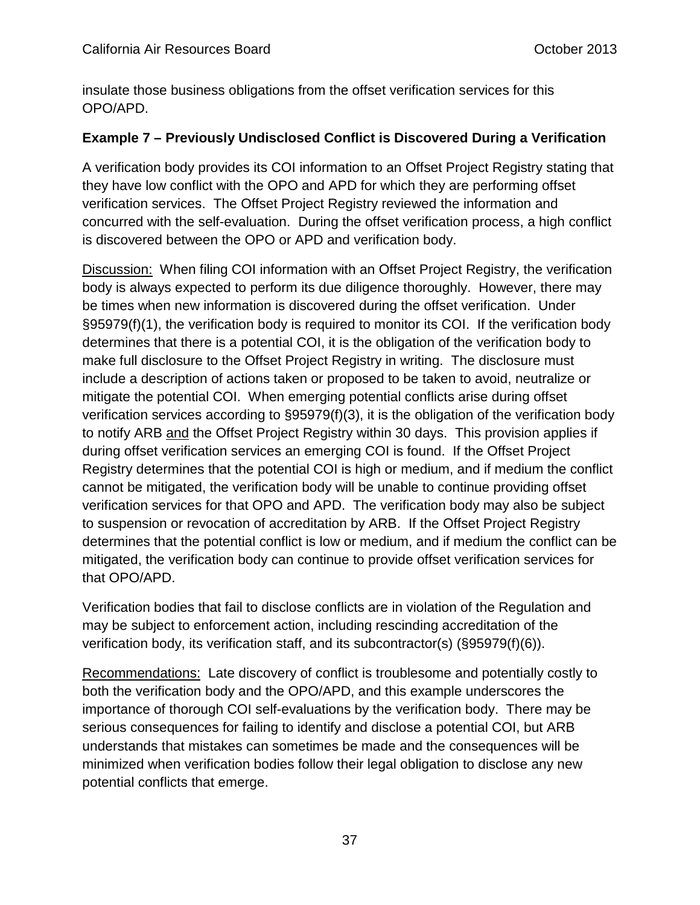insulate those business obligations from the offset verification services for this OPO/APD.

**Example 7 – Previously Undisclosed Conflict is Discovered During a Verification**

A verification body provides its COI information to an Offset Project Registry stating that they have low conflict with the OPO and APD for which they are performing offset verification services. The Offset Project Registry reviewed the information and concurred with the self-evaluation. During the offset verification process, a high conflict is discovered between the OPO or APD and verification body.

Discussion: When filing COI information with an Offset Project Registry, the verification body is always expected to perform its due diligence thoroughly. However, there may be times when new information is discovered during the offset verification. Under §95979(f)(1), the verification body is required to monitor its COI. If the verification body determines that there is a potential COI, it is the obligation of the verification body to make full disclosure to the Offset Project Registry in writing. The disclosure must include a description of actions taken or proposed to be taken to avoid, neutralize or mitigate the potential COI. When emerging potential conflicts arise during offset verification services according to §95979(f)(3), it is the obligation of the verification body to notify ARB and the Offset Project Registry within 30 days. This provision applies if during offset verification services an emerging COI is found. If the Offset Project Registry determines that the potential COI is high or medium, and if medium the conflict cannot be mitigated, the verification body will be unable to continue providing offset verification services for that OPO and APD. The verification body may also be subject to suspension or revocation of accreditation by ARB. If the Offset Project Registry determines that the potential conflict is low or medium, and if medium the conflict can be mitigated, the verification body can continue to provide offset verification services for that OPO/APD.

Verification bodies that fail to disclose conflicts are in violation of the Regulation and may be subject to enforcement action, including rescinding accreditation of the verification body, its verification staff, and its subcontractor(s) (§95979(f)(6)).

Recommendations: Late discovery of conflict is troublesome and potentially costly to both the verification body and the OPO/APD, and this example underscores the importance of thorough COI self-evaluations by the verification body. There may be serious consequences for failing to identify and disclose a potential COI, but ARB understands that mistakes can sometimes be made and the consequences will be minimized when verification bodies follow their legal obligation to disclose any new potential conflicts that emerge.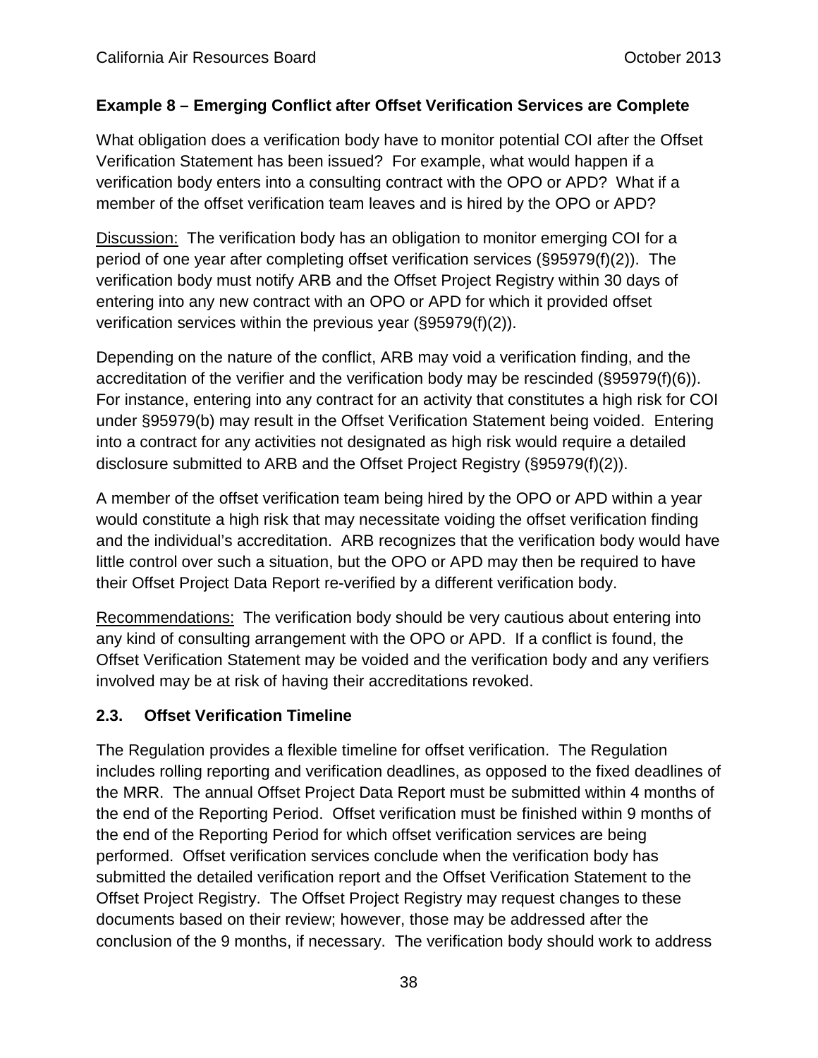**Example 8 – Emerging Conflict after Offset Verification Services are Complete**

What obligation does a verification body have to monitor potential COI after the Offset Verification Statement has been issued? For example, what would happen if a verification body enters into a consulting contract with the OPO or APD? What if a member of the offset verification team leaves and is hired by the OPO or APD?

Discussion: The verification body has an obligation to monitor emerging COI for a period of one year after completing offset verification services (§95979(f)(2)). The verification body must notify ARB and the Offset Project Registry within 30 days of entering into any new contract with an OPO or APD for which it provided offset verification services within the previous year (§95979(f)(2)).

Depending on the nature of the conflict, ARB may void a verification finding, and the accreditation of the verifier and the verification body may be rescinded (§95979(f)(6)). For instance, entering into any contract for an activity that constitutes a high risk for COI under §95979(b) may result in the Offset Verification Statement being voided. Entering into a contract for any activities not designated as high risk would require a detailed disclosure submitted to ARB and the Offset Project Registry (§95979(f)(2)).

A member of the offset verification team being hired by the OPO or APD within a year would constitute a high risk that may necessitate voiding the offset verification finding and the individual's accreditation. ARB recognizes that the verification body would have little control over such a situation, but the OPO or APD may then be required to have their Offset Project Data Report re-verified by a different verification body.

Recommendations: The verification body should be very cautious about entering into any kind of consulting arrangement with the OPO or APD. If a conflict is found, the Offset Verification Statement may be voided and the verification body and any verifiers involved may be at risk of having their accreditations revoked.

## 2.3. Offset Verification Timeline

The Regulation provides a flexible timeline for offset verification. The Regulation includes rolling reporting and verification deadlines, as opposed to the fixed deadlines of the MRR. The annual Offset Project Data Report must be submitted within 4 months of the end of the Reporting Period. Offset verification must be finished within 9 months of the end of the Reporting Period for which offset verification services are being performed. Offset verification services conclude when the verification body has submitted the detailed verification report and the Offset Verification Statement to the Offset Project Registry. The Offset Project Registry may request changes to these documents based on their review; however, those may be addressed after the conclusion of the 9 months, if necessary. The verification body should work to address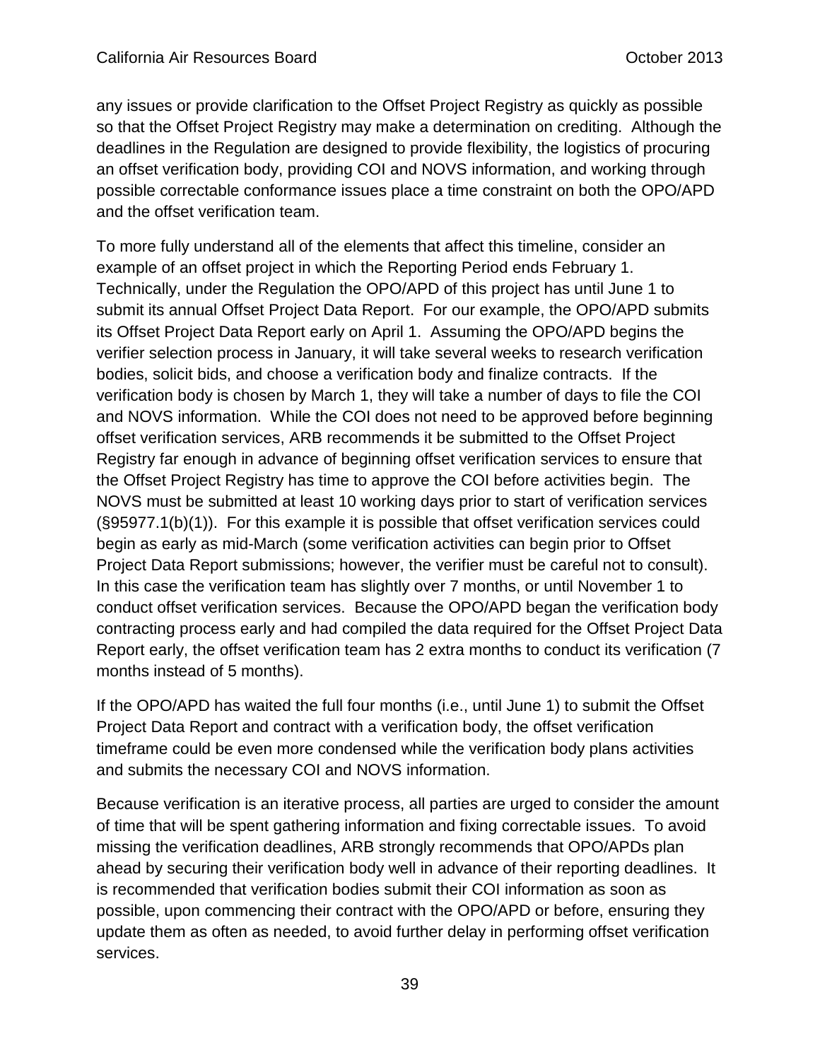any issues or provide clarification to the Offset Project Registry as quickly as possible so that the Offset Project Registry may make a determination on crediting. Although the deadlines in the Regulation are designed to provide flexibility, the logistics of procuring an offset verification body, providing COI and NOVS information, and working through possible correctable conformance issues place a time constraint on both the OPO/APD and the offset verification team.

To more fully understand all of the elements that affect this timeline, consider an example of an offset project in which the Reporting Period ends February 1. Technically, under the Regulation the OPO/APD of this project has until June 1 to submit its annual Offset Project Data Report. For our example, the OPO/APD submits its Offset Project Data Report early on April 1. Assuming the OPO/APD begins the verifier selection process in January, it will take several weeks to research verification bodies, solicit bids, and choose a verification body and finalize contracts. If the verification body is chosen by March 1, they will take a number of days to file the COI and NOVS information. While the COI does not need to be approved before beginning offset verification services, ARB recommends it be submitted to the Offset Project Registry far enough in advance of beginning offset verification services to ensure that the Offset Project Registry has time to approve the COI before activities begin. The NOVS must be submitted at least 10 working days prior to start of verification services (§95977.1(b)(1)). For this example it is possible that offset verification services could begin as early as mid-March (some verification activities can begin prior to Offset Project Data Report submissions; however, the verifier must be careful not to consult). In this case the verification team has slightly over 7 months, or until November 1 to conduct offset verification services. Because the OPO/APD began the verification body contracting process early and had compiled the data required for the Offset Project Data Report early, the offset verification team has 2 extra months to conduct its verification (7 months instead of 5 months).

If the OPO/APD has waited the full four months (i.e., until June 1) to submit the Offset Project Data Report and contract with a verification body, the offset verification timeframe could be even more condensed while the verification body plans activities and submits the necessary COI and NOVS information.

Because verification is an iterative process, all parties are urged to consider the amount of time that will be spent gathering information and fixing correctable issues. To avoid missing the verification deadlines, ARB strongly recommends that OPO/APDs plan ahead by securing their verification body well in advance of their reporting deadlines. It is recommended that verification bodies submit their COI information as soon as possible, upon commencing their contract with the OPO/APD or before, ensuring they update them as often as needed, to avoid further delay in performing offset verification services.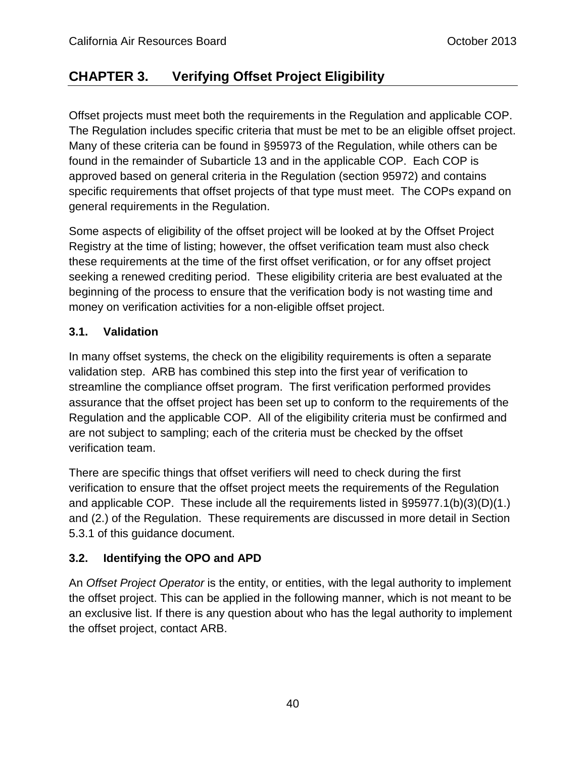# CHAPTER 3. Verifying Offset Project Eligibility

Offset projects must meet both the requirements in the Regulation and applicable COP. The Regulation includes specific criteria that must be met to be an eligible offset project. Many of these criteria can be found in §95973 of the Regulation, while others can be found in the remainder of Subarticle 13 and in the applicable COP. Each COP is approved based on general criteria in the Regulation (section 95972) and contains specific requirements that offset projects of that type must meet. The COPs expand on general requirements in the Regulation.

Some aspects of eligibility of the offset project will be looked at by the Offset Project Registry at the time of listing; however, the offset verification team must also check these requirements at the time of the first offset verification, or for any offset project seeking a renewed crediting period. These eligibility criteria are best evaluated at the beginning of the process to ensure that the verification body is not wasting time and money on verification activities for a non-eligible offset project.

## 3.1. Validation

In many offset systems, the check on the eligibility requirements is often a separate validation step. ARB has combined this step into the first year of verification to streamline the compliance offset program. The first verification performed provides assurance that the offset project has been set up to conform to the requirements of the Regulation and the applicable COP. All of the eligibility criteria must be confirmed and are not subject to sampling; each of the criteria must be checked by the offset verification team.

There are specific things that offset verifiers will need to check during the first verification to ensure that the offset project meets the requirements of the Regulation and applicable COP. These include all the requirements listed in §95977.1(b)(3)(D)(1.) and (2.) of the Regulation. These requirements are discussed in more detail in Section 5.3.1 of this guidance document.

## 3.2. Identifying the OPO and APD

An *Offset Project Operator* is the entity, or entities, with the legal authority to implement the offset project. This can be applied in the following manner, which is not meant to be an exclusive list. If there is any question about who has the legal authority to implement the offset project, contact ARB.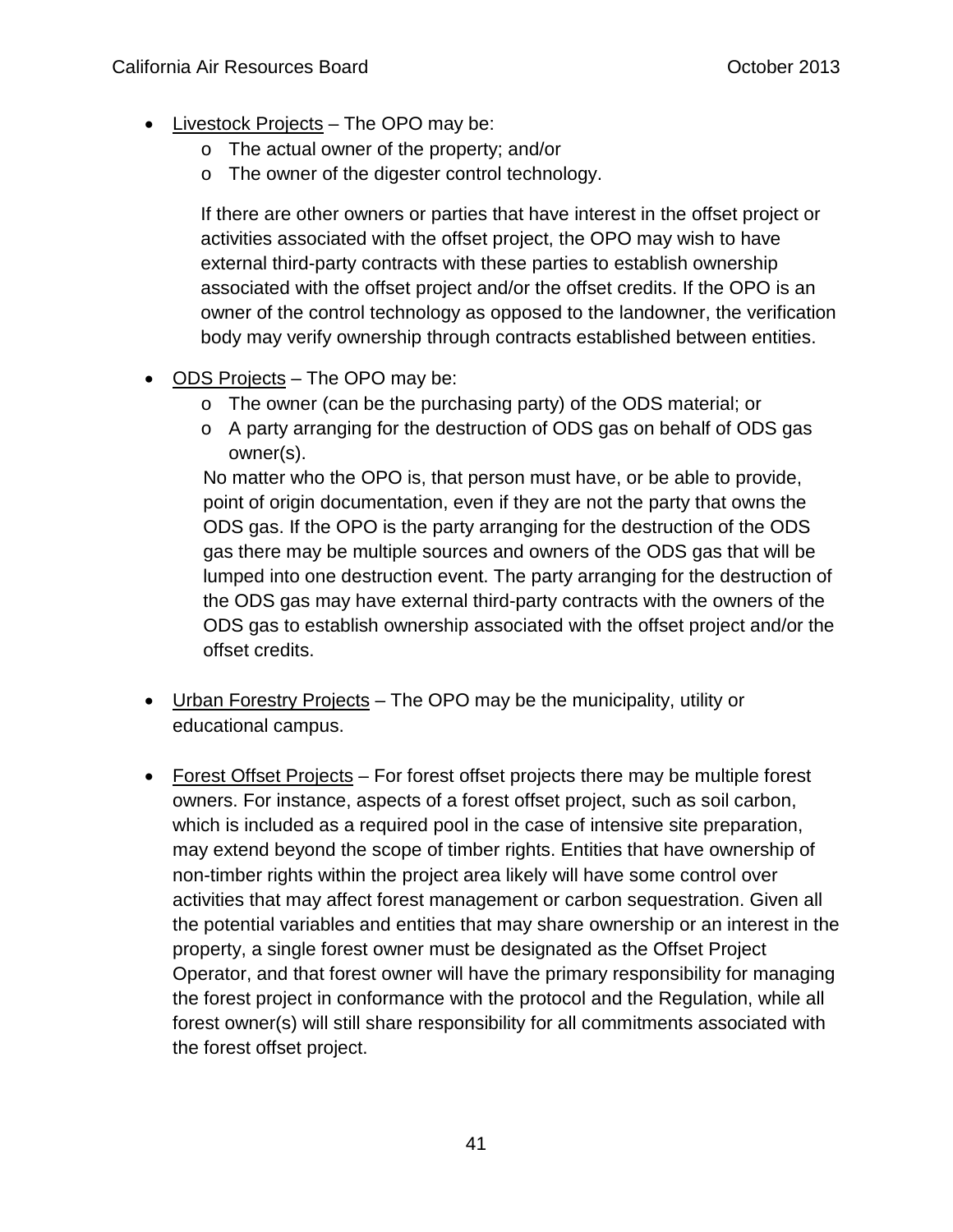- Livestock Projects – The OPO may be:
  - The actual owner of the property; and/or
  - The owner of the digester control technology.

  If there are other owners or parties that have interest in the offset project or activities associated with the offset project, the OPO may wish to have external third-party contracts with these parties to establish ownership associated with the offset project and/or the offset credits. If the OPO is an owner of the control technology as opposed to the landowner, the verification body may verify ownership through contracts established between entities.

- ODS Projects – The OPO may be:
  - The owner (can be the purchasing party) of the ODS material; or
  - A party arranging for the destruction of ODS gas on behalf of ODS gas owner(s).

  No matter who the OPO is, that person must have, or be able to provide, point of origin documentation, even if they are not the party that owns the ODS gas. If the OPO is the party arranging for the destruction of the ODS gas there may be multiple sources and owners of the ODS gas that will be lumped into one destruction event. The party arranging for the destruction of the ODS gas may have external third-party contracts with the owners of the ODS gas to establish ownership associated with the offset project and/or the offset credits.

- Urban Forestry Projects – The OPO may be the municipality, utility or educational campus.

- Forest Offset Projects – For forest offset projects there may be multiple forest owners. For instance, aspects of a forest offset project, such as soil carbon, which is included as a required pool in the case of intensive site preparation, may extend beyond the scope of timber rights. Entities that have ownership of non-timber rights within the project area likely will have some control over activities that may affect forest management or carbon sequestration. Given all the potential variables and entities that may share ownership or an interest in the property, a single forest owner must be designated as the Offset Project Operator, and that forest owner will have the primary responsibility for managing the forest project in conformance with the protocol and the Regulation, while all forest owner(s) will still share responsibility for all commitments associated with the forest offset project.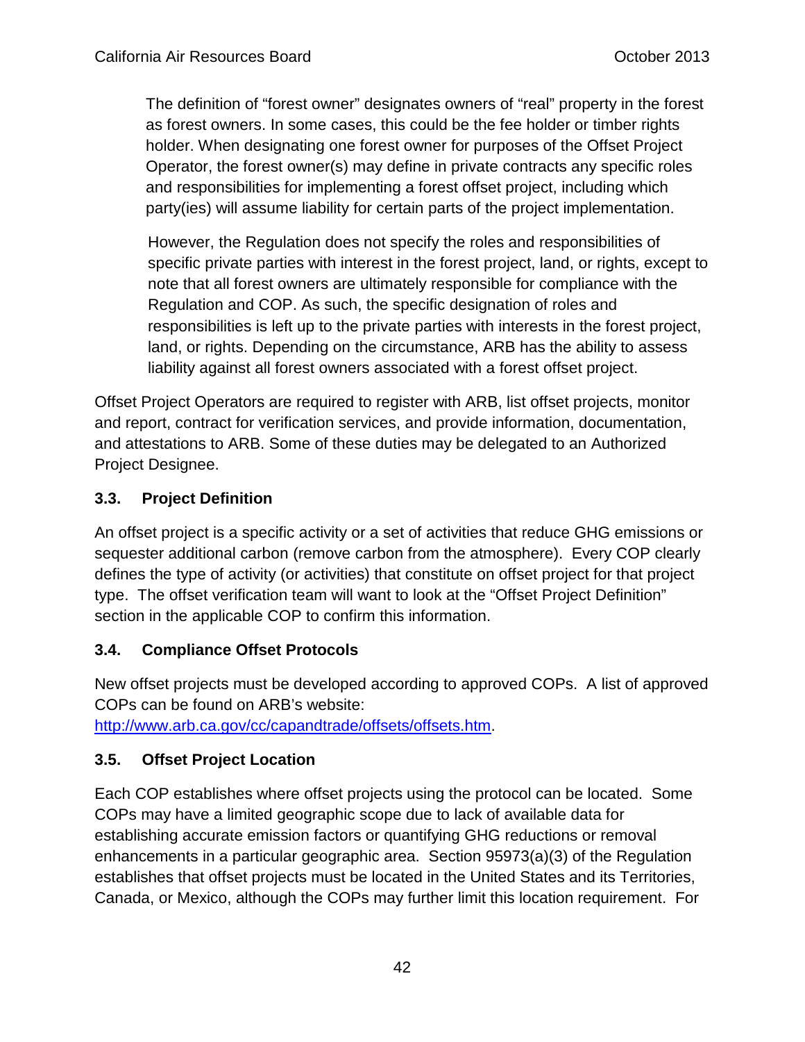> The definition of "forest owner" designates owners of "real" property in the forest as forest owners. In some cases, this could be the fee holder or timber rights holder. When designating one forest owner for purposes of the Offset Project Operator, the forest owner(s) may define in private contracts any specific roles and responsibilities for implementing a forest offset project, including which party(ies) will assume liability for certain parts of the project implementation.
>
> However, the Regulation does not specify the roles and responsibilities of specific private parties with interest in the forest project, land, or rights, except to note that all forest owners are ultimately responsible for compliance with the Regulation and COP. As such, the specific designation of roles and responsibilities is left up to the private parties with interests in the forest project, land, or rights. Depending on the circumstance, ARB has the ability to assess liability against all forest owners associated with a forest offset project.

Offset Project Operators are required to register with ARB, list offset projects, monitor and report, contract for verification services, and provide information, documentation, and attestations to ARB. Some of these duties may be delegated to an Authorized Project Designee.

### 3.3. Project Definition

An offset project is a specific activity or a set of activities that reduce GHG emissions or sequester additional carbon (remove carbon from the atmosphere). Every COP clearly defines the type of activity (or activities) that constitute on offset project for that project type. The offset verification team will want to look at the "Offset Project Definition" section in the applicable COP to confirm this information.

### 3.4. Compliance Offset Protocols

New offset projects must be developed according to approved COPs. A list of approved COPs can be found on ARB's website: http://www.arb.ca.gov/cc/capandtrade/offsets/offsets.htm.

### 3.5. Offset Project Location

Each COP establishes where offset projects using the protocol can be located. Some COPs may have a limited geographic scope due to lack of available data for establishing accurate emission factors or quantifying GHG reductions or removal enhancements in a particular geographic area. Section 95973(a)(3) of the Regulation establishes that offset projects must be located in the United States and its Territories, Canada, or Mexico, although the COPs may further limit this location requirement. For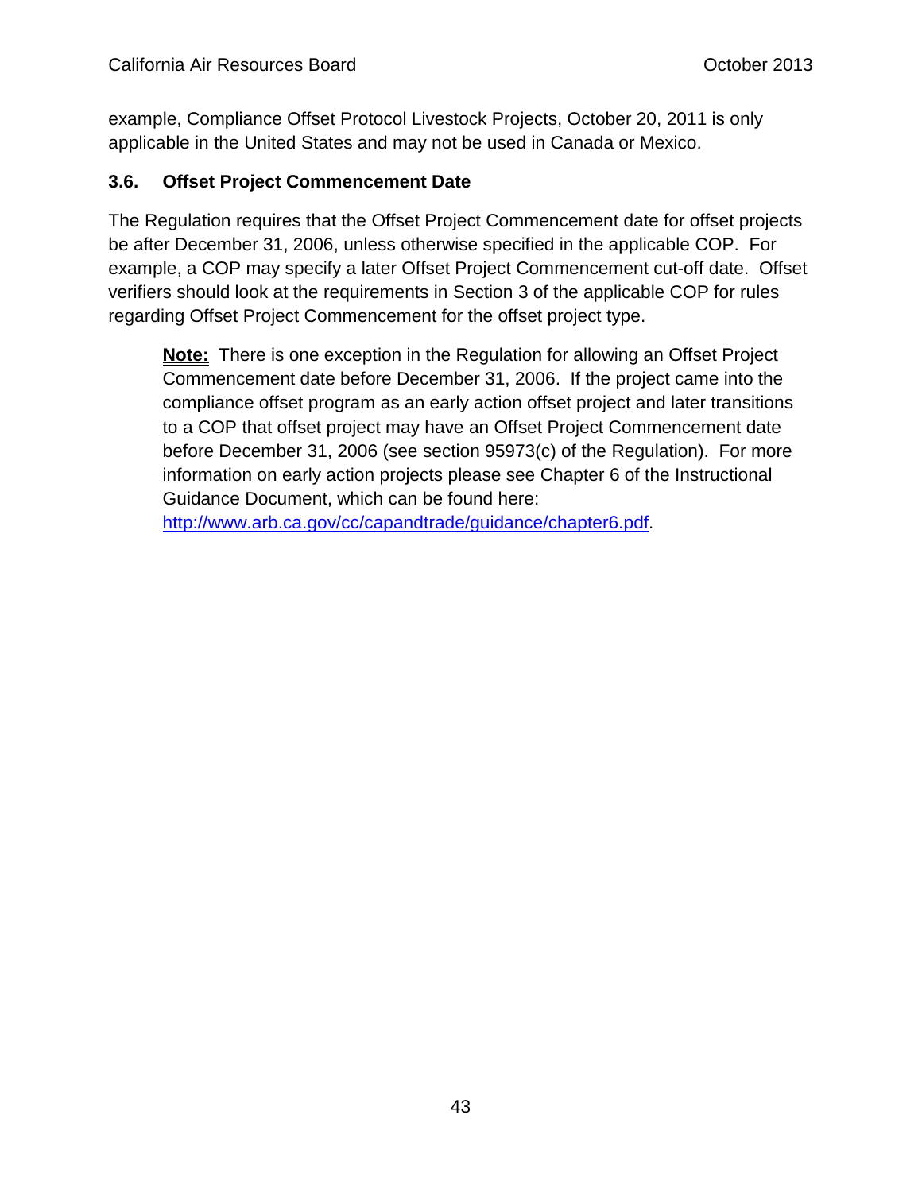example, Compliance Offset Protocol Livestock Projects, October 20, 2011 is only applicable in the United States and may not be used in Canada or Mexico.

### 3.6. Offset Project Commencement Date

The Regulation requires that the Offset Project Commencement date for offset projects be after December 31, 2006, unless otherwise specified in the applicable COP. For example, a COP may specify a later Offset Project Commencement cut-off date. Offset verifiers should look at the requirements in Section 3 of the applicable COP for rules regarding Offset Project Commencement for the offset project type.

> **Note:** There is one exception in the Regulation for allowing an Offset Project Commencement date before December 31, 2006. If the project came into the compliance offset program as an early action offset project and later transitions to a COP that offset project may have an Offset Project Commencement date before December 31, 2006 (see section 95973(c) of the Regulation). For more information on early action projects please see Chapter 6 of the Instructional Guidance Document, which can be found here: http://www.arb.ca.gov/cc/capandtrade/guidance/chapter6.pdf.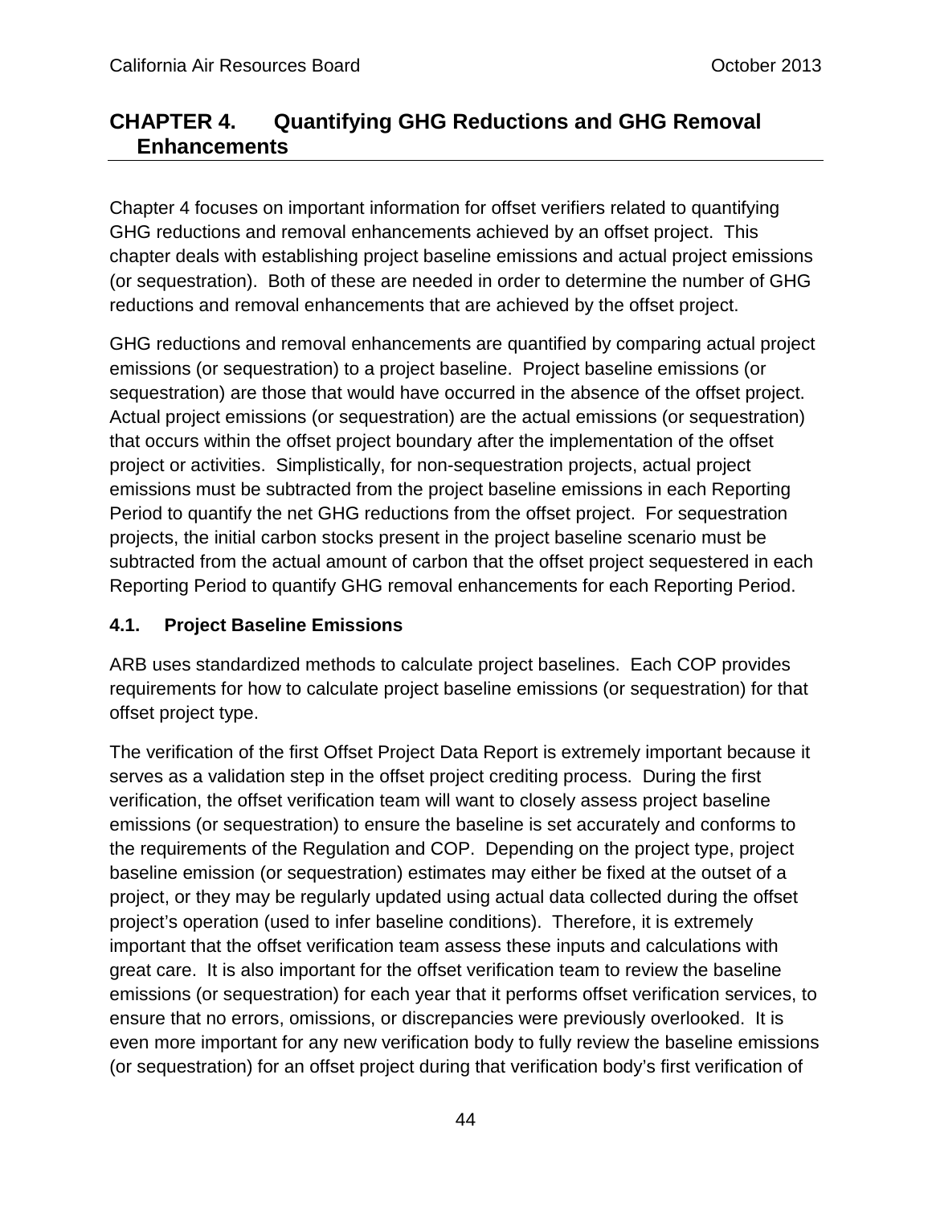# CHAPTER 4. Quantifying GHG Reductions and GHG Removal Enhancements

Chapter 4 focuses on important information for offset verifiers related to quantifying GHG reductions and removal enhancements achieved by an offset project. This chapter deals with establishing project baseline emissions and actual project emissions (or sequestration). Both of these are needed in order to determine the number of GHG reductions and removal enhancements that are achieved by the offset project.

GHG reductions and removal enhancements are quantified by comparing actual project emissions (or sequestration) to a project baseline. Project baseline emissions (or sequestration) are those that would have occurred in the absence of the offset project. Actual project emissions (or sequestration) are the actual emissions (or sequestration) that occurs within the offset project boundary after the implementation of the offset project or activities. Simplistically, for non-sequestration projects, actual project emissions must be subtracted from the project baseline emissions in each Reporting Period to quantify the net GHG reductions from the offset project. For sequestration projects, the initial carbon stocks present in the project baseline scenario must be subtracted from the actual amount of carbon that the offset project sequestered in each Reporting Period to quantify GHG removal enhancements for each Reporting Period.

## 4.1. Project Baseline Emissions

ARB uses standardized methods to calculate project baselines. Each COP provides requirements for how to calculate project baseline emissions (or sequestration) for that offset project type.

The verification of the first Offset Project Data Report is extremely important because it serves as a validation step in the offset project crediting process. During the first verification, the offset verification team will want to closely assess project baseline emissions (or sequestration) to ensure the baseline is set accurately and conforms to the requirements of the Regulation and COP. Depending on the project type, project baseline emission (or sequestration) estimates may either be fixed at the outset of a project, or they may be regularly updated using actual data collected during the offset project's operation (used to infer baseline conditions). Therefore, it is extremely important that the offset verification team assess these inputs and calculations with great care. It is also important for the offset verification team to review the baseline emissions (or sequestration) for each year that it performs offset verification services, to ensure that no errors, omissions, or discrepancies were previously overlooked. It is even more important for any new verification body to fully review the baseline emissions (or sequestration) for an offset project during that verification body's first verification of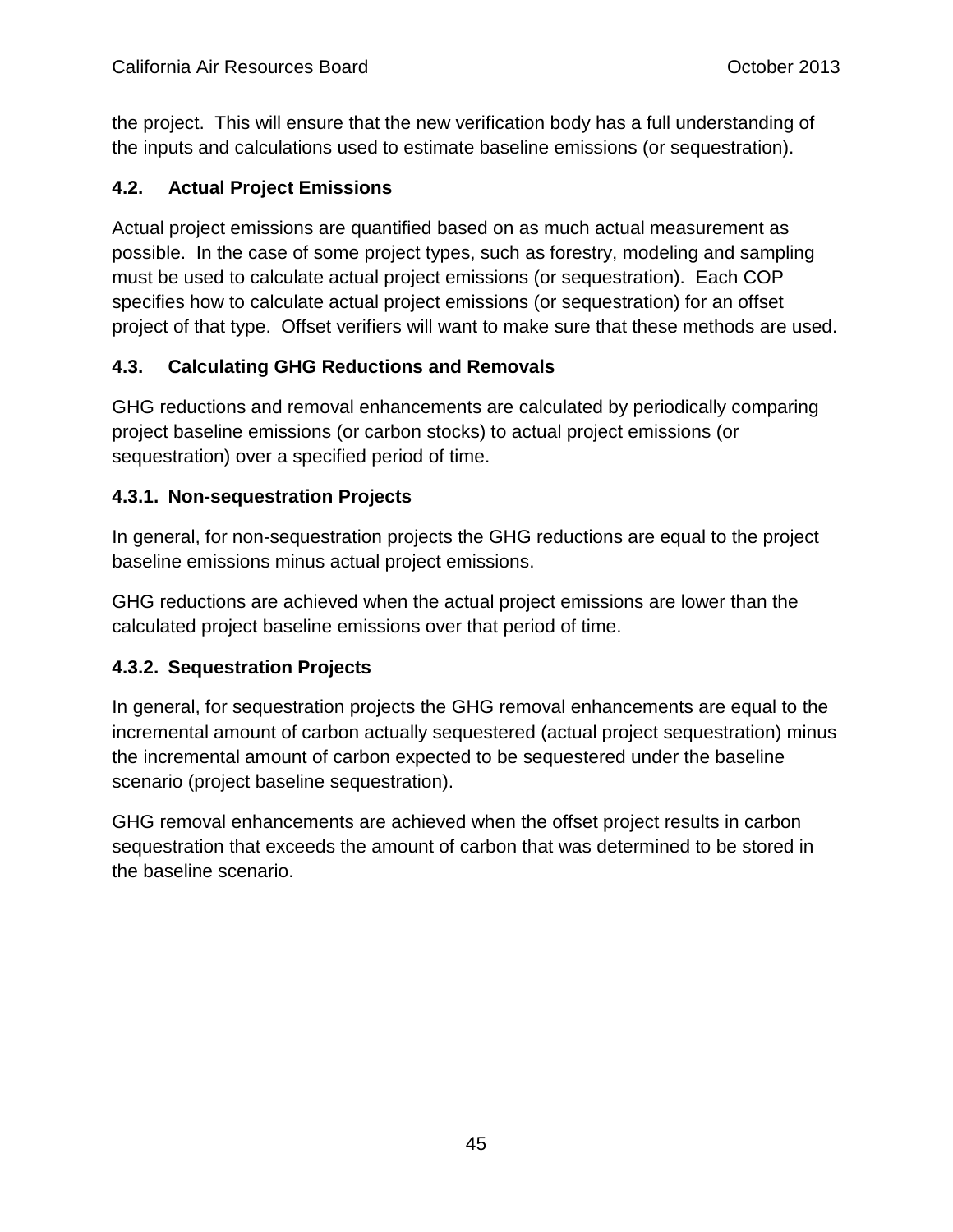the project. This will ensure that the new verification body has a full understanding of the inputs and calculations used to estimate baseline emissions (or sequestration).

## 4.2. Actual Project Emissions

Actual project emissions are quantified based on as much actual measurement as possible. In the case of some project types, such as forestry, modeling and sampling must be used to calculate actual project emissions (or sequestration). Each COP specifies how to calculate actual project emissions (or sequestration) for an offset project of that type. Offset verifiers will want to make sure that these methods are used.

## 4.3. Calculating GHG Reductions and Removals

GHG reductions and removal enhancements are calculated by periodically comparing project baseline emissions (or carbon stocks) to actual project emissions (or sequestration) over a specified period of time.

### 4.3.1. Non-sequestration Projects

In general, for non-sequestration projects the GHG reductions are equal to the project baseline emissions minus actual project emissions.

GHG reductions are achieved when the actual project emissions are lower than the calculated project baseline emissions over that period of time.

### 4.3.2. Sequestration Projects

In general, for sequestration projects the GHG removal enhancements are equal to the incremental amount of carbon actually sequestered (actual project sequestration) minus the incremental amount of carbon expected to be sequestered under the baseline scenario (project baseline sequestration).

GHG removal enhancements are achieved when the offset project results in carbon sequestration that exceeds the amount of carbon that was determined to be stored in the baseline scenario.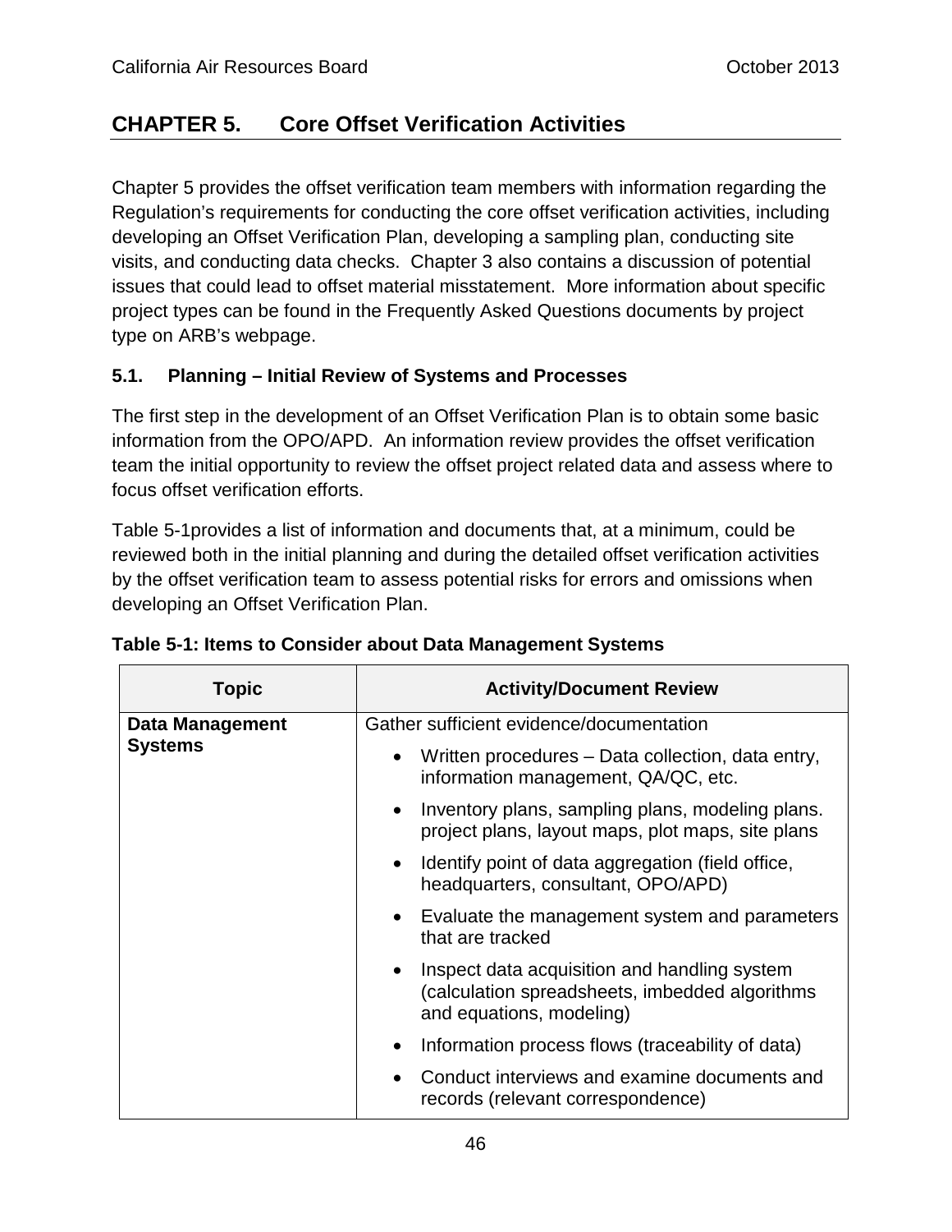# CHAPTER 5. Core Offset Verification Activities

Chapter 5 provides the offset verification team members with information regarding the Regulation's requirements for conducting the core offset verification activities, including developing an Offset Verification Plan, developing a sampling plan, conducting site visits, and conducting data checks. Chapter 3 also contains a discussion of potential issues that could lead to offset material misstatement. More information about specific project types can be found in the Frequently Asked Questions documents by project type on ARB's webpage.

## 5.1. Planning – Initial Review of Systems and Processes

The first step in the development of an Offset Verification Plan is to obtain some basic information from the OPO/APD. An information review provides the offset verification team the initial opportunity to review the offset project related data and assess where to focus offset verification efforts.

Table 5-1provides a list of information and documents that, at a minimum, could be reviewed both in the initial planning and during the detailed offset verification activities by the offset verification team to assess potential risks for errors and omissions when developing an Offset Verification Plan.

**Table 5-1: Items to Consider about Data Management Systems**

| Topic | Activity/Document Review |
| --- | --- |
| **Data Management Systems** | Gather sufficient evidence/documentation<br>• Written procedures – Data collection, data entry, information management, QA/QC, etc.<br>• Inventory plans, sampling plans, modeling plans. project plans, layout maps, plot maps, site plans<br>• Identify point of data aggregation (field office, headquarters, consultant, OPO/APD)<br>• Evaluate the management system and parameters that are tracked<br>• Inspect data acquisition and handling system (calculation spreadsheets, imbedded algorithms and equations, modeling)<br>• Information process flows (traceability of data)<br>• Conduct interviews and examine documents and records (relevant correspondence) |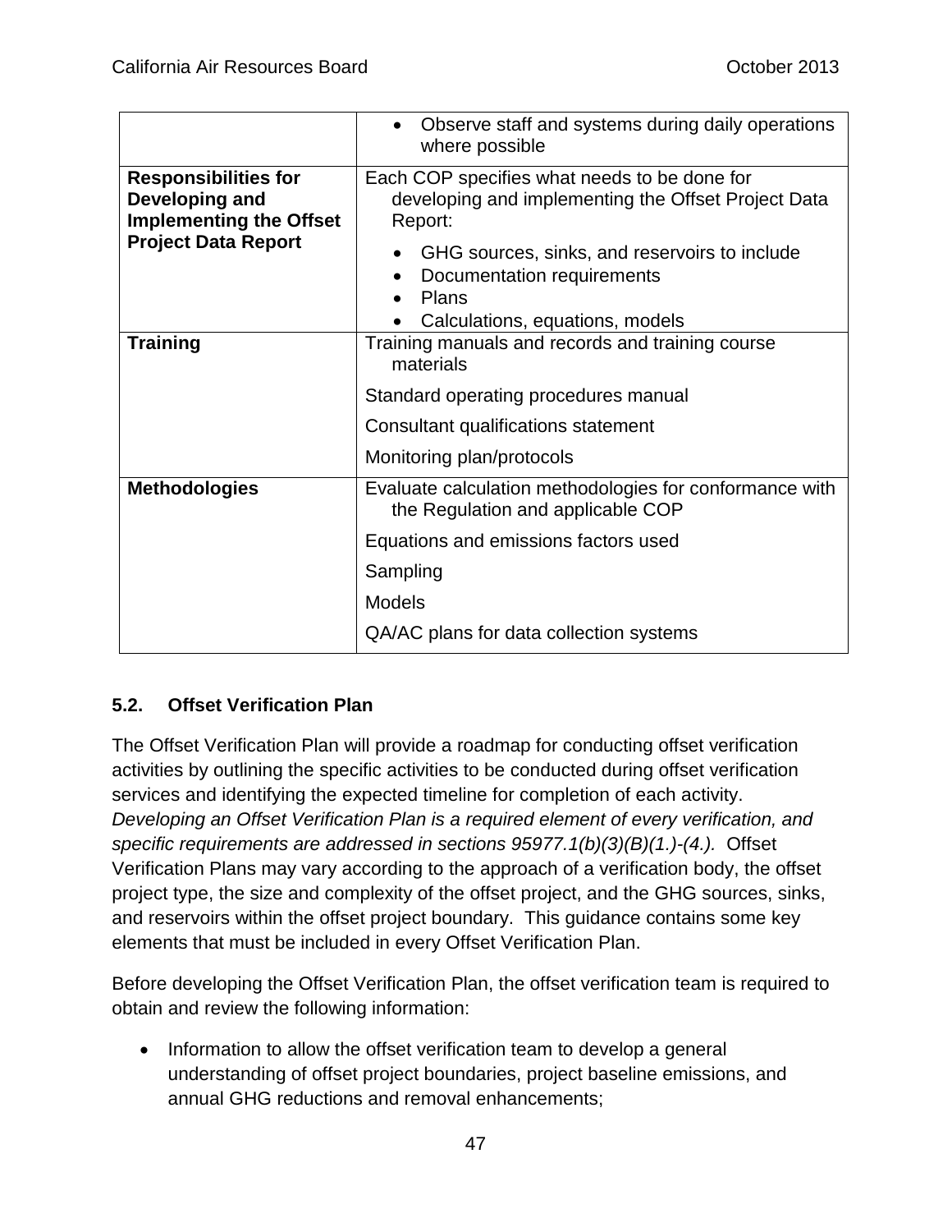| | |
|---|---|
| | • Observe staff and systems during daily operations where possible |
| **Responsibilities for Developing and Implementing the Offset Project Data Report** | Each COP specifies what needs to be done for developing and implementing the Offset Project Data Report:<br>• GHG sources, sinks, and reservoirs to include<br>• Documentation requirements<br>• Plans<br>• Calculations, equations, models |
| **Training** | Training manuals and records and training course materials<br>Standard operating procedures manual<br>Consultant qualifications statement<br>Monitoring plan/protocols |
| **Methodologies** | Evaluate calculation methodologies for conformance with the Regulation and applicable COP<br>Equations and emissions factors used<br>Sampling<br>Models<br>QA/AC plans for data collection systems |

### 5.2. Offset Verification Plan

The Offset Verification Plan will provide a roadmap for conducting offset verification activities by outlining the specific activities to be conducted during offset verification services and identifying the expected timeline for completion of each activity. *Developing an Offset Verification Plan is a required element of every verification, and specific requirements are addressed in sections 95977.1(b)(3)(B)(1.)-(4.).* Offset Verification Plans may vary according to the approach of a verification body, the offset project type, the size and complexity of the offset project, and the GHG sources, sinks, and reservoirs within the offset project boundary. This guidance contains some key elements that must be included in every Offset Verification Plan.

Before developing the Offset Verification Plan, the offset verification team is required to obtain and review the following information:

- Information to allow the offset verification team to develop a general understanding of offset project boundaries, project baseline emissions, and annual GHG reductions and removal enhancements;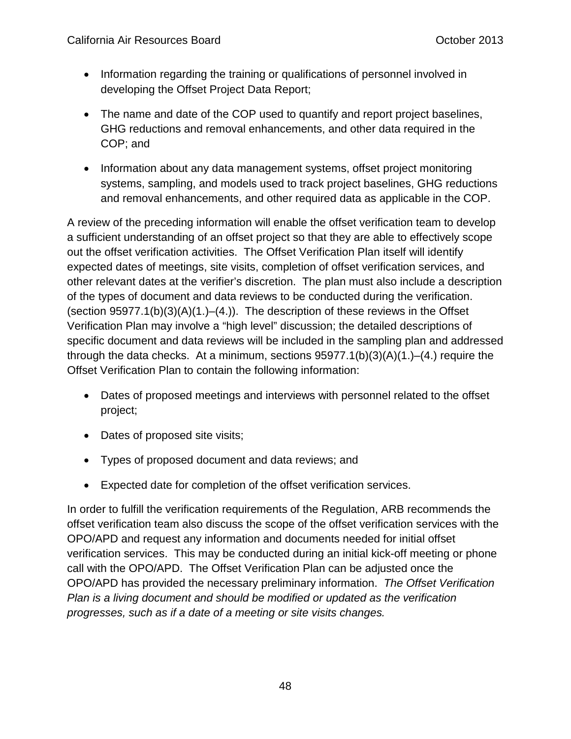- Information regarding the training or qualifications of personnel involved in developing the Offset Project Data Report;
- The name and date of the COP used to quantify and report project baselines, GHG reductions and removal enhancements, and other data required in the COP; and
- Information about any data management systems, offset project monitoring systems, sampling, and models used to track project baselines, GHG reductions and removal enhancements, and other required data as applicable in the COP.

A review of the preceding information will enable the offset verification team to develop a sufficient understanding of an offset project so that they are able to effectively scope out the offset verification activities. The Offset Verification Plan itself will identify expected dates of meetings, site visits, completion of offset verification services, and other relevant dates at the verifier's discretion. The plan must also include a description of the types of document and data reviews to be conducted during the verification. (section 95977.1(b)(3)(A)(1.)–(4.)). The description of these reviews in the Offset Verification Plan may involve a "high level" discussion; the detailed descriptions of specific document and data reviews will be included in the sampling plan and addressed through the data checks. At a minimum, sections 95977.1(b)(3)(A)(1.)–(4.) require the Offset Verification Plan to contain the following information:

- Dates of proposed meetings and interviews with personnel related to the offset project;
- Dates of proposed site visits;
- Types of proposed document and data reviews; and
- Expected date for completion of the offset verification services.

In order to fulfill the verification requirements of the Regulation, ARB recommends the offset verification team also discuss the scope of the offset verification services with the OPO/APD and request any information and documents needed for initial offset verification services. This may be conducted during an initial kick-off meeting or phone call with the OPO/APD. The Offset Verification Plan can be adjusted once the OPO/APD has provided the necessary preliminary information. *The Offset Verification Plan is a living document and should be modified or updated as the verification progresses, such as if a date of a meeting or site visits changes.*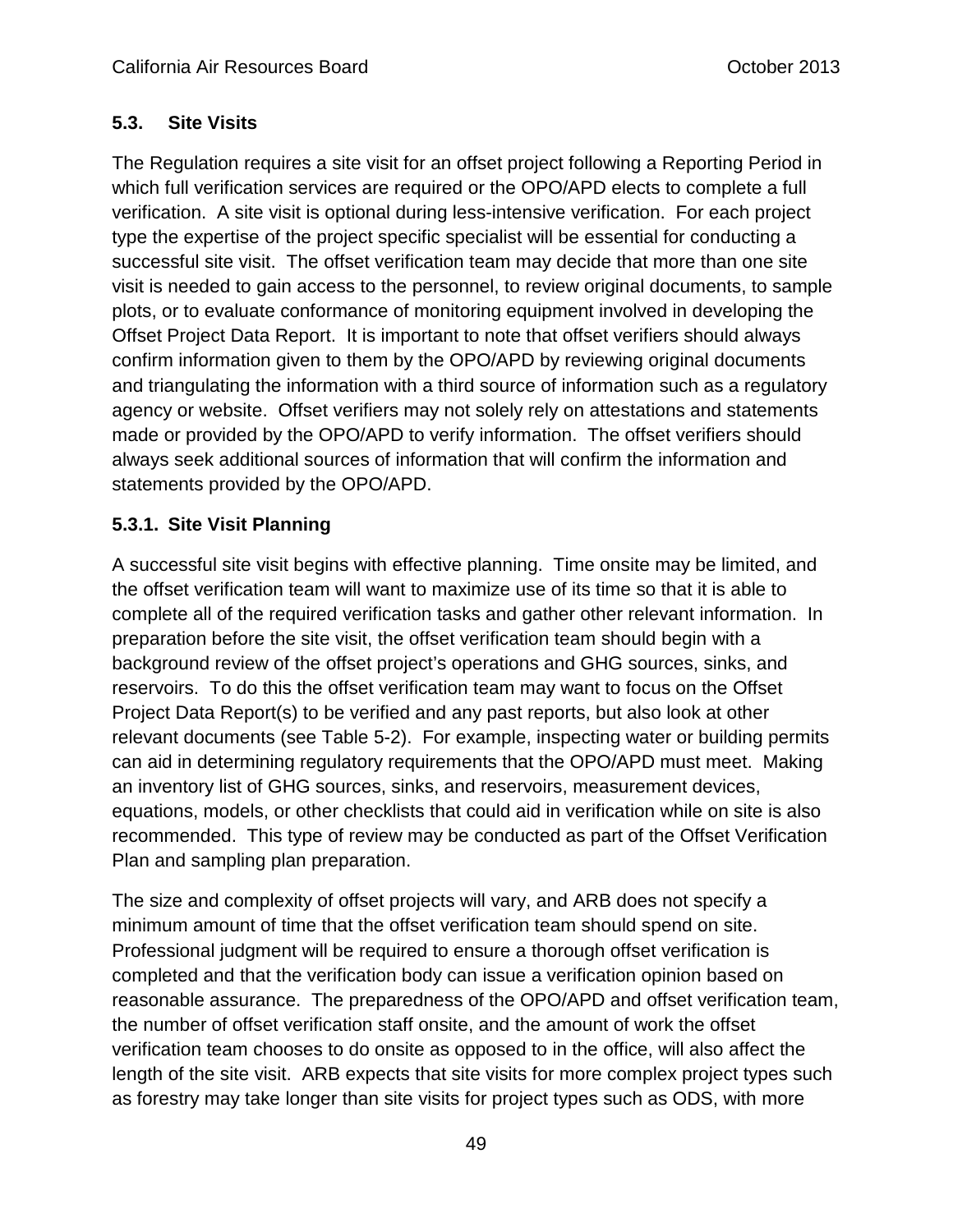### 5.3. Site Visits

The Regulation requires a site visit for an offset project following a Reporting Period in which full verification services are required or the OPO/APD elects to complete a full verification. A site visit is optional during less-intensive verification. For each project type the expertise of the project specific specialist will be essential for conducting a successful site visit. The offset verification team may decide that more than one site visit is needed to gain access to the personnel, to review original documents, to sample plots, or to evaluate conformance of monitoring equipment involved in developing the Offset Project Data Report. It is important to note that offset verifiers should always confirm information given to them by the OPO/APD by reviewing original documents and triangulating the information with a third source of information such as a regulatory agency or website. Offset verifiers may not solely rely on attestations and statements made or provided by the OPO/APD to verify information. The offset verifiers should always seek additional sources of information that will confirm the information and statements provided by the OPO/APD.

#### 5.3.1. Site Visit Planning

A successful site visit begins with effective planning. Time onsite may be limited, and the offset verification team will want to maximize use of its time so that it is able to complete all of the required verification tasks and gather other relevant information. In preparation before the site visit, the offset verification team should begin with a background review of the offset project's operations and GHG sources, sinks, and reservoirs. To do this the offset verification team may want to focus on the Offset Project Data Report(s) to be verified and any past reports, but also look at other relevant documents (see Table 5-2). For example, inspecting water or building permits can aid in determining regulatory requirements that the OPO/APD must meet. Making an inventory list of GHG sources, sinks, and reservoirs, measurement devices, equations, models, or other checklists that could aid in verification while on site is also recommended. This type of review may be conducted as part of the Offset Verification Plan and sampling plan preparation.

The size and complexity of offset projects will vary, and ARB does not specify a minimum amount of time that the offset verification team should spend on site. Professional judgment will be required to ensure a thorough offset verification is completed and that the verification body can issue a verification opinion based on reasonable assurance. The preparedness of the OPO/APD and offset verification team, the number of offset verification staff onsite, and the amount of work the offset verification team chooses to do onsite as opposed to in the office, will also affect the length of the site visit. ARB expects that site visits for more complex project types such as forestry may take longer than site visits for project types such as ODS, with more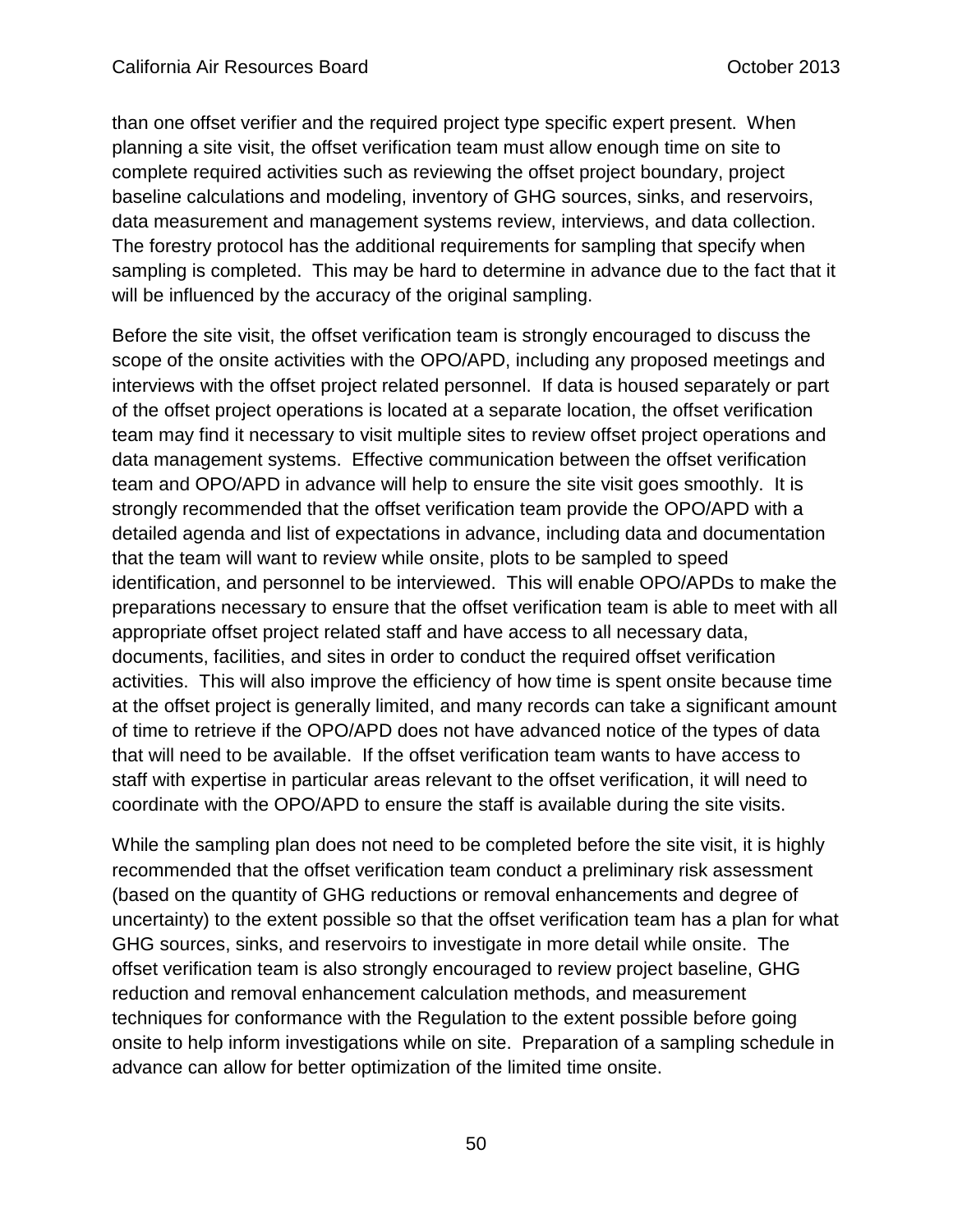than one offset verifier and the required project type specific expert present. When planning a site visit, the offset verification team must allow enough time on site to complete required activities such as reviewing the offset project boundary, project baseline calculations and modeling, inventory of GHG sources, sinks, and reservoirs, data measurement and management systems review, interviews, and data collection. The forestry protocol has the additional requirements for sampling that specify when sampling is completed. This may be hard to determine in advance due to the fact that it will be influenced by the accuracy of the original sampling.

Before the site visit, the offset verification team is strongly encouraged to discuss the scope of the onsite activities with the OPO/APD, including any proposed meetings and interviews with the offset project related personnel. If data is housed separately or part of the offset project operations is located at a separate location, the offset verification team may find it necessary to visit multiple sites to review offset project operations and data management systems. Effective communication between the offset verification team and OPO/APD in advance will help to ensure the site visit goes smoothly. It is strongly recommended that the offset verification team provide the OPO/APD with a detailed agenda and list of expectations in advance, including data and documentation that the team will want to review while onsite, plots to be sampled to speed identification, and personnel to be interviewed. This will enable OPO/APDs to make the preparations necessary to ensure that the offset verification team is able to meet with all appropriate offset project related staff and have access to all necessary data, documents, facilities, and sites in order to conduct the required offset verification activities. This will also improve the efficiency of how time is spent onsite because time at the offset project is generally limited, and many records can take a significant amount of time to retrieve if the OPO/APD does not have advanced notice of the types of data that will need to be available. If the offset verification team wants to have access to staff with expertise in particular areas relevant to the offset verification, it will need to coordinate with the OPO/APD to ensure the staff is available during the site visits.

While the sampling plan does not need to be completed before the site visit, it is highly recommended that the offset verification team conduct a preliminary risk assessment (based on the quantity of GHG reductions or removal enhancements and degree of uncertainty) to the extent possible so that the offset verification team has a plan for what GHG sources, sinks, and reservoirs to investigate in more detail while onsite. The offset verification team is also strongly encouraged to review project baseline, GHG reduction and removal enhancement calculation methods, and measurement techniques for conformance with the Regulation to the extent possible before going onsite to help inform investigations while on site. Preparation of a sampling schedule in advance can allow for better optimization of the limited time onsite.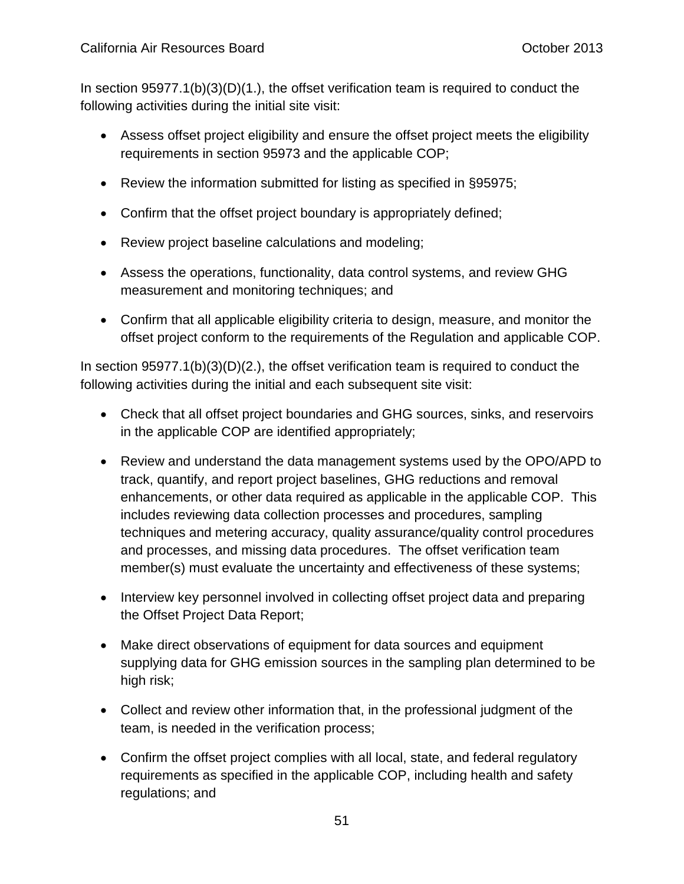In section 95977.1(b)(3)(D)(1.), the offset verification team is required to conduct the following activities during the initial site visit:

- Assess offset project eligibility and ensure the offset project meets the eligibility requirements in section 95973 and the applicable COP;
- Review the information submitted for listing as specified in §95975;
- Confirm that the offset project boundary is appropriately defined;
- Review project baseline calculations and modeling;
- Assess the operations, functionality, data control systems, and review GHG measurement and monitoring techniques; and
- Confirm that all applicable eligibility criteria to design, measure, and monitor the offset project conform to the requirements of the Regulation and applicable COP.

In section 95977.1(b)(3)(D)(2.), the offset verification team is required to conduct the following activities during the initial and each subsequent site visit:

- Check that all offset project boundaries and GHG sources, sinks, and reservoirs in the applicable COP are identified appropriately;
- Review and understand the data management systems used by the OPO/APD to track, quantify, and report project baselines, GHG reductions and removal enhancements, or other data required as applicable in the applicable COP. This includes reviewing data collection processes and procedures, sampling techniques and metering accuracy, quality assurance/quality control procedures and processes, and missing data procedures. The offset verification team member(s) must evaluate the uncertainty and effectiveness of these systems;
- Interview key personnel involved in collecting offset project data and preparing the Offset Project Data Report;
- Make direct observations of equipment for data sources and equipment supplying data for GHG emission sources in the sampling plan determined to be high risk;
- Collect and review other information that, in the professional judgment of the team, is needed in the verification process;
- Confirm the offset project complies with all local, state, and federal regulatory requirements as specified in the applicable COP, including health and safety regulations; and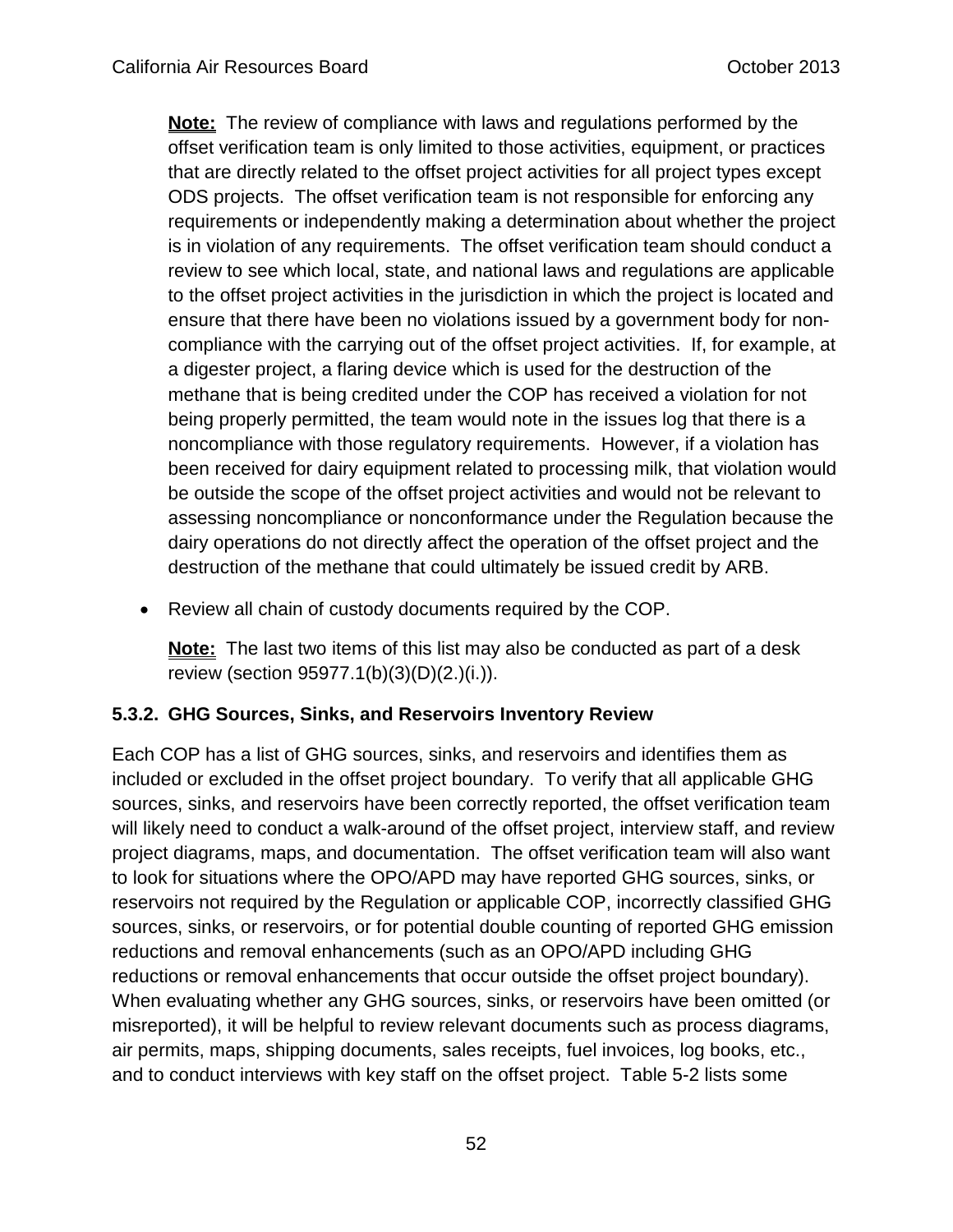**Note:** The review of compliance with laws and regulations performed by the offset verification team is only limited to those activities, equipment, or practices that are directly related to the offset project activities for all project types except ODS projects. The offset verification team is not responsible for enforcing any requirements or independently making a determination about whether the project is in violation of any requirements. The offset verification team should conduct a review to see which local, state, and national laws and regulations are applicable to the offset project activities in the jurisdiction in which the project is located and ensure that there have been no violations issued by a government body for non-compliance with the carrying out of the offset project activities. If, for example, at a digester project, a flaring device which is used for the destruction of the methane that is being credited under the COP has received a violation for not being properly permitted, the team would note in the issues log that there is a noncompliance with those regulatory requirements. However, if a violation has been received for dairy equipment related to processing milk, that violation would be outside the scope of the offset project activities and would not be relevant to assessing noncompliance or nonconformance under the Regulation because the dairy operations do not directly affect the operation of the offset project and the destruction of the methane that could ultimately be issued credit by ARB.

- Review all chain of custody documents required by the COP.

  **Note:** The last two items of this list may also be conducted as part of a desk review (section 95977.1(b)(3)(D)(2.)(i.)).

### 5.3.2. GHG Sources, Sinks, and Reservoirs Inventory Review

Each COP has a list of GHG sources, sinks, and reservoirs and identifies them as included or excluded in the offset project boundary. To verify that all applicable GHG sources, sinks, and reservoirs have been correctly reported, the offset verification team will likely need to conduct a walk-around of the offset project, interview staff, and review project diagrams, maps, and documentation. The offset verification team will also want to look for situations where the OPO/APD may have reported GHG sources, sinks, or reservoirs not required by the Regulation or applicable COP, incorrectly classified GHG sources, sinks, or reservoirs, or for potential double counting of reported GHG emission reductions and removal enhancements (such as an OPO/APD including GHG reductions or removal enhancements that occur outside the offset project boundary). When evaluating whether any GHG sources, sinks, or reservoirs have been omitted (or misreported), it will be helpful to review relevant documents such as process diagrams, air permits, maps, shipping documents, sales receipts, fuel invoices, log books, etc., and to conduct interviews with key staff on the offset project. Table 5-2 lists some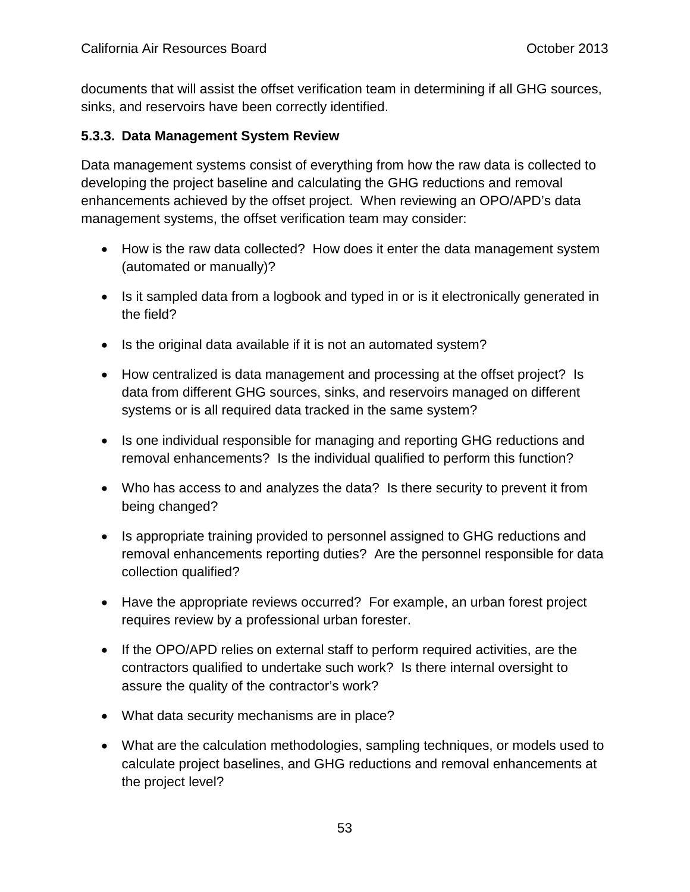documents that will assist the offset verification team in determining if all GHG sources, sinks, and reservoirs have been correctly identified.

### 5.3.3. Data Management System Review

Data management systems consist of everything from how the raw data is collected to developing the project baseline and calculating the GHG reductions and removal enhancements achieved by the offset project. When reviewing an OPO/APD's data management systems, the offset verification team may consider:

- How is the raw data collected? How does it enter the data management system (automated or manually)?
- Is it sampled data from a logbook and typed in or is it electronically generated in the field?
- Is the original data available if it is not an automated system?
- How centralized is data management and processing at the offset project? Is data from different GHG sources, sinks, and reservoirs managed on different systems or is all required data tracked in the same system?
- Is one individual responsible for managing and reporting GHG reductions and removal enhancements? Is the individual qualified to perform this function?
- Who has access to and analyzes the data? Is there security to prevent it from being changed?
- Is appropriate training provided to personnel assigned to GHG reductions and removal enhancements reporting duties? Are the personnel responsible for data collection qualified?
- Have the appropriate reviews occurred? For example, an urban forest project requires review by a professional urban forester.
- If the OPO/APD relies on external staff to perform required activities, are the contractors qualified to undertake such work? Is there internal oversight to assure the quality of the contractor's work?
- What data security mechanisms are in place?
- What are the calculation methodologies, sampling techniques, or models used to calculate project baselines, and GHG reductions and removal enhancements at the project level?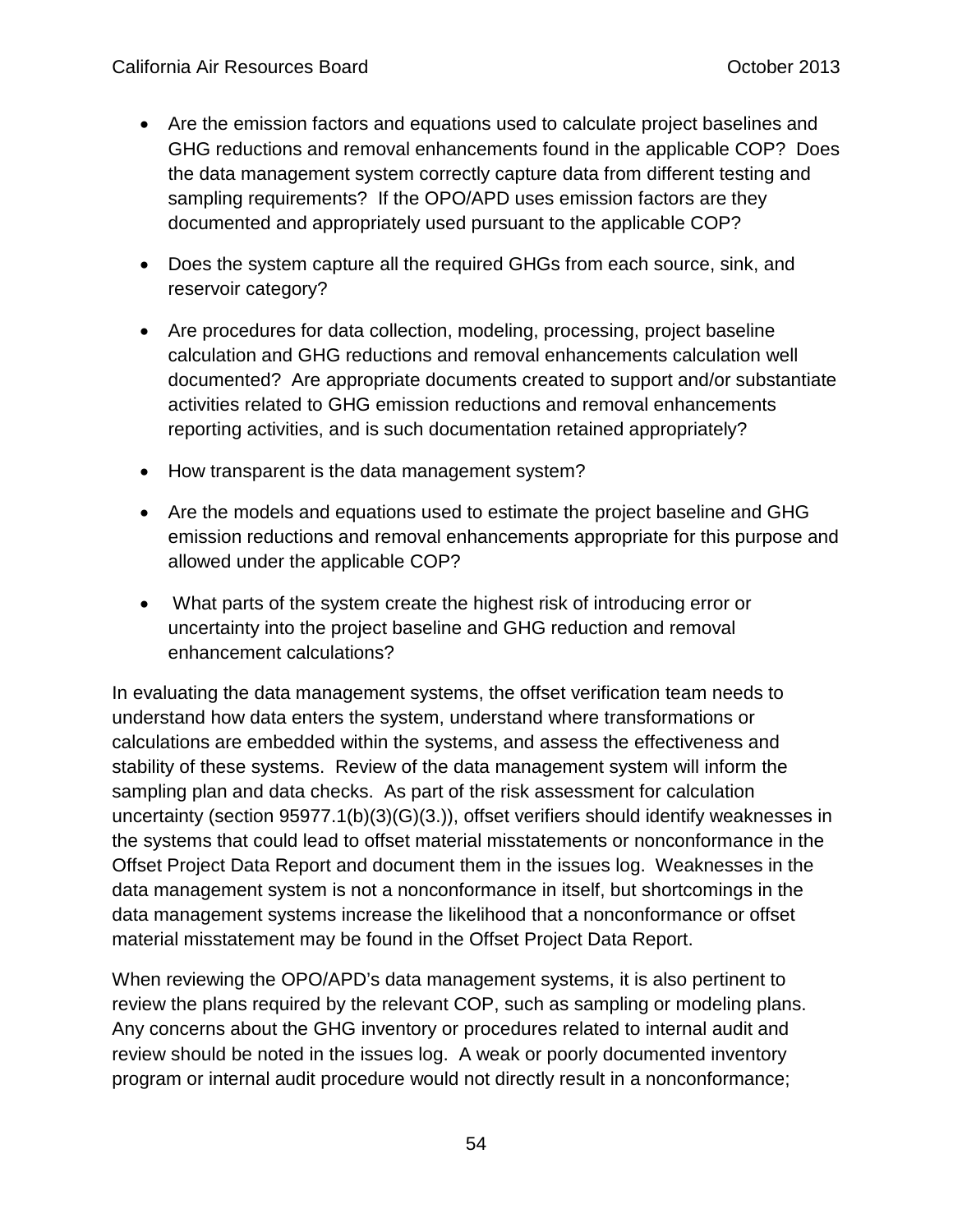- Are the emission factors and equations used to calculate project baselines and GHG reductions and removal enhancements found in the applicable COP? Does the data management system correctly capture data from different testing and sampling requirements? If the OPO/APD uses emission factors are they documented and appropriately used pursuant to the applicable COP?
- Does the system capture all the required GHGs from each source, sink, and reservoir category?
- Are procedures for data collection, modeling, processing, project baseline calculation and GHG reductions and removal enhancements calculation well documented? Are appropriate documents created to support and/or substantiate activities related to GHG emission reductions and removal enhancements reporting activities, and is such documentation retained appropriately?
- How transparent is the data management system?
- Are the models and equations used to estimate the project baseline and GHG emission reductions and removal enhancements appropriate for this purpose and allowed under the applicable COP?
- What parts of the system create the highest risk of introducing error or uncertainty into the project baseline and GHG reduction and removal enhancement calculations?

In evaluating the data management systems, the offset verification team needs to understand how data enters the system, understand where transformations or calculations are embedded within the systems, and assess the effectiveness and stability of these systems. Review of the data management system will inform the sampling plan and data checks. As part of the risk assessment for calculation uncertainty (section 95977.1(b)(3)(G)(3.)), offset verifiers should identify weaknesses in the systems that could lead to offset material misstatements or nonconformance in the Offset Project Data Report and document them in the issues log. Weaknesses in the data management system is not a nonconformance in itself, but shortcomings in the data management systems increase the likelihood that a nonconformance or offset material misstatement may be found in the Offset Project Data Report.

When reviewing the OPO/APD's data management systems, it is also pertinent to review the plans required by the relevant COP, such as sampling or modeling plans. Any concerns about the GHG inventory or procedures related to internal audit and review should be noted in the issues log. A weak or poorly documented inventory program or internal audit procedure would not directly result in a nonconformance;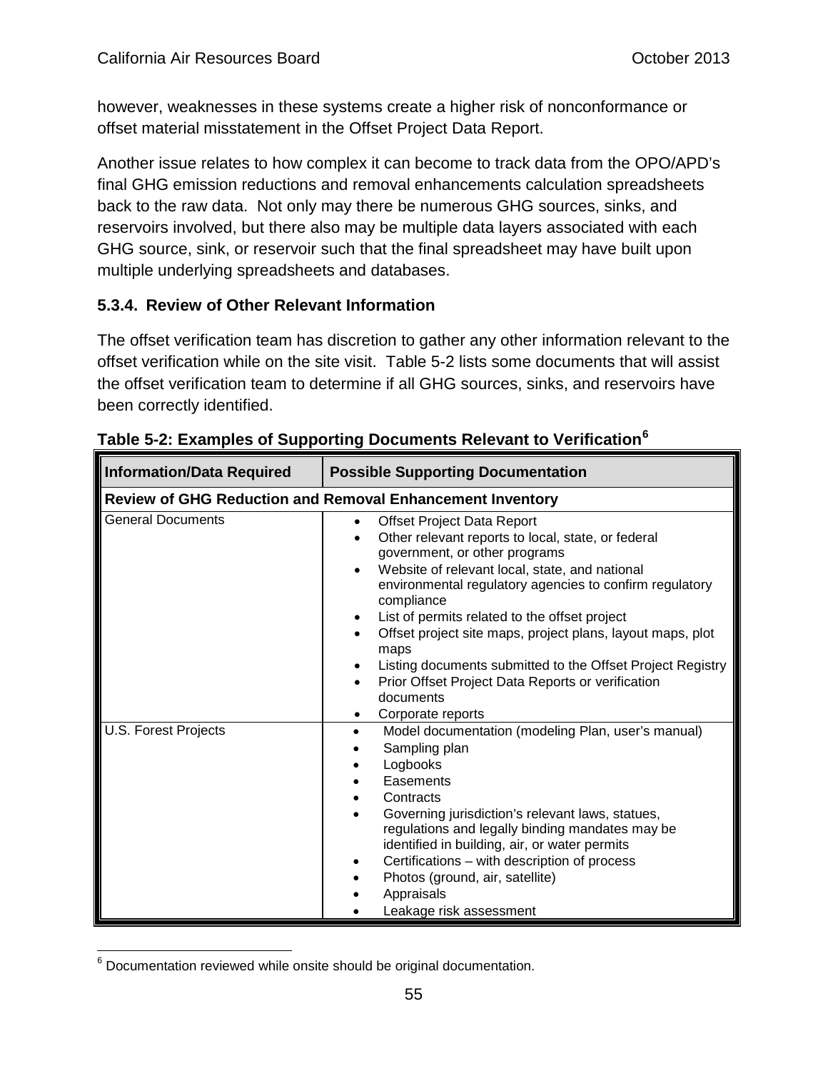however, weaknesses in these systems create a higher risk of nonconformance or offset material misstatement in the Offset Project Data Report.

Another issue relates to how complex it can become to track data from the OPO/APD's final GHG emission reductions and removal enhancements calculation spreadsheets back to the raw data. Not only may there be numerous GHG sources, sinks, and reservoirs involved, but there also may be multiple data layers associated with each GHG source, sink, or reservoir such that the final spreadsheet may have built upon multiple underlying spreadsheets and databases.

### 5.3.4. Review of Other Relevant Information

The offset verification team has discretion to gather any other information relevant to the offset verification while on the site visit. Table 5-2 lists some documents that will assist the offset verification team to determine if all GHG sources, sinks, and reservoirs have been correctly identified.

**Table 5-2: Examples of Supporting Documents Relevant to Verification[6]**

| Information/Data Required | Possible Supporting Documentation |
|---|---|
| **Review of GHG Reduction and Removal Enhancement Inventory** | |
| General Documents | • Offset Project Data Report<br>• Other relevant reports to local, state, or federal government, or other programs<br>• Website of relevant local, state, and national environmental regulatory agencies to confirm regulatory compliance<br>• List of permits related to the offset project<br>• Offset project site maps, project plans, layout maps, plot maps<br>• Listing documents submitted to the Offset Project Registry<br>• Prior Offset Project Data Reports or verification documents<br>• Corporate reports |
| U.S. Forest Projects | • Model documentation (modeling Plan, user's manual)<br>• Sampling plan<br>• Logbooks<br>• Easements<br>• Contracts<br>• Governing jurisdiction's relevant laws, statues, regulations and legally binding mandates may be identified in building, air, or water permits<br>• Certifications – with description of process<br>• Photos (ground, air, satellite)<br>• Appraisals<br>• Leakage risk assessment |

[6] Documentation reviewed while onsite should be original documentation.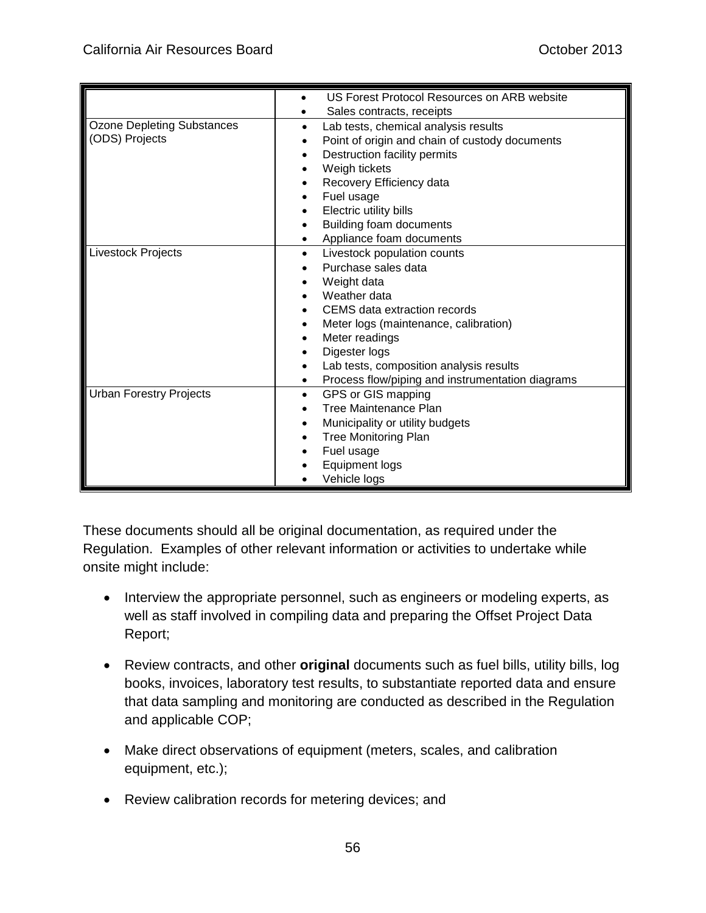| | |
|---|---|
| | • US Forest Protocol Resources on ARB website<br>• Sales contracts, receipts |
| Ozone Depleting Substances (ODS) Projects | • Lab tests, chemical analysis results<br>• Point of origin and chain of custody documents<br>• Destruction facility permits<br>• Weigh tickets<br>• Recovery Efficiency data<br>• Fuel usage<br>• Electric utility bills<br>• Building foam documents<br>• Appliance foam documents |
| Livestock Projects | • Livestock population counts<br>• Purchase sales data<br>• Weight data<br>• Weather data<br>• CEMS data extraction records<br>• Meter logs (maintenance, calibration)<br>• Meter readings<br>• Digester logs<br>• Lab tests, composition analysis results<br>• Process flow/piping and instrumentation diagrams |
| Urban Forestry Projects | • GPS or GIS mapping<br>• Tree Maintenance Plan<br>• Municipality or utility budgets<br>• Tree Monitoring Plan<br>• Fuel usage<br>• Equipment logs<br>• Vehicle logs |

These documents should all be original documentation, as required under the Regulation. Examples of other relevant information or activities to undertake while onsite might include:

- Interview the appropriate personnel, such as engineers or modeling experts, as well as staff involved in compiling data and preparing the Offset Project Data Report;
- Review contracts, and other **original** documents such as fuel bills, utility bills, log books, invoices, laboratory test results, to substantiate reported data and ensure that data sampling and monitoring are conducted as described in the Regulation and applicable COP;
- Make direct observations of equipment (meters, scales, and calibration equipment, etc.);
- Review calibration records for metering devices; and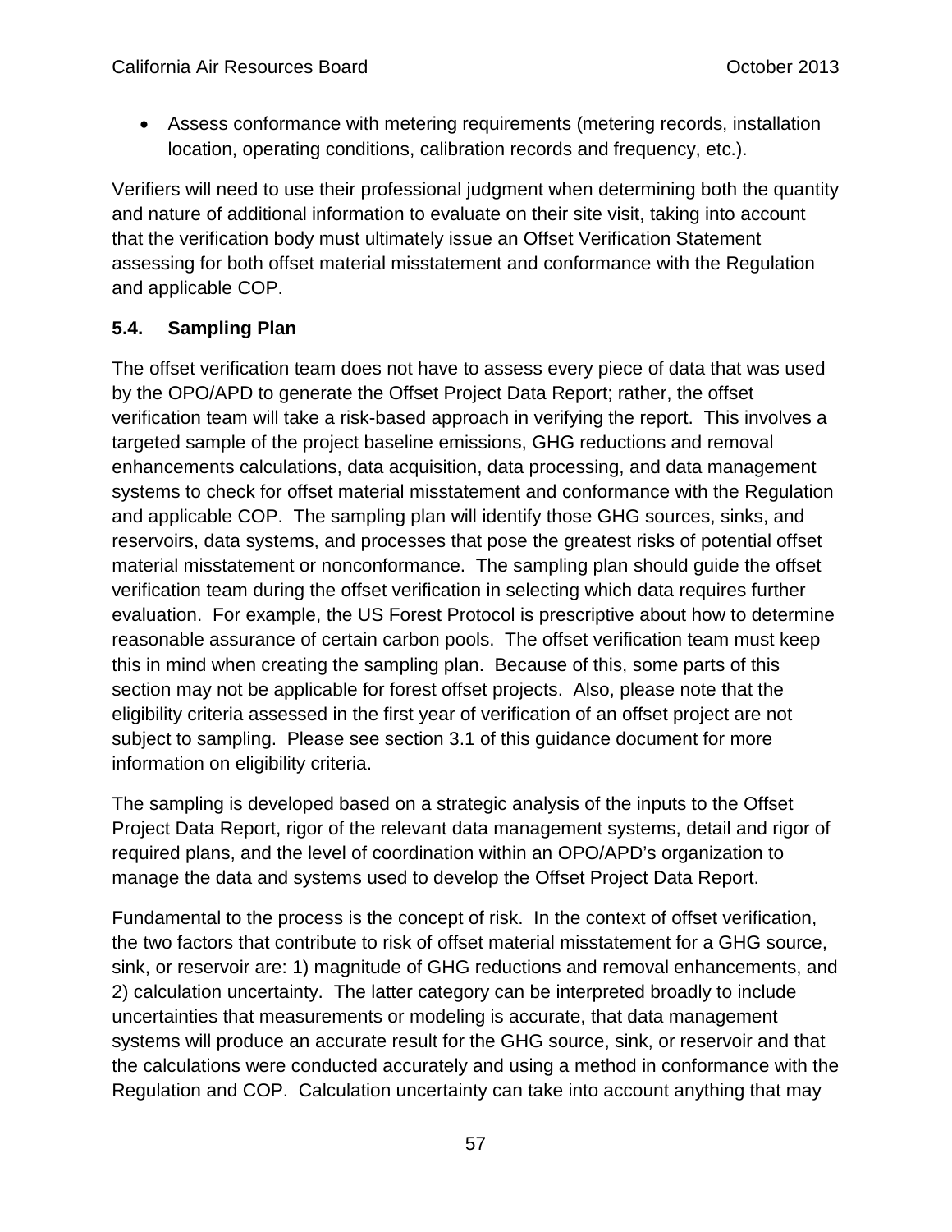- Assess conformance with metering requirements (metering records, installation location, operating conditions, calibration records and frequency, etc.).

Verifiers will need to use their professional judgment when determining both the quantity and nature of additional information to evaluate on their site visit, taking into account that the verification body must ultimately issue an Offset Verification Statement assessing for both offset material misstatement and conformance with the Regulation and applicable COP.

### 5.4. Sampling Plan

The offset verification team does not have to assess every piece of data that was used by the OPO/APD to generate the Offset Project Data Report; rather, the offset verification team will take a risk-based approach in verifying the report. This involves a targeted sample of the project baseline emissions, GHG reductions and removal enhancements calculations, data acquisition, data processing, and data management systems to check for offset material misstatement and conformance with the Regulation and applicable COP. The sampling plan will identify those GHG sources, sinks, and reservoirs, data systems, and processes that pose the greatest risks of potential offset material misstatement or nonconformance. The sampling plan should guide the offset verification team during the offset verification in selecting which data requires further evaluation. For example, the US Forest Protocol is prescriptive about how to determine reasonable assurance of certain carbon pools. The offset verification team must keep this in mind when creating the sampling plan. Because of this, some parts of this section may not be applicable for forest offset projects. Also, please note that the eligibility criteria assessed in the first year of verification of an offset project are not subject to sampling. Please see section 3.1 of this guidance document for more information on eligibility criteria.

The sampling is developed based on a strategic analysis of the inputs to the Offset Project Data Report, rigor of the relevant data management systems, detail and rigor of required plans, and the level of coordination within an OPO/APD's organization to manage the data and systems used to develop the Offset Project Data Report.

Fundamental to the process is the concept of risk. In the context of offset verification, the two factors that contribute to risk of offset material misstatement for a GHG source, sink, or reservoir are: 1) magnitude of GHG reductions and removal enhancements, and 2) calculation uncertainty. The latter category can be interpreted broadly to include uncertainties that measurements or modeling is accurate, that data management systems will produce an accurate result for the GHG source, sink, or reservoir and that the calculations were conducted accurately and using a method in conformance with the Regulation and COP. Calculation uncertainty can take into account anything that may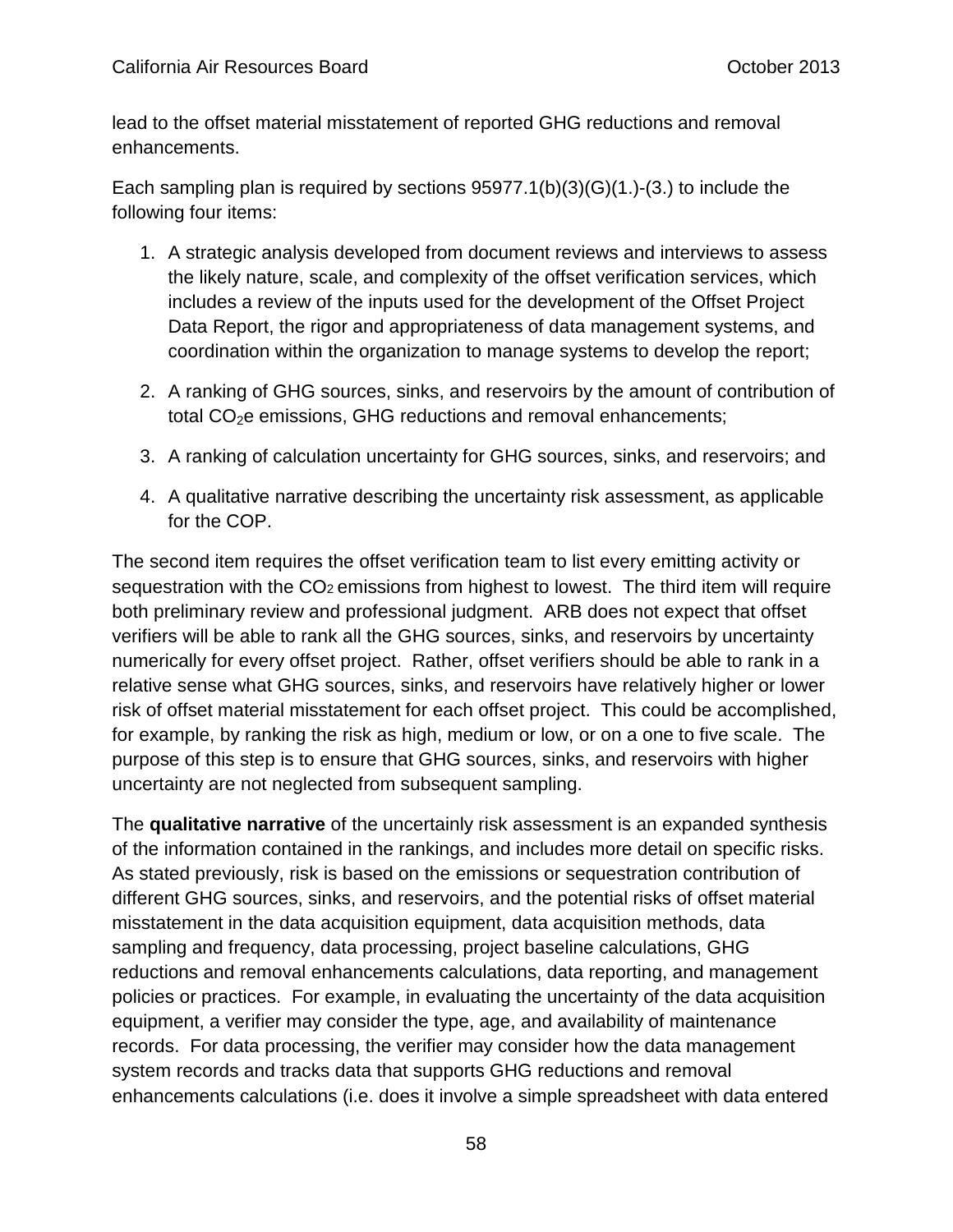lead to the offset material misstatement of reported GHG reductions and removal enhancements.

Each sampling plan is required by sections 95977.1(b)(3)(G)(1.)-(3.) to include the following four items:

1. A strategic analysis developed from document reviews and interviews to assess the likely nature, scale, and complexity of the offset verification services, which includes a review of the inputs used for the development of the Offset Project Data Report, the rigor and appropriateness of data management systems, and coordination within the organization to manage systems to develop the report;
2. A ranking of GHG sources, sinks, and reservoirs by the amount of contribution of total $CO_2$e emissions, GHG reductions and removal enhancements;
3. A ranking of calculation uncertainty for GHG sources, sinks, and reservoirs; and
4. A qualitative narrative describing the uncertainty risk assessment, as applicable for the COP.

The second item requires the offset verification team to list every emitting activity or sequestration with the $CO_2$ emissions from highest to lowest. The third item will require both preliminary review and professional judgment. ARB does not expect that offset verifiers will be able to rank all the GHG sources, sinks, and reservoirs by uncertainty numerically for every offset project. Rather, offset verifiers should be able to rank in a relative sense what GHG sources, sinks, and reservoirs have relatively higher or lower risk of offset material misstatement for each offset project. This could be accomplished, for example, by ranking the risk as high, medium or low, or on a one to five scale. The purpose of this step is to ensure that GHG sources, sinks, and reservoirs with higher uncertainty are not neglected from subsequent sampling.

The **qualitative narrative** of the uncertainly risk assessment is an expanded synthesis of the information contained in the rankings, and includes more detail on specific risks. As stated previously, risk is based on the emissions or sequestration contribution of different GHG sources, sinks, and reservoirs, and the potential risks of offset material misstatement in the data acquisition equipment, data acquisition methods, data sampling and frequency, data processing, project baseline calculations, GHG reductions and removal enhancements calculations, data reporting, and management policies or practices. For example, in evaluating the uncertainty of the data acquisition equipment, a verifier may consider the type, age, and availability of maintenance records. For data processing, the verifier may consider how the data management system records and tracks data that supports GHG reductions and removal enhancements calculations (i.e. does it involve a simple spreadsheet with data entered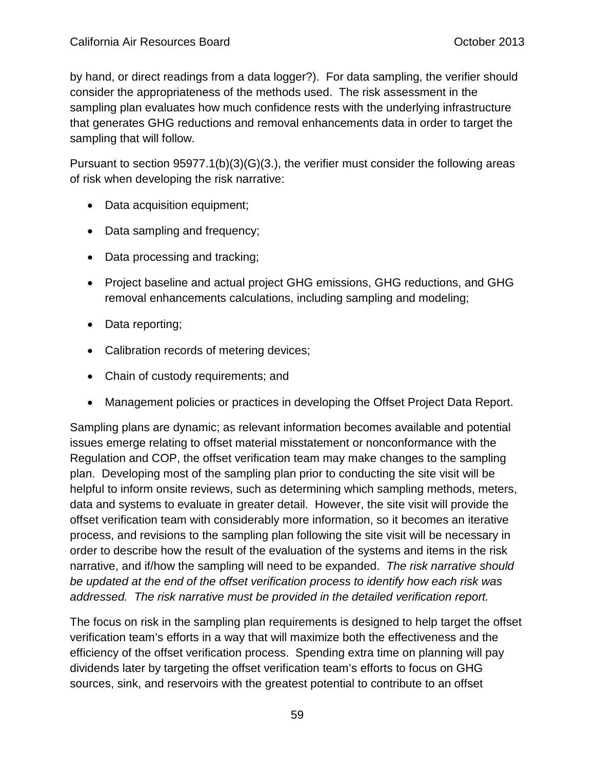by hand, or direct readings from a data logger?). For data sampling, the verifier should consider the appropriateness of the methods used. The risk assessment in the sampling plan evaluates how much confidence rests with the underlying infrastructure that generates GHG reductions and removal enhancements data in order to target the sampling that will follow.

Pursuant to section 95977.1(b)(3)(G)(3.), the verifier must consider the following areas of risk when developing the risk narrative:

- Data acquisition equipment;
- Data sampling and frequency;
- Data processing and tracking;
- Project baseline and actual project GHG emissions, GHG reductions, and GHG removal enhancements calculations, including sampling and modeling;
- Data reporting;
- Calibration records of metering devices;
- Chain of custody requirements; and
- Management policies or practices in developing the Offset Project Data Report.

Sampling plans are dynamic; as relevant information becomes available and potential issues emerge relating to offset material misstatement or nonconformance with the Regulation and COP, the offset verification team may make changes to the sampling plan. Developing most of the sampling plan prior to conducting the site visit will be helpful to inform onsite reviews, such as determining which sampling methods, meters, data and systems to evaluate in greater detail. However, the site visit will provide the offset verification team with considerably more information, so it becomes an iterative process, and revisions to the sampling plan following the site visit will be necessary in order to describe how the result of the evaluation of the systems and items in the risk narrative, and if/how the sampling will need to be expanded. *The risk narrative should be updated at the end of the offset verification process to identify how each risk was addressed. The risk narrative must be provided in the detailed verification report.*

The focus on risk in the sampling plan requirements is designed to help target the offset verification team's efforts in a way that will maximize both the effectiveness and the efficiency of the offset verification process. Spending extra time on planning will pay dividends later by targeting the offset verification team's efforts to focus on GHG sources, sink, and reservoirs with the greatest potential to contribute to an offset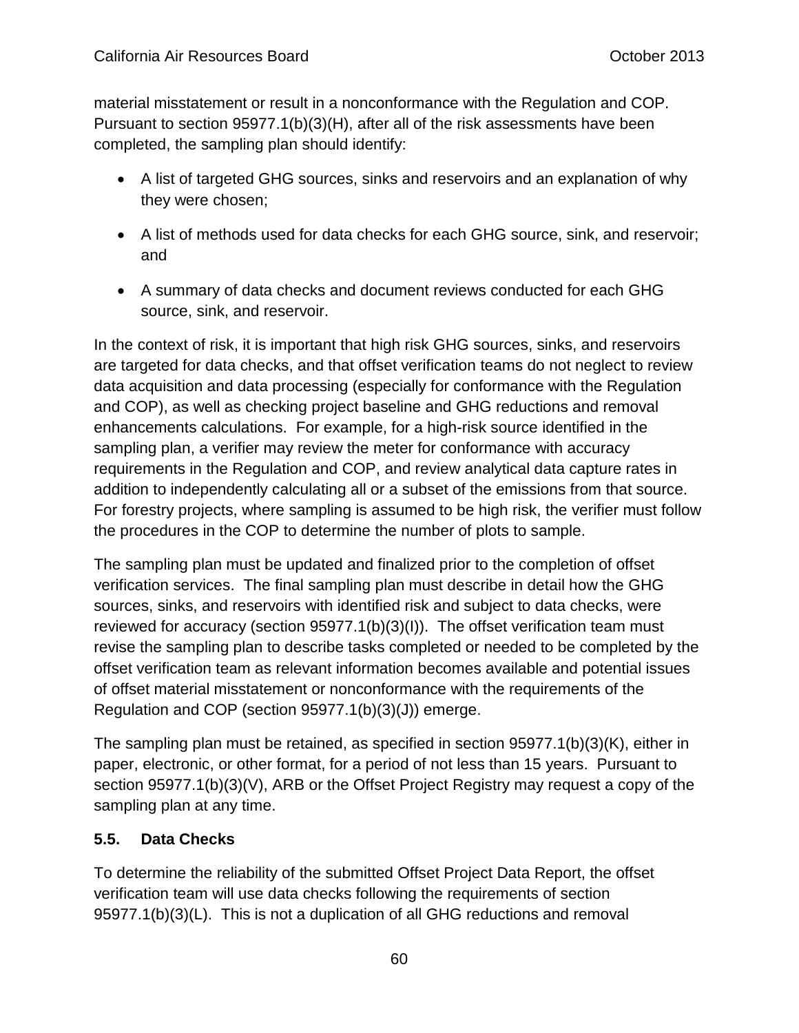material misstatement or result in a nonconformance with the Regulation and COP. Pursuant to section 95977.1(b)(3)(H), after all of the risk assessments have been completed, the sampling plan should identify:

- A list of targeted GHG sources, sinks and reservoirs and an explanation of why they were chosen;
- A list of methods used for data checks for each GHG source, sink, and reservoir; and
- A summary of data checks and document reviews conducted for each GHG source, sink, and reservoir.

In the context of risk, it is important that high risk GHG sources, sinks, and reservoirs are targeted for data checks, and that offset verification teams do not neglect to review data acquisition and data processing (especially for conformance with the Regulation and COP), as well as checking project baseline and GHG reductions and removal enhancements calculations. For example, for a high-risk source identified in the sampling plan, a verifier may review the meter for conformance with accuracy requirements in the Regulation and COP, and review analytical data capture rates in addition to independently calculating all or a subset of the emissions from that source. For forestry projects, where sampling is assumed to be high risk, the verifier must follow the procedures in the COP to determine the number of plots to sample.

The sampling plan must be updated and finalized prior to the completion of offset verification services. The final sampling plan must describe in detail how the GHG sources, sinks, and reservoirs with identified risk and subject to data checks, were reviewed for accuracy (section 95977.1(b)(3)(I)). The offset verification team must revise the sampling plan to describe tasks completed or needed to be completed by the offset verification team as relevant information becomes available and potential issues of offset material misstatement or nonconformance with the requirements of the Regulation and COP (section 95977.1(b)(3)(J)) emerge.

The sampling plan must be retained, as specified in section 95977.1(b)(3)(K), either in paper, electronic, or other format, for a period of not less than 15 years. Pursuant to section 95977.1(b)(3)(V), ARB or the Offset Project Registry may request a copy of the sampling plan at any time.

### 5.5. Data Checks

To determine the reliability of the submitted Offset Project Data Report, the offset verification team will use data checks following the requirements of section 95977.1(b)(3)(L). This is not a duplication of all GHG reductions and removal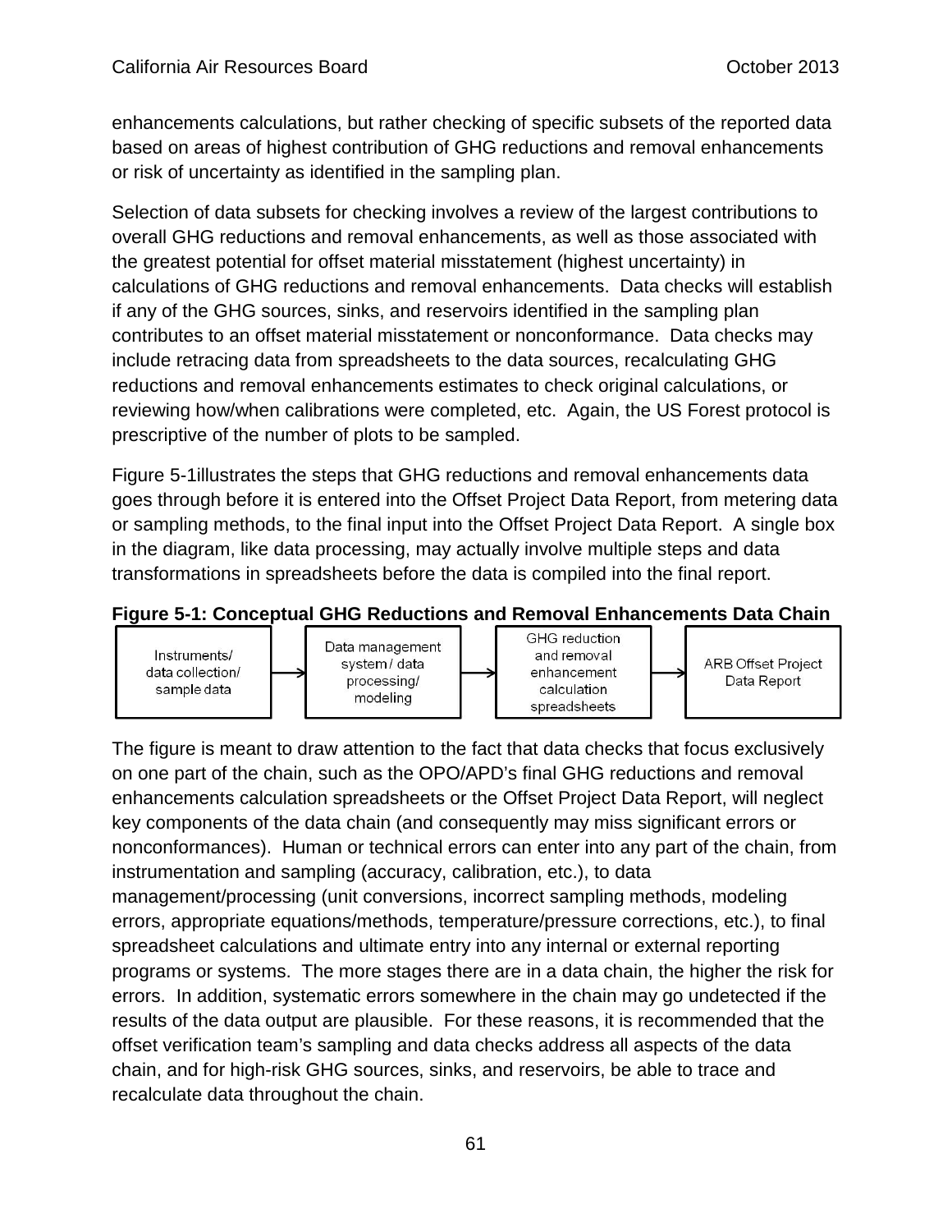enhancements calculations, but rather checking of specific subsets of the reported data based on areas of highest contribution of GHG reductions and removal enhancements or risk of uncertainty as identified in the sampling plan.

Selection of data subsets for checking involves a review of the largest contributions to overall GHG reductions and removal enhancements, as well as those associated with the greatest potential for offset material misstatement (highest uncertainty) in calculations of GHG reductions and removal enhancements. Data checks will establish if any of the GHG sources, sinks, and reservoirs identified in the sampling plan contributes to an offset material misstatement or nonconformance. Data checks may include retracing data from spreadsheets to the data sources, recalculating GHG reductions and removal enhancements estimates to check original calculations, or reviewing how/when calibrations were completed, etc. Again, the US Forest protocol is prescriptive of the number of plots to be sampled.

Figure 5-1illustrates the steps that GHG reductions and removal enhancements data goes through before it is entered into the Offset Project Data Report, from metering data or sampling methods, to the final input into the Offset Project Data Report. A single box in the diagram, like data processing, may actually involve multiple steps and data transformations in spreadsheets before the data is compiled into the final report.

**Figure 5-1: Conceptual GHG Reductions and Removal Enhancements Data Chain**

Instruments/ data collection/ sample data → Data management system / data processing/ modeling → GHG reduction and removal enhancement calculation spreadsheets → ARB Offset Project Data Report

The figure is meant to draw attention to the fact that data checks that focus exclusively on one part of the chain, such as the OPO/APD's final GHG reductions and removal enhancements calculation spreadsheets or the Offset Project Data Report, will neglect key components of the data chain (and consequently may miss significant errors or nonconformances). Human or technical errors can enter into any part of the chain, from instrumentation and sampling (accuracy, calibration, etc.), to data management/processing (unit conversions, incorrect sampling methods, modeling errors, appropriate equations/methods, temperature/pressure corrections, etc.), to final spreadsheet calculations and ultimate entry into any internal or external reporting programs or systems. The more stages there are in a data chain, the higher the risk for errors. In addition, systematic errors somewhere in the chain may go undetected if the results of the data output are plausible. For these reasons, it is recommended that the offset verification team's sampling and data checks address all aspects of the data chain, and for high-risk GHG sources, sinks, and reservoirs, be able to trace and recalculate data throughout the chain.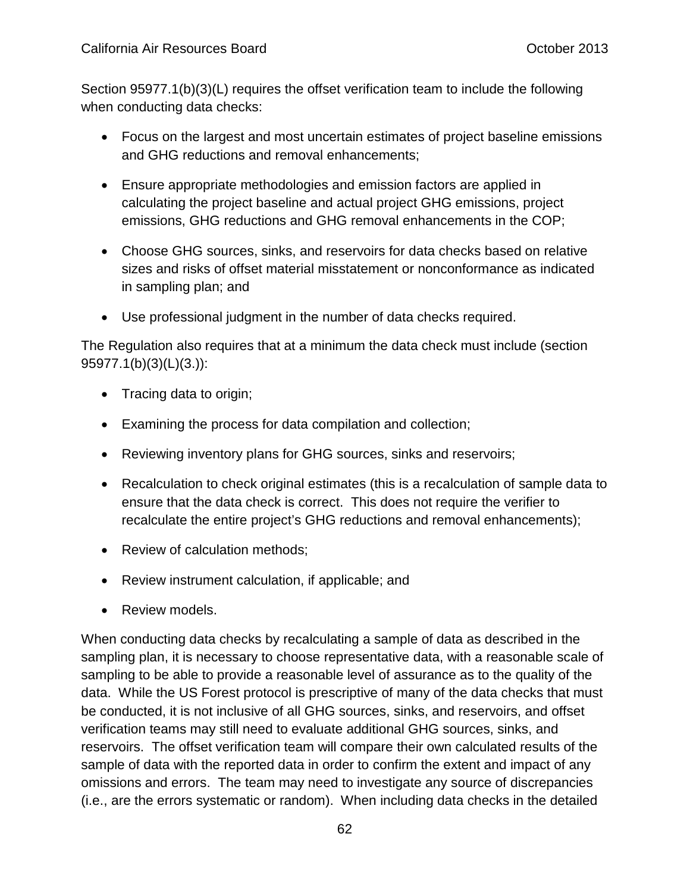Section 95977.1(b)(3)(L) requires the offset verification team to include the following when conducting data checks:

- Focus on the largest and most uncertain estimates of project baseline emissions and GHG reductions and removal enhancements;
- Ensure appropriate methodologies and emission factors are applied in calculating the project baseline and actual project GHG emissions, project emissions, GHG reductions and GHG removal enhancements in the COP;
- Choose GHG sources, sinks, and reservoirs for data checks based on relative sizes and risks of offset material misstatement or nonconformance as indicated in sampling plan; and
- Use professional judgment in the number of data checks required.

The Regulation also requires that at a minimum the data check must include (section 95977.1(b)(3)(L)(3.)):

- Tracing data to origin;
- Examining the process for data compilation and collection;
- Reviewing inventory plans for GHG sources, sinks and reservoirs;
- Recalculation to check original estimates (this is a recalculation of sample data to ensure that the data check is correct. This does not require the verifier to recalculate the entire project's GHG reductions and removal enhancements);
- Review of calculation methods;
- Review instrument calculation, if applicable; and
- Review models.

When conducting data checks by recalculating a sample of data as described in the sampling plan, it is necessary to choose representative data, with a reasonable scale of sampling to be able to provide a reasonable level of assurance as to the quality of the data. While the US Forest protocol is prescriptive of many of the data checks that must be conducted, it is not inclusive of all GHG sources, sinks, and reservoirs, and offset verification teams may still need to evaluate additional GHG sources, sinks, and reservoirs. The offset verification team will compare their own calculated results of the sample of data with the reported data in order to confirm the extent and impact of any omissions and errors. The team may need to investigate any source of discrepancies (i.e., are the errors systematic or random). When including data checks in the detailed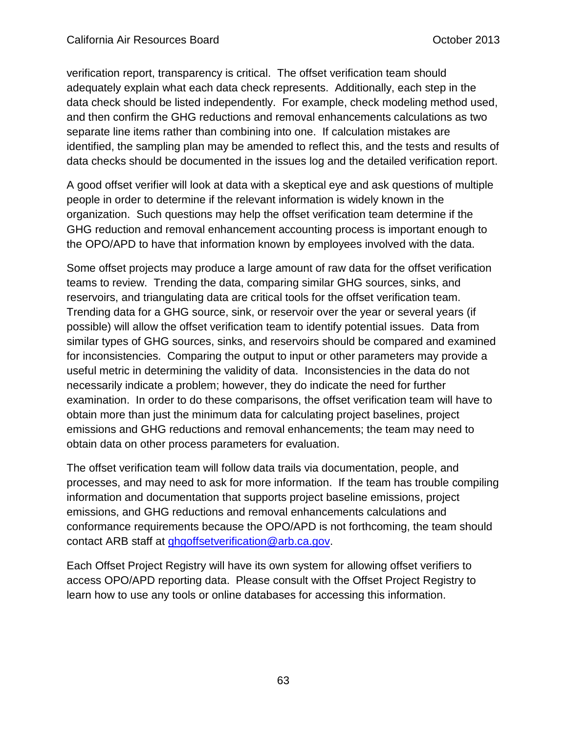verification report, transparency is critical. The offset verification team should adequately explain what each data check represents. Additionally, each step in the data check should be listed independently. For example, check modeling method used, and then confirm the GHG reductions and removal enhancements calculations as two separate line items rather than combining into one. If calculation mistakes are identified, the sampling plan may be amended to reflect this, and the tests and results of data checks should be documented in the issues log and the detailed verification report.

A good offset verifier will look at data with a skeptical eye and ask questions of multiple people in order to determine if the relevant information is widely known in the organization. Such questions may help the offset verification team determine if the GHG reduction and removal enhancement accounting process is important enough to the OPO/APD to have that information known by employees involved with the data.

Some offset projects may produce a large amount of raw data for the offset verification teams to review. Trending the data, comparing similar GHG sources, sinks, and reservoirs, and triangulating data are critical tools for the offset verification team. Trending data for a GHG source, sink, or reservoir over the year or several years (if possible) will allow the offset verification team to identify potential issues. Data from similar types of GHG sources, sinks, and reservoirs should be compared and examined for inconsistencies. Comparing the output to input or other parameters may provide a useful metric in determining the validity of data. Inconsistencies in the data do not necessarily indicate a problem; however, they do indicate the need for further examination. In order to do these comparisons, the offset verification team will have to obtain more than just the minimum data for calculating project baselines, project emissions and GHG reductions and removal enhancements; the team may need to obtain data on other process parameters for evaluation.

The offset verification team will follow data trails via documentation, people, and processes, and may need to ask for more information. If the team has trouble compiling information and documentation that supports project baseline emissions, project emissions, and GHG reductions and removal enhancements calculations and conformance requirements because the OPO/APD is not forthcoming, the team should contact ARB staff at ghgoffsetverification@arb.ca.gov.

Each Offset Project Registry will have its own system for allowing offset verifiers to access OPO/APD reporting data. Please consult with the Offset Project Registry to learn how to use any tools or online databases for accessing this information.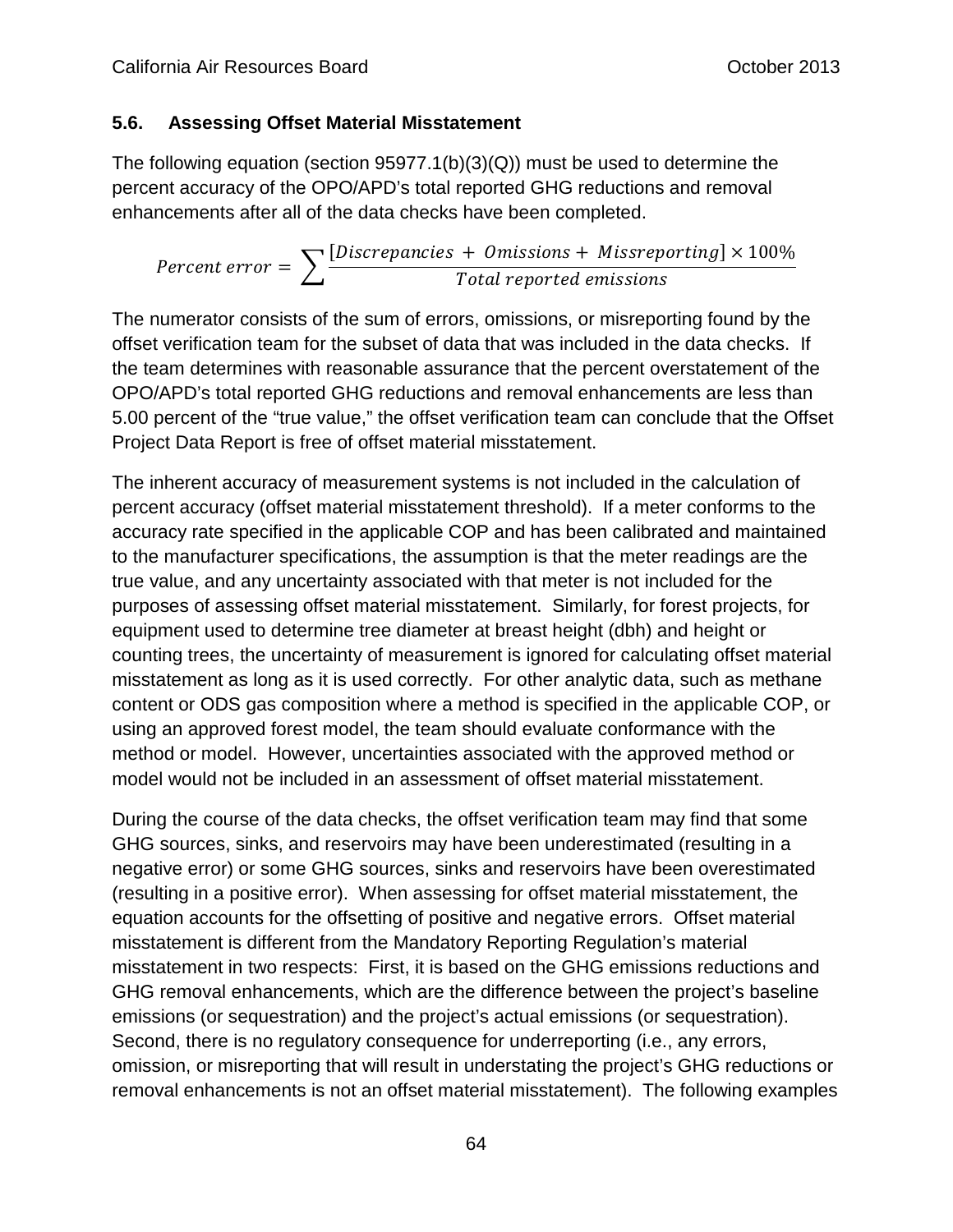### 5.6. Assessing Offset Material Misstatement

The following equation (section 95977.1(b)(3)(Q)) must be used to determine the percent accuracy of the OPO/APD's total reported GHG reductions and removal enhancements after all of the data checks have been completed.

$$Percent\ error = \sum \frac{[Discrepancies\ +\ Omissions + \ Missreporting] \times 100\%}{Total\ reported\ emissions}$$

The numerator consists of the sum of errors, omissions, or misreporting found by the offset verification team for the subset of data that was included in the data checks. If the team determines with reasonable assurance that the percent overstatement of the OPO/APD's total reported GHG reductions and removal enhancements are less than 5.00 percent of the "true value," the offset verification team can conclude that the Offset Project Data Report is free of offset material misstatement.

The inherent accuracy of measurement systems is not included in the calculation of percent accuracy (offset material misstatement threshold). If a meter conforms to the accuracy rate specified in the applicable COP and has been calibrated and maintained to the manufacturer specifications, the assumption is that the meter readings are the true value, and any uncertainty associated with that meter is not included for the purposes of assessing offset material misstatement. Similarly, for forest projects, for equipment used to determine tree diameter at breast height (dbh) and height or counting trees, the uncertainty of measurement is ignored for calculating offset material misstatement as long as it is used correctly. For other analytic data, such as methane content or ODS gas composition where a method is specified in the applicable COP, or using an approved forest model, the team should evaluate conformance with the method or model. However, uncertainties associated with the approved method or model would not be included in an assessment of offset material misstatement.

During the course of the data checks, the offset verification team may find that some GHG sources, sinks, and reservoirs may have been underestimated (resulting in a negative error) or some GHG sources, sinks and reservoirs have been overestimated (resulting in a positive error). When assessing for offset material misstatement, the equation accounts for the offsetting of positive and negative errors. Offset material misstatement is different from the Mandatory Reporting Regulation's material misstatement in two respects: First, it is based on the GHG emissions reductions and GHG removal enhancements, which are the difference between the project's baseline emissions (or sequestration) and the project's actual emissions (or sequestration). Second, there is no regulatory consequence for underreporting (i.e., any errors, omission, or misreporting that will result in understating the project's GHG reductions or removal enhancements is not an offset material misstatement). The following examples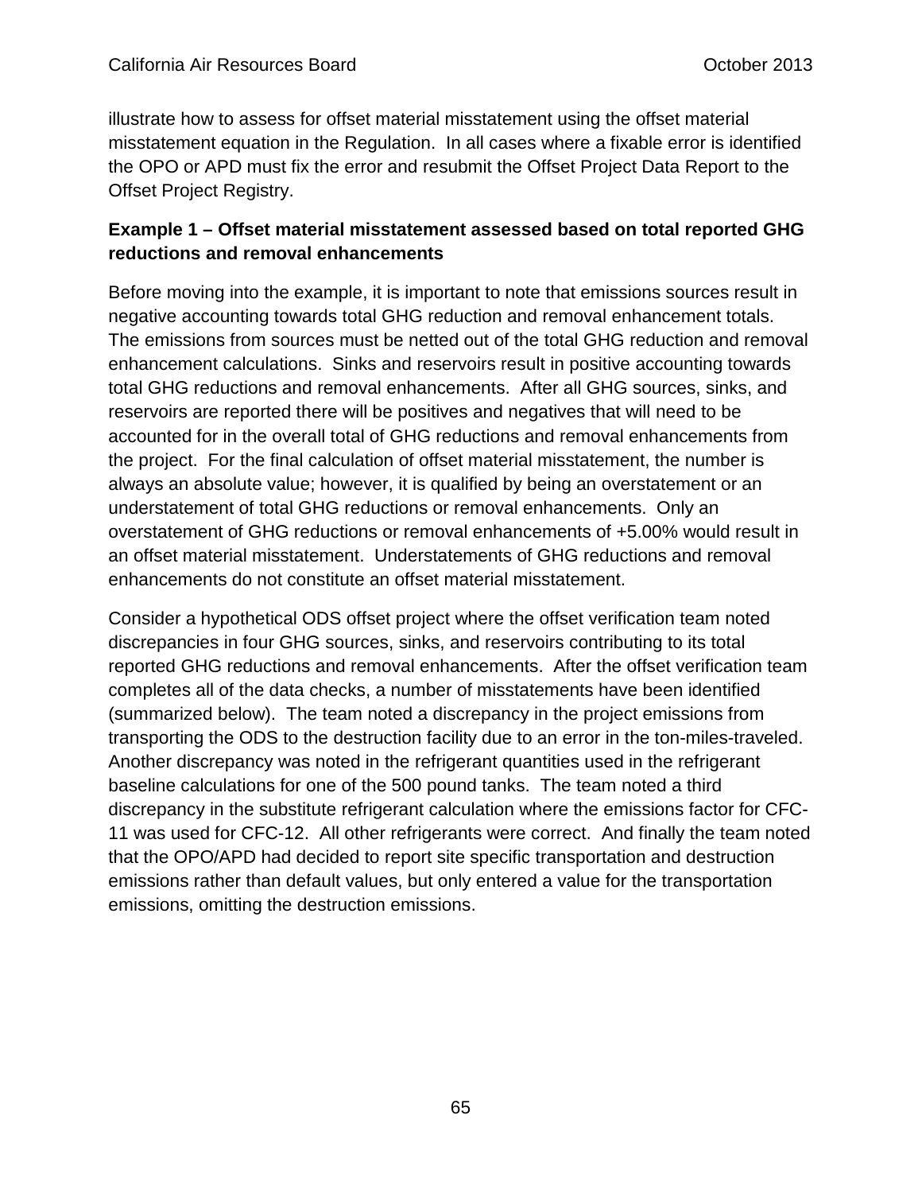illustrate how to assess for offset material misstatement using the offset material misstatement equation in the Regulation. In all cases where a fixable error is identified the OPO or APD must fix the error and resubmit the Offset Project Data Report to the Offset Project Registry.

**Example 1 – Offset material misstatement assessed based on total reported GHG reductions and removal enhancements**

Before moving into the example, it is important to note that emissions sources result in negative accounting towards total GHG reduction and removal enhancement totals. The emissions from sources must be netted out of the total GHG reduction and removal enhancement calculations. Sinks and reservoirs result in positive accounting towards total GHG reductions and removal enhancements. After all GHG sources, sinks, and reservoirs are reported there will be positives and negatives that will need to be accounted for in the overall total of GHG reductions and removal enhancements from the project. For the final calculation of offset material misstatement, the number is always an absolute value; however, it is qualified by being an overstatement or an understatement of total GHG reductions or removal enhancements. Only an overstatement of GHG reductions or removal enhancements of +5.00% would result in an offset material misstatement. Understatements of GHG reductions and removal enhancements do not constitute an offset material misstatement.

Consider a hypothetical ODS offset project where the offset verification team noted discrepancies in four GHG sources, sinks, and reservoirs contributing to its total reported GHG reductions and removal enhancements. After the offset verification team completes all of the data checks, a number of misstatements have been identified (summarized below). The team noted a discrepancy in the project emissions from transporting the ODS to the destruction facility due to an error in the ton-miles-traveled. Another discrepancy was noted in the refrigerant quantities used in the refrigerant baseline calculations for one of the 500 pound tanks. The team noted a third discrepancy in the substitute refrigerant calculation where the emissions factor for CFC-11 was used for CFC-12. All other refrigerants were correct. And finally the team noted that the OPO/APD had decided to report site specific transportation and destruction emissions rather than default values, but only entered a value for the transportation emissions, omitting the destruction emissions.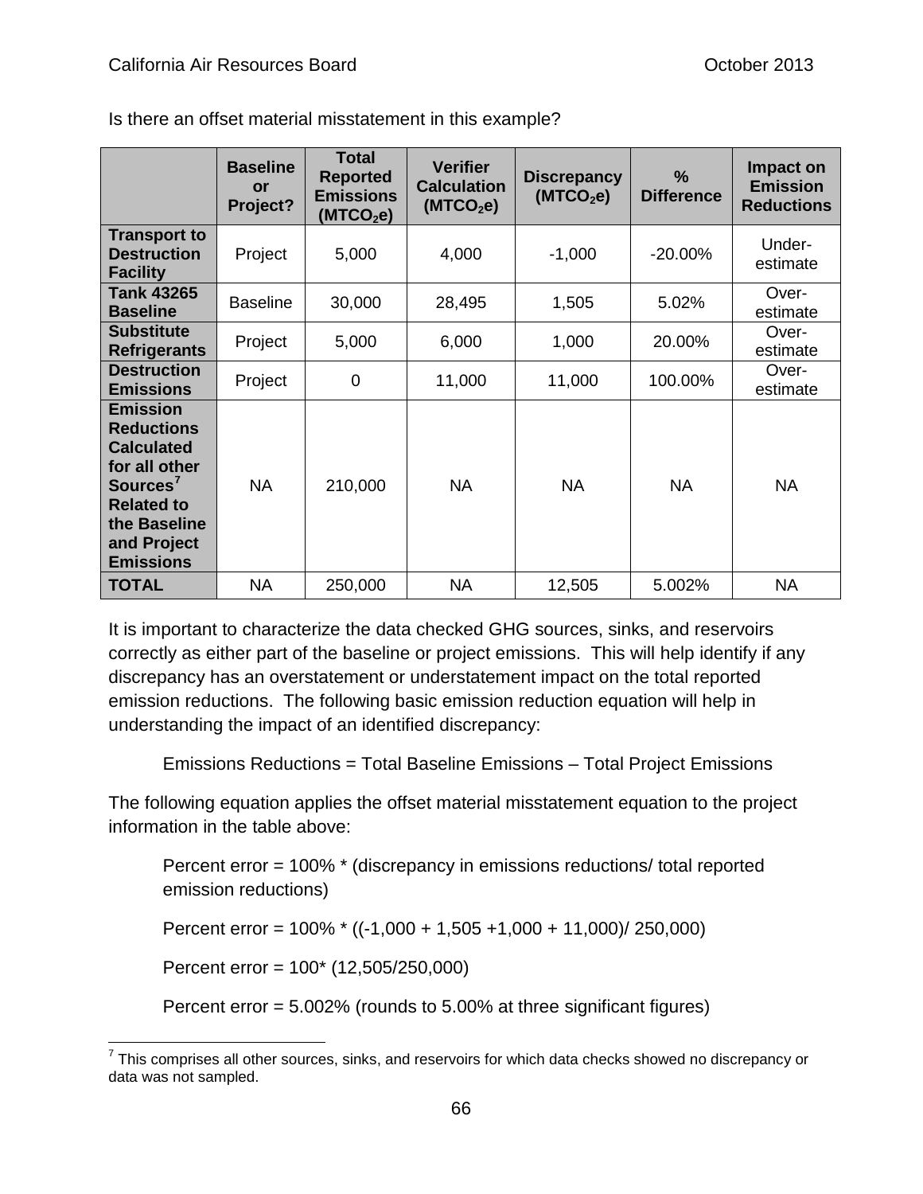Is there an offset material misstatement in this example?

| | Baseline or Project? | Total Reported Emissions ($MTCO_2e$) | Verifier Calculation ($MTCO_2e$) | Discrepancy ($MTCO_2e$) | % Difference | Impact on Emission Reductions |
|---|---|---|---|---|---|---|
| **Transport to Destruction Facility** | Project | 5,000 | 4,000 | -1,000 | -20.00% | Under-estimate |
| **Tank 43265 Baseline** | Baseline | 30,000 | 28,495 | 1,505 | 5.02% | Over-estimate |
| **Substitute Refrigerants** | Project | 5,000 | 6,000 | 1,000 | 20.00% | Over-estimate |
| **Destruction Emissions** | Project | 0 | 11,000 | 11,000 | 100.00% | Over-estimate |
| **Emission Reductions Calculated for all other Sources[7] Related to the Baseline and Project Emissions** | NA | 210,000 | NA | NA | NA | NA |
| **TOTAL** | NA | 250,000 | NA | 12,505 | 5.002% | NA |

It is important to characterize the data checked GHG sources, sinks, and reservoirs correctly as either part of the baseline or project emissions. This will help identify if any discrepancy has an overstatement or understatement impact on the total reported emission reductions. The following basic emission reduction equation will help in understanding the impact of an identified discrepancy:

Emissions Reductions = Total Baseline Emissions – Total Project Emissions

The following equation applies the offset material misstatement equation to the project information in the table above:

Percent error = 100% * (discrepancy in emissions reductions/ total reported emission reductions)

Percent error = 100% * ((-1,000 + 1,505 +1,000 + 11,000)/ 250,000)

Percent error = 100* (12,505/250,000)

Percent error = 5.002% (rounds to 5.00% at three significant figures)

[7] This comprises all other sources, sinks, and reservoirs for which data checks showed no discrepancy or data was not sampled.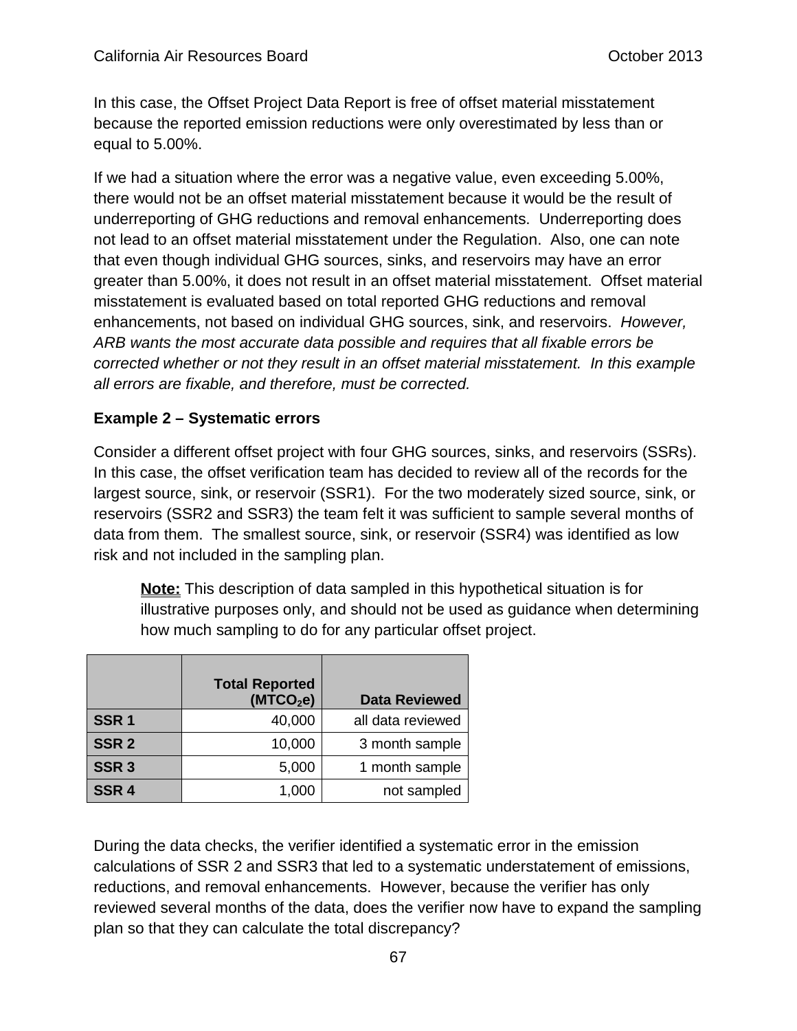In this case, the Offset Project Data Report is free of offset material misstatement because the reported emission reductions were only overestimated by less than or equal to 5.00%.

If we had a situation where the error was a negative value, even exceeding 5.00%, there would not be an offset material misstatement because it would be the result of underreporting of GHG reductions and removal enhancements. Underreporting does not lead to an offset material misstatement under the Regulation. Also, one can note that even though individual GHG sources, sinks, and reservoirs may have an error greater than 5.00%, it does not result in an offset material misstatement. Offset material misstatement is evaluated based on total reported GHG reductions and removal enhancements, not based on individual GHG sources, sink, and reservoirs. *However, ARB wants the most accurate data possible and requires that all fixable errors be corrected whether or not they result in an offset material misstatement. In this example all errors are fixable, and therefore, must be corrected.*

**Example 2 – Systematic errors**

Consider a different offset project with four GHG sources, sinks, and reservoirs (SSRs). In this case, the offset verification team has decided to review all of the records for the largest source, sink, or reservoir (SSR1). For the two moderately sized source, sink, or reservoirs (SSR2 and SSR3) the team felt it was sufficient to sample several months of data from them. The smallest source, sink, or reservoir (SSR4) was identified as low risk and not included in the sampling plan.

> **Note:** This description of data sampled in this hypothetical situation is for illustrative purposes only, and should not be used as guidance when determining how much sampling to do for any particular offset project.

| | Total Reported ($MTCO_2e$) | Data Reviewed |
|---|---|---|
| **SSR 1** | 40,000 | all data reviewed |
| **SSR 2** | 10,000 | 3 month sample |
| **SSR 3** | 5,000 | 1 month sample |
| **SSR 4** | 1,000 | not sampled |

During the data checks, the verifier identified a systematic error in the emission calculations of SSR 2 and SSR3 that led to a systematic understatement of emissions, reductions, and removal enhancements. However, because the verifier has only reviewed several months of the data, does the verifier now have to expand the sampling plan so that they can calculate the total discrepancy?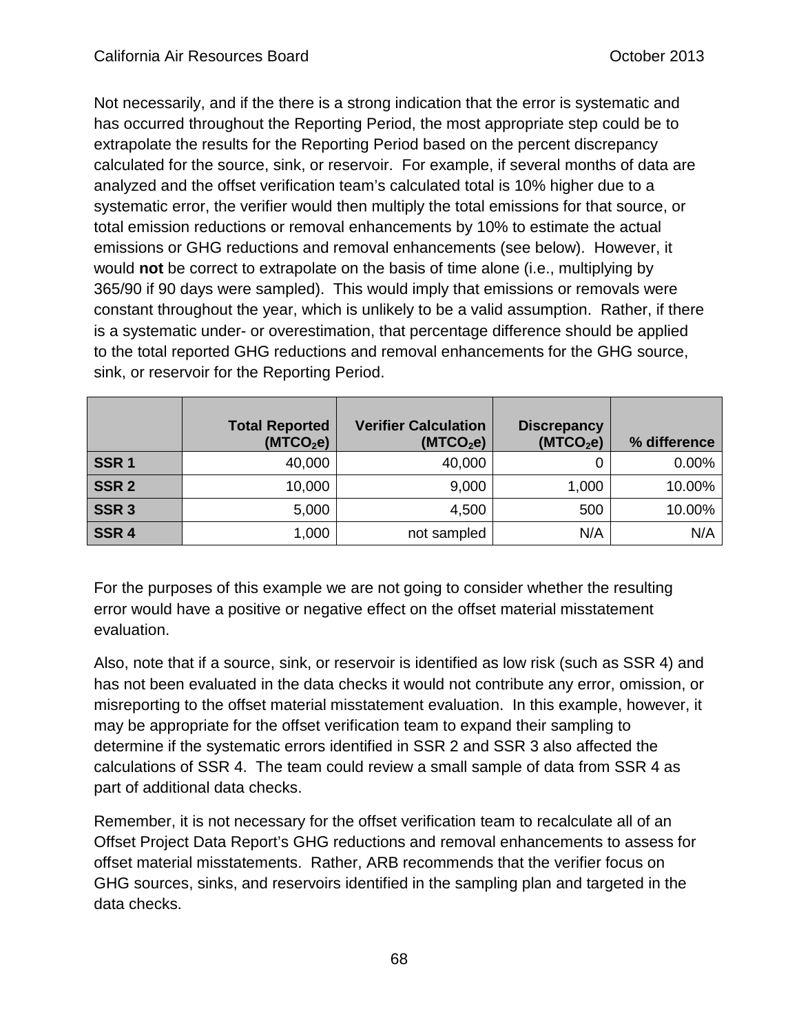Not necessarily, and if the there is a strong indication that the error is systematic and has occurred throughout the Reporting Period, the most appropriate step could be to extrapolate the results for the Reporting Period based on the percent discrepancy calculated for the source, sink, or reservoir. For example, if several months of data are analyzed and the offset verification team's calculated total is 10% higher due to a systematic error, the verifier would then multiply the total emissions for that source, or total emission reductions or removal enhancements by 10% to estimate the actual emissions or GHG reductions and removal enhancements (see below). However, it would **not** be correct to extrapolate on the basis of time alone (i.e., multiplying by 365/90 if 90 days were sampled). This would imply that emissions or removals were constant throughout the year, which is unlikely to be a valid assumption. Rather, if there is a systematic under- or overestimation, that percentage difference should be applied to the total reported GHG reductions and removal enhancements for the GHG source, sink, or reservoir for the Reporting Period.

| | Total Reported ($MTCO_2e$) | Verifier Calculation ($MTCO_2e$) | Discrepancy ($MTCO_2e$) | % difference |
|---|---|---|---|---|
| **SSR 1** | 40,000 | 40,000 | 0 | 0.00% |
| **SSR 2** | 10,000 | 9,000 | 1,000 | 10.00% |
| **SSR 3** | 5,000 | 4,500 | 500 | 10.00% |
| **SSR 4** | 1,000 | not sampled | N/A | N/A |

For the purposes of this example we are not going to consider whether the resulting error would have a positive or negative effect on the offset material misstatement evaluation.

Also, note that if a source, sink, or reservoir is identified as low risk (such as SSR 4) and has not been evaluated in the data checks it would not contribute any error, omission, or misreporting to the offset material misstatement evaluation. In this example, however, it may be appropriate for the offset verification team to expand their sampling to determine if the systematic errors identified in SSR 2 and SSR 3 also affected the calculations of SSR 4. The team could review a small sample of data from SSR 4 as part of additional data checks.

Remember, it is not necessary for the offset verification team to recalculate all of an Offset Project Data Report's GHG reductions and removal enhancements to assess for offset material misstatements. Rather, ARB recommends that the verifier focus on GHG sources, sinks, and reservoirs identified in the sampling plan and targeted in the data checks.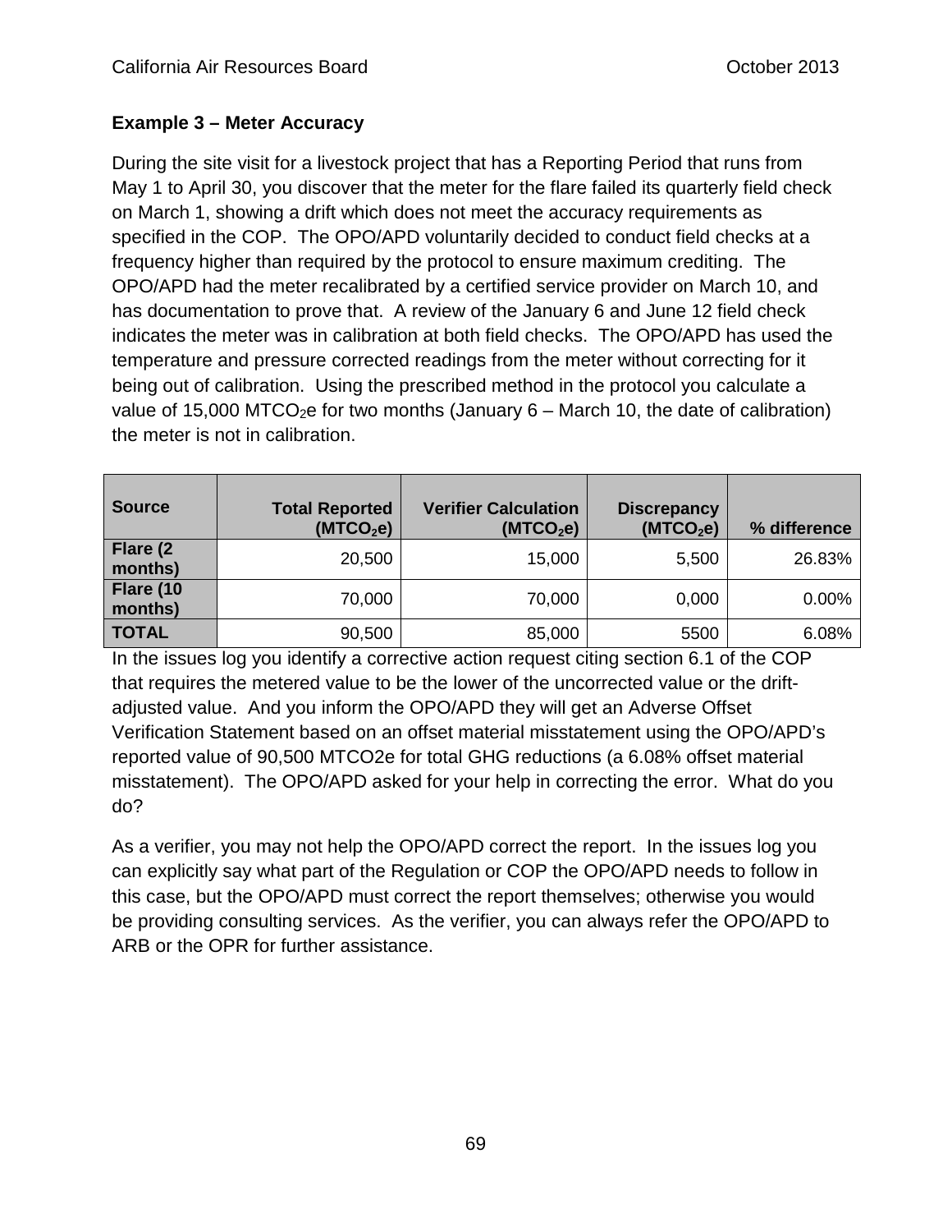**Example 3 – Meter Accuracy**

During the site visit for a livestock project that has a Reporting Period that runs from May 1 to April 30, you discover that the meter for the flare failed its quarterly field check on March 1, showing a drift which does not meet the accuracy requirements as specified in the COP. The OPO/APD voluntarily decided to conduct field checks at a frequency higher than required by the protocol to ensure maximum crediting. The OPO/APD had the meter recalibrated by a certified service provider on March 10, and has documentation to prove that. A review of the January 6 and June 12 field check indicates the meter was in calibration at both field checks. The OPO/APD has used the temperature and pressure corrected readings from the meter without correcting for it being out of calibration. Using the prescribed method in the protocol you calculate a value of 15,000 $MTCO_2e$ for two months (January 6 – March 10, the date of calibration) the meter is not in calibration.

| Source | Total Reported ($MTCO_2e$) | Verifier Calculation ($MTCO_2e$) | Discrepancy ($MTCO_2e$) | % difference |
|---|---|---|---|---|
| Flare (2 months) | 20,500 | 15,000 | 5,500 | 26.83% |
| Flare (10 months) | 70,000 | 70,000 | 0,000 | 0.00% |
| TOTAL | 90,500 | 85,000 | 5500 | 6.08% |

In the issues log you identify a corrective action request citing section 6.1 of the COP that requires the metered value to be the lower of the uncorrected value or the drift-adjusted value. And you inform the OPO/APD they will get an Adverse Offset Verification Statement based on an offset material misstatement using the OPO/APD's reported value of 90,500 MTCO2e for total GHG reductions (a 6.08% offset material misstatement). The OPO/APD asked for your help in correcting the error. What do you do?

As a verifier, you may not help the OPO/APD correct the report. In the issues log you can explicitly say what part of the Regulation or COP the OPO/APD needs to follow in this case, but the OPO/APD must correct the report themselves; otherwise you would be providing consulting services. As the verifier, you can always refer the OPO/APD to ARB or the OPR for further assistance.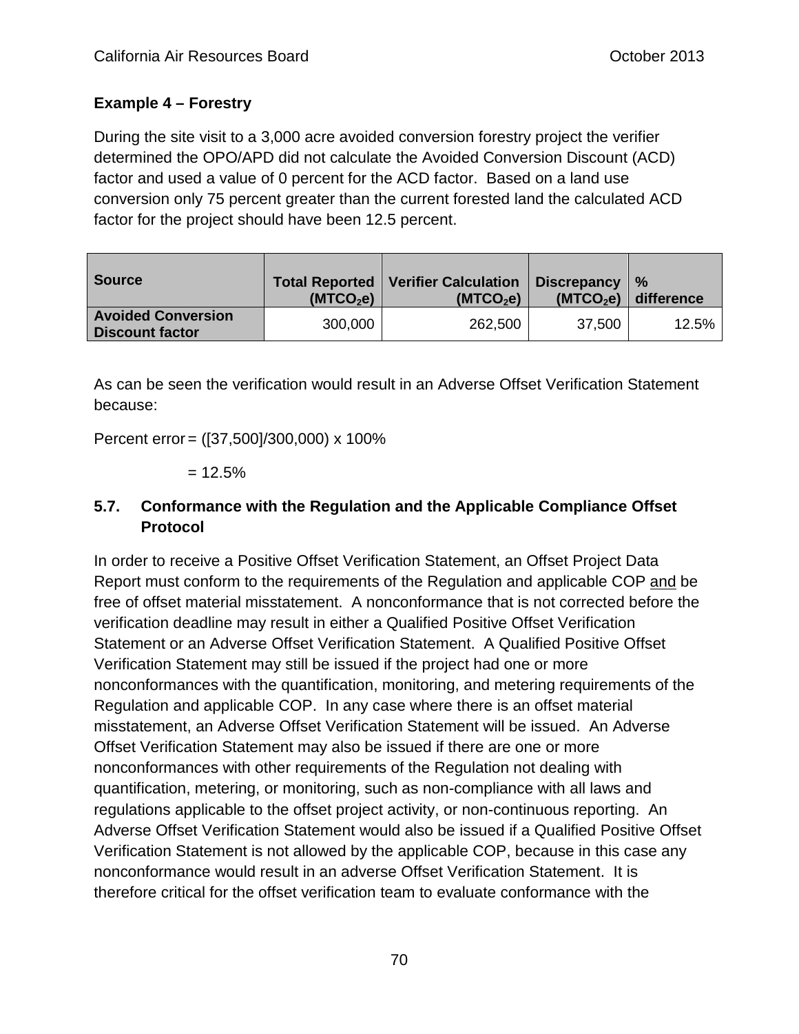**Example 4 – Forestry**

During the site visit to a 3,000 acre avoided conversion forestry project the verifier determined the OPO/APD did not calculate the Avoided Conversion Discount (ACD) factor and used a value of 0 percent for the ACD factor. Based on a land use conversion only 75 percent greater than the current forested land the calculated ACD factor for the project should have been 12.5 percent.

| Source | Total Reported ($MTCO_2e$) | Verifier Calculation ($MTCO_2e$) | Discrepancy ($MTCO_2e$) | % difference |
|---|---|---|---|---|
| Avoided Conversion Discount factor | 300,000 | 262,500 | 37,500 | 12.5% |

As can be seen the verification would result in an Adverse Offset Verification Statement because:

Percent error = ([37,500]/300,000) x 100%

= 12.5%

## 5.7. Conformance with the Regulation and the Applicable Compliance Offset Protocol

In order to receive a Positive Offset Verification Statement, an Offset Project Data Report must conform to the requirements of the Regulation and applicable COP and be free of offset material misstatement. A nonconformance that is not corrected before the verification deadline may result in either a Qualified Positive Offset Verification Statement or an Adverse Offset Verification Statement. A Qualified Positive Offset Verification Statement may still be issued if the project had one or more nonconformances with the quantification, monitoring, and metering requirements of the Regulation and applicable COP. In any case where there is an offset material misstatement, an Adverse Offset Verification Statement will be issued. An Adverse Offset Verification Statement may also be issued if there are one or more nonconformances with other requirements of the Regulation not dealing with quantification, metering, or monitoring, such as non-compliance with all laws and regulations applicable to the offset project activity, or non-continuous reporting. An Adverse Offset Verification Statement would also be issued if a Qualified Positive Offset Verification Statement is not allowed by the applicable COP, because in this case any nonconformance would result in an adverse Offset Verification Statement. It is therefore critical for the offset verification team to evaluate conformance with the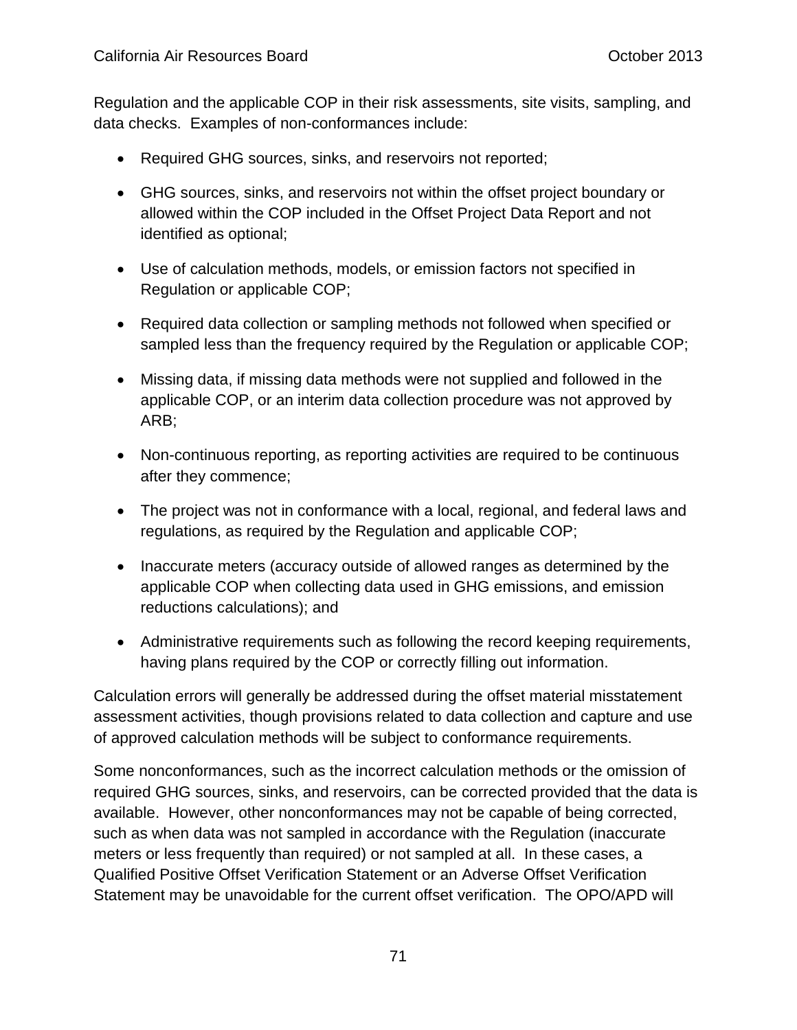Regulation and the applicable COP in their risk assessments, site visits, sampling, and data checks. Examples of non-conformances include:

- Required GHG sources, sinks, and reservoirs not reported;
- GHG sources, sinks, and reservoirs not within the offset project boundary or allowed within the COP included in the Offset Project Data Report and not identified as optional;
- Use of calculation methods, models, or emission factors not specified in Regulation or applicable COP;
- Required data collection or sampling methods not followed when specified or sampled less than the frequency required by the Regulation or applicable COP;
- Missing data, if missing data methods were not supplied and followed in the applicable COP, or an interim data collection procedure was not approved by ARB;
- Non-continuous reporting, as reporting activities are required to be continuous after they commence;
- The project was not in conformance with a local, regional, and federal laws and regulations, as required by the Regulation and applicable COP;
- Inaccurate meters (accuracy outside of allowed ranges as determined by the applicable COP when collecting data used in GHG emissions, and emission reductions calculations); and
- Administrative requirements such as following the record keeping requirements, having plans required by the COP or correctly filling out information.

Calculation errors will generally be addressed during the offset material misstatement assessment activities, though provisions related to data collection and capture and use of approved calculation methods will be subject to conformance requirements.

Some nonconformances, such as the incorrect calculation methods or the omission of required GHG sources, sinks, and reservoirs, can be corrected provided that the data is available. However, other nonconformances may not be capable of being corrected, such as when data was not sampled in accordance with the Regulation (inaccurate meters or less frequently than required) or not sampled at all. In these cases, a Qualified Positive Offset Verification Statement or an Adverse Offset Verification Statement may be unavoidable for the current offset verification. The OPO/APD will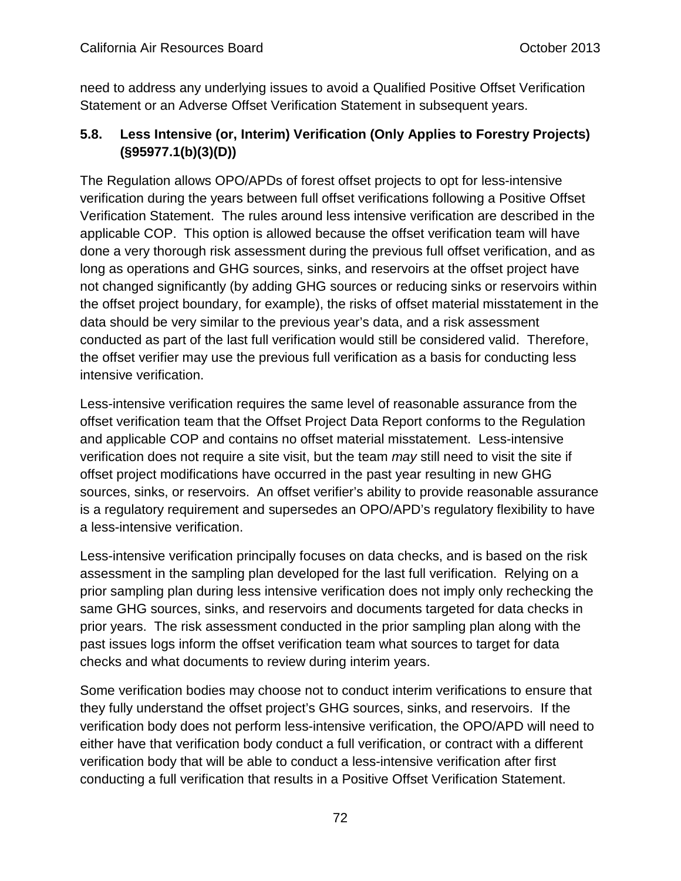need to address any underlying issues to avoid a Qualified Positive Offset Verification Statement or an Adverse Offset Verification Statement in subsequent years.

### 5.8. Less Intensive (or, Interim) Verification (Only Applies to Forestry Projects) (§95977.1(b)(3)(D))

The Regulation allows OPO/APDs of forest offset projects to opt for less-intensive verification during the years between full offset verifications following a Positive Offset Verification Statement. The rules around less intensive verification are described in the applicable COP. This option is allowed because the offset verification team will have done a very thorough risk assessment during the previous full offset verification, and as long as operations and GHG sources, sinks, and reservoirs at the offset project have not changed significantly (by adding GHG sources or reducing sinks or reservoirs within the offset project boundary, for example), the risks of offset material misstatement in the data should be very similar to the previous year's data, and a risk assessment conducted as part of the last full verification would still be considered valid. Therefore, the offset verifier may use the previous full verification as a basis for conducting less intensive verification.

Less-intensive verification requires the same level of reasonable assurance from the offset verification team that the Offset Project Data Report conforms to the Regulation and applicable COP and contains no offset material misstatement. Less-intensive verification does not require a site visit, but the team *may* still need to visit the site if offset project modifications have occurred in the past year resulting in new GHG sources, sinks, or reservoirs. An offset verifier's ability to provide reasonable assurance is a regulatory requirement and supersedes an OPO/APD's regulatory flexibility to have a less-intensive verification.

Less-intensive verification principally focuses on data checks, and is based on the risk assessment in the sampling plan developed for the last full verification. Relying on a prior sampling plan during less intensive verification does not imply only rechecking the same GHG sources, sinks, and reservoirs and documents targeted for data checks in prior years. The risk assessment conducted in the prior sampling plan along with the past issues logs inform the offset verification team what sources to target for data checks and what documents to review during interim years.

Some verification bodies may choose not to conduct interim verifications to ensure that they fully understand the offset project's GHG sources, sinks, and reservoirs. If the verification body does not perform less-intensive verification, the OPO/APD will need to either have that verification body conduct a full verification, or contract with a different verification body that will be able to conduct a less-intensive verification after first conducting a full verification that results in a Positive Offset Verification Statement.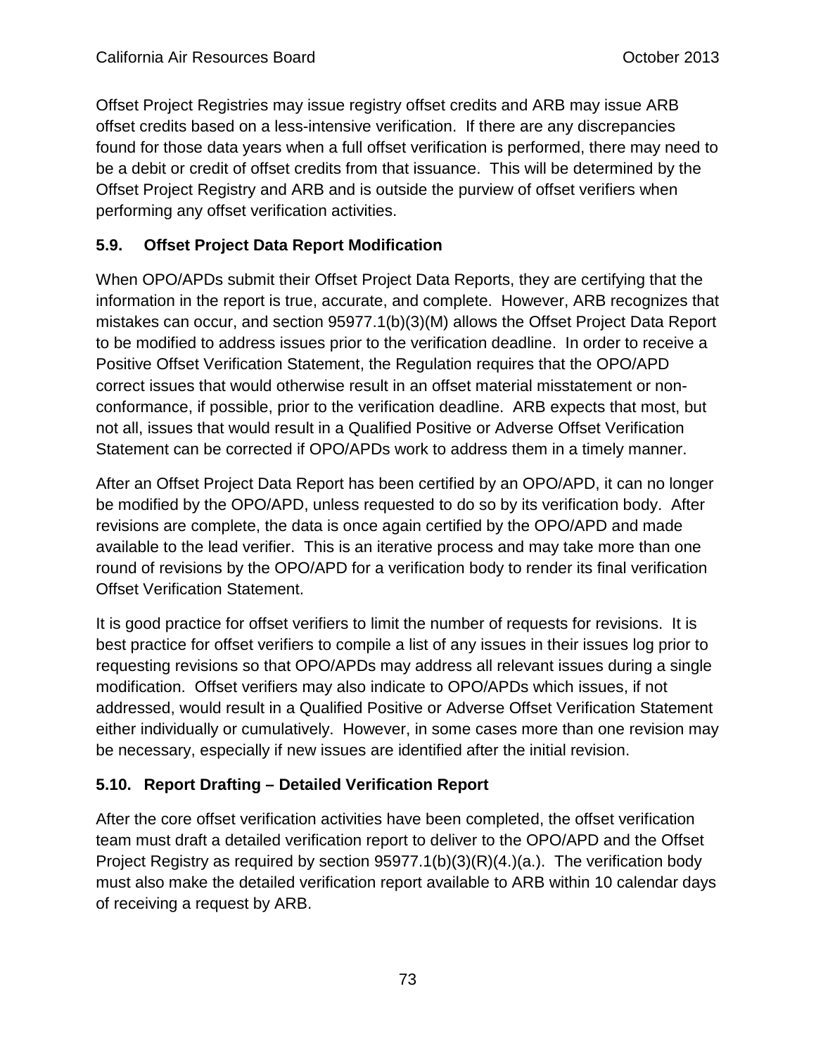Offset Project Registries may issue registry offset credits and ARB may issue ARB offset credits based on a less-intensive verification. If there are any discrepancies found for those data years when a full offset verification is performed, there may need to be a debit or credit of offset credits from that issuance. This will be determined by the Offset Project Registry and ARB and is outside the purview of offset verifiers when performing any offset verification activities.

## 5.9. Offset Project Data Report Modification

When OPO/APDs submit their Offset Project Data Reports, they are certifying that the information in the report is true, accurate, and complete. However, ARB recognizes that mistakes can occur, and section 95977.1(b)(3)(M) allows the Offset Project Data Report to be modified to address issues prior to the verification deadline. In order to receive a Positive Offset Verification Statement, the Regulation requires that the OPO/APD correct issues that would otherwise result in an offset material misstatement or non-conformance, if possible, prior to the verification deadline. ARB expects that most, but not all, issues that would result in a Qualified Positive or Adverse Offset Verification Statement can be corrected if OPO/APDs work to address them in a timely manner.

After an Offset Project Data Report has been certified by an OPO/APD, it can no longer be modified by the OPO/APD, unless requested to do so by its verification body. After revisions are complete, the data is once again certified by the OPO/APD and made available to the lead verifier. This is an iterative process and may take more than one round of revisions by the OPO/APD for a verification body to render its final verification Offset Verification Statement.

It is good practice for offset verifiers to limit the number of requests for revisions. It is best practice for offset verifiers to compile a list of any issues in their issues log prior to requesting revisions so that OPO/APDs may address all relevant issues during a single modification. Offset verifiers may also indicate to OPO/APDs which issues, if not addressed, would result in a Qualified Positive or Adverse Offset Verification Statement either individually or cumulatively. However, in some cases more than one revision may be necessary, especially if new issues are identified after the initial revision.

## 5.10. Report Drafting – Detailed Verification Report

After the core offset verification activities have been completed, the offset verification team must draft a detailed verification report to deliver to the OPO/APD and the Offset Project Registry as required by section 95977.1(b)(3)(R)(4.)(a.). The verification body must also make the detailed verification report available to ARB within 10 calendar days of receiving a request by ARB.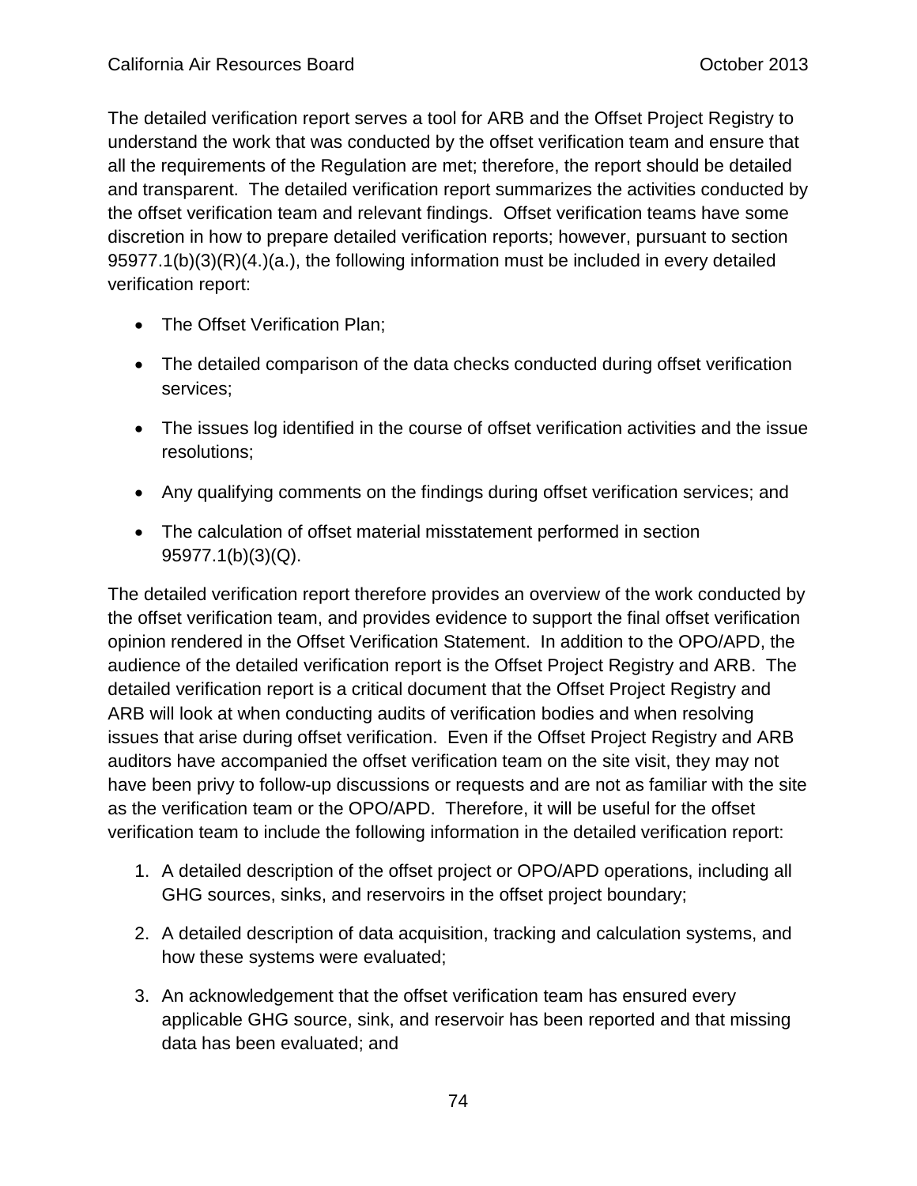The detailed verification report serves a tool for ARB and the Offset Project Registry to understand the work that was conducted by the offset verification team and ensure that all the requirements of the Regulation are met; therefore, the report should be detailed and transparent. The detailed verification report summarizes the activities conducted by the offset verification team and relevant findings. Offset verification teams have some discretion in how to prepare detailed verification reports; however, pursuant to section 95977.1(b)(3)(R)(4.)(a.), the following information must be included in every detailed verification report:

- The Offset Verification Plan;
- The detailed comparison of the data checks conducted during offset verification services;
- The issues log identified in the course of offset verification activities and the issue resolutions;
- Any qualifying comments on the findings during offset verification services; and
- The calculation of offset material misstatement performed in section 95977.1(b)(3)(Q).

The detailed verification report therefore provides an overview of the work conducted by the offset verification team, and provides evidence to support the final offset verification opinion rendered in the Offset Verification Statement. In addition to the OPO/APD, the audience of the detailed verification report is the Offset Project Registry and ARB. The detailed verification report is a critical document that the Offset Project Registry and ARB will look at when conducting audits of verification bodies and when resolving issues that arise during offset verification. Even if the Offset Project Registry and ARB auditors have accompanied the offset verification team on the site visit, they may not have been privy to follow-up discussions or requests and are not as familiar with the site as the verification team or the OPO/APD. Therefore, it will be useful for the offset verification team to include the following information in the detailed verification report:

1. A detailed description of the offset project or OPO/APD operations, including all GHG sources, sinks, and reservoirs in the offset project boundary;
2. A detailed description of data acquisition, tracking and calculation systems, and how these systems were evaluated;
3. An acknowledgement that the offset verification team has ensured every applicable GHG source, sink, and reservoir has been reported and that missing data has been evaluated; and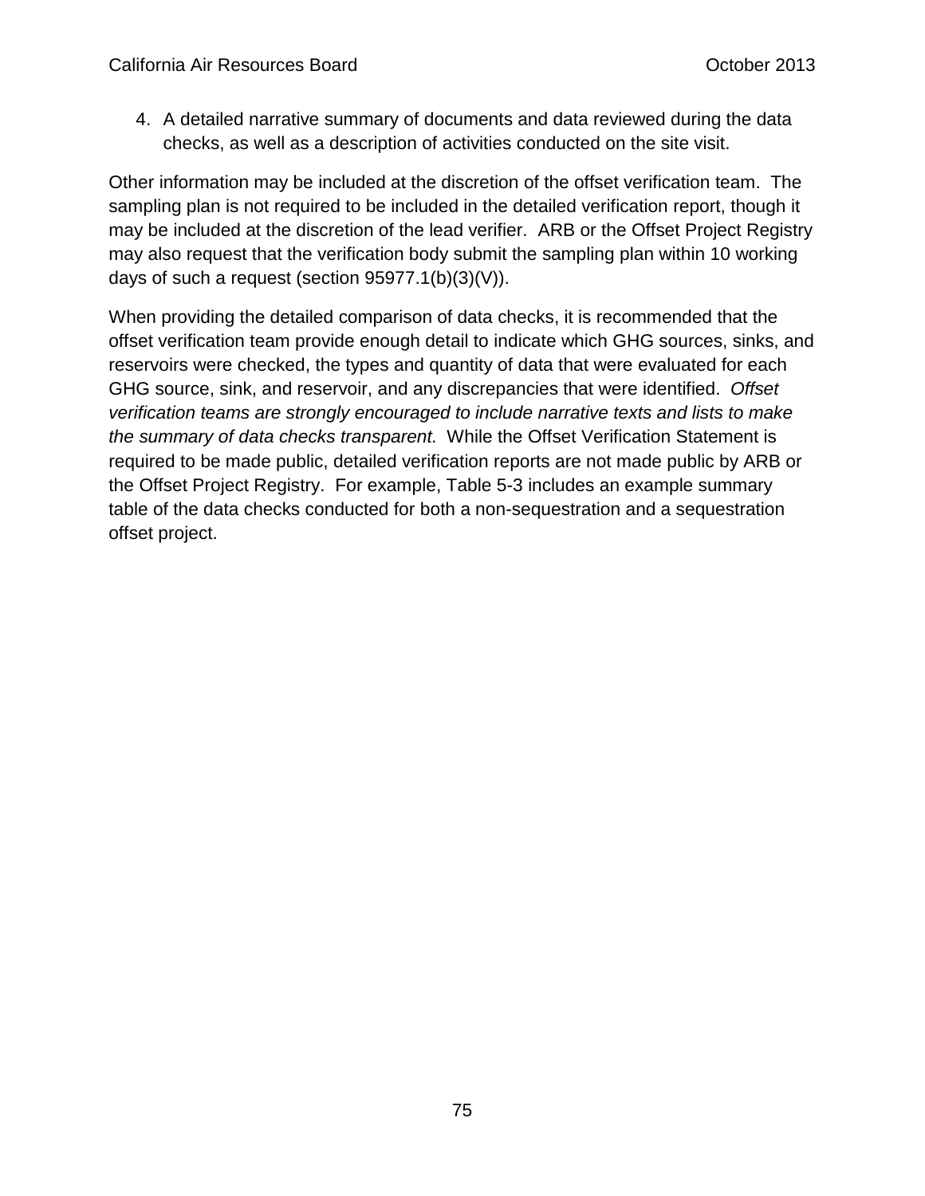4. A detailed narrative summary of documents and data reviewed during the data checks, as well as a description of activities conducted on the site visit.

Other information may be included at the discretion of the offset verification team. The sampling plan is not required to be included in the detailed verification report, though it may be included at the discretion of the lead verifier. ARB or the Offset Project Registry may also request that the verification body submit the sampling plan within 10 working days of such a request (section 95977.1(b)(3)(V)).

When providing the detailed comparison of data checks, it is recommended that the offset verification team provide enough detail to indicate which GHG sources, sinks, and reservoirs were checked, the types and quantity of data that were evaluated for each GHG source, sink, and reservoir, and any discrepancies that were identified. *Offset verification teams are strongly encouraged to include narrative texts and lists to make the summary of data checks transparent.* While the Offset Verification Statement is required to be made public, detailed verification reports are not made public by ARB or the Offset Project Registry. For example, Table 5-3 includes an example summary table of the data checks conducted for both a non-sequestration and a sequestration offset project.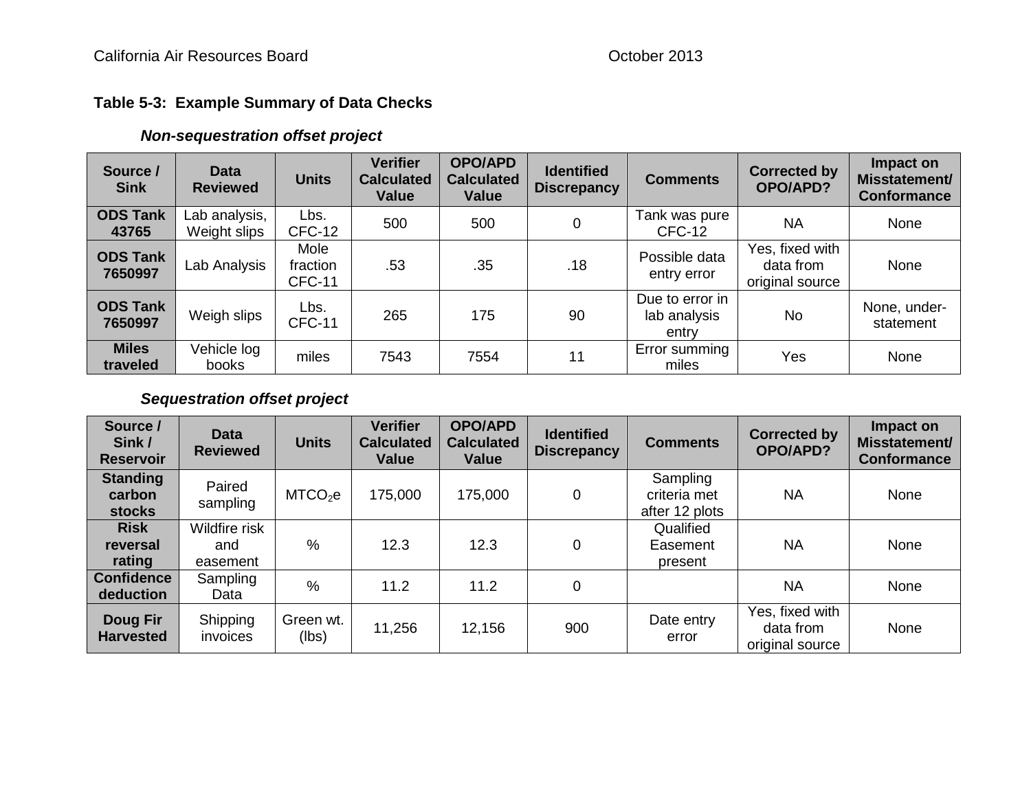**Table 5-3: Example Summary of Data Checks**

***Non-sequestration offset project***

| Source / Sink | Data Reviewed | Units | Verifier Calculated Value | OPO/APD Calculated Value | Identified Discrepancy | Comments | Corrected by OPO/APD? | Impact on Misstatement/ Conformance |
|---|---|---|---|---|---|---|---|---|
| **ODS Tank 43765** | Lab analysis, Weight slips | Lbs. CFC-12 | 500 | 500 | 0 | Tank was pure CFC-12 | NA | None |
| **ODS Tank 7650997** | Lab Analysis | Mole fraction CFC-11 | .53 | .35 | .18 | Possible data entry error | Yes, fixed with data from original source | None |
| **ODS Tank 7650997** | Weigh slips | Lbs. CFC-11 | 265 | 175 | 90 | Due to error in lab analysis entry | No | None, under-statement |
| **Miles traveled** | Vehicle log books | miles | 7543 | 7554 | 11 | Error summing miles | Yes | None |

***Sequestration offset project***

| Source / Sink / Reservoir | Data Reviewed | Units | Verifier Calculated Value | OPO/APD Calculated Value | Identified Discrepancy | Comments | Corrected by OPO/APD? | Impact on Misstatement/ Conformance |
|---|---|---|---|---|---|---|---|---|
| **Standing carbon stocks** | Paired sampling | $MTCO_2e$ | 175,000 | 175,000 | 0 | Sampling criteria met after 12 plots | NA | None |
| **Risk reversal rating** | Wildfire risk and easement | % | 12.3 | 12.3 | 0 | Qualified Easement present | NA | None |
| **Confidence deduction** | Sampling Data | % | 11.2 | 11.2 | 0 | | NA | None |
| **Doug Fir Harvested** | Shipping invoices | Green wt. (lbs) | 11,256 | 12,156 | 900 | Date entry error | Yes, fixed with data from original source | None |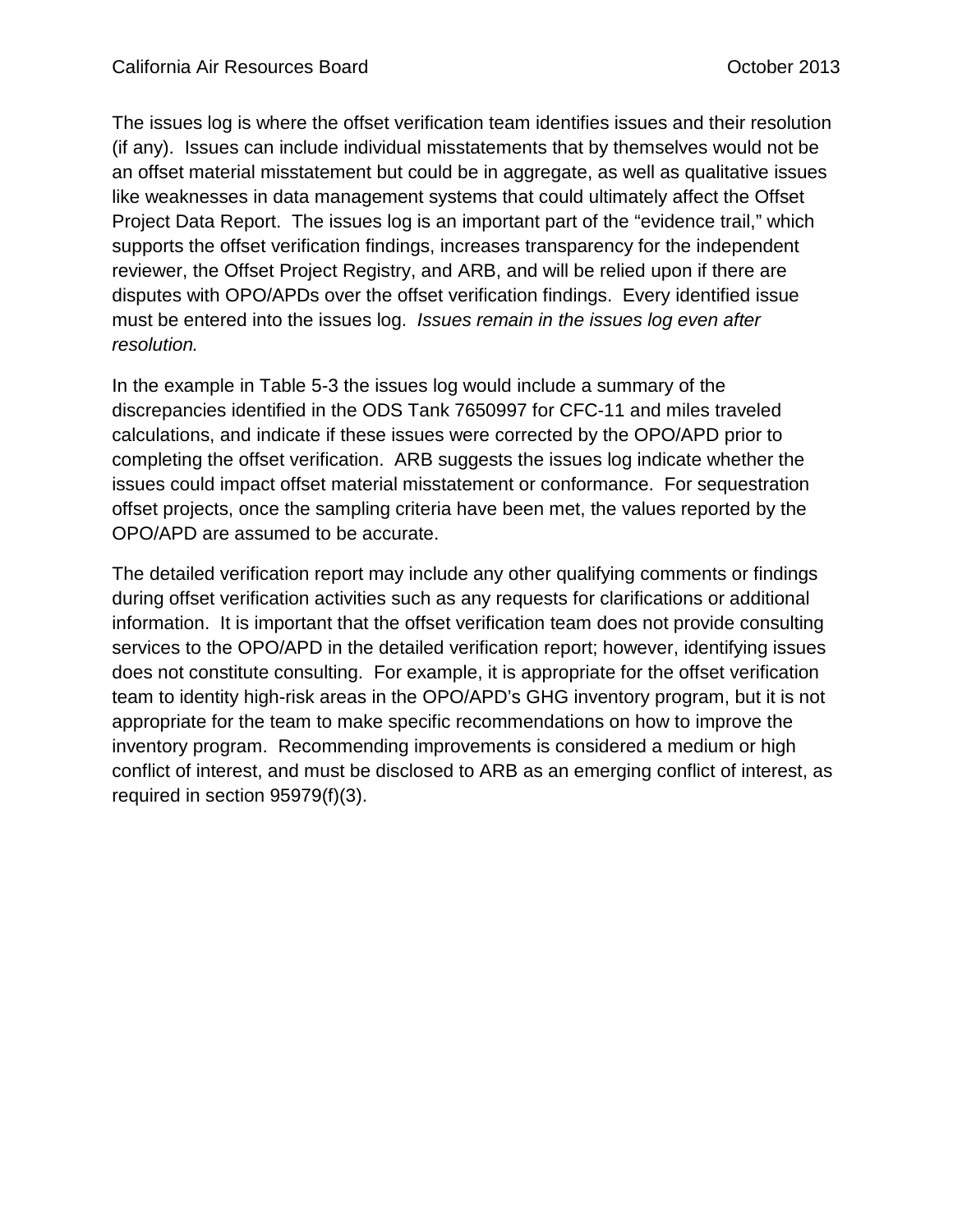The issues log is where the offset verification team identifies issues and their resolution (if any). Issues can include individual misstatements that by themselves would not be an offset material misstatement but could be in aggregate, as well as qualitative issues like weaknesses in data management systems that could ultimately affect the Offset Project Data Report. The issues log is an important part of the "evidence trail," which supports the offset verification findings, increases transparency for the independent reviewer, the Offset Project Registry, and ARB, and will be relied upon if there are disputes with OPO/APDs over the offset verification findings. Every identified issue must be entered into the issues log. *Issues remain in the issues log even after resolution.*

In the example in Table 5-3 the issues log would include a summary of the discrepancies identified in the ODS Tank 7650997 for CFC-11 and miles traveled calculations, and indicate if these issues were corrected by the OPO/APD prior to completing the offset verification. ARB suggests the issues log indicate whether the issues could impact offset material misstatement or conformance. For sequestration offset projects, once the sampling criteria have been met, the values reported by the OPO/APD are assumed to be accurate.

The detailed verification report may include any other qualifying comments or findings during offset verification activities such as any requests for clarifications or additional information. It is important that the offset verification team does not provide consulting services to the OPO/APD in the detailed verification report; however, identifying issues does not constitute consulting. For example, it is appropriate for the offset verification team to identity high-risk areas in the OPO/APD's GHG inventory program, but it is not appropriate for the team to make specific recommendations on how to improve the inventory program. Recommending improvements is considered a medium or high conflict of interest, and must be disclosed to ARB as an emerging conflict of interest, as required in section 95979(f)(3).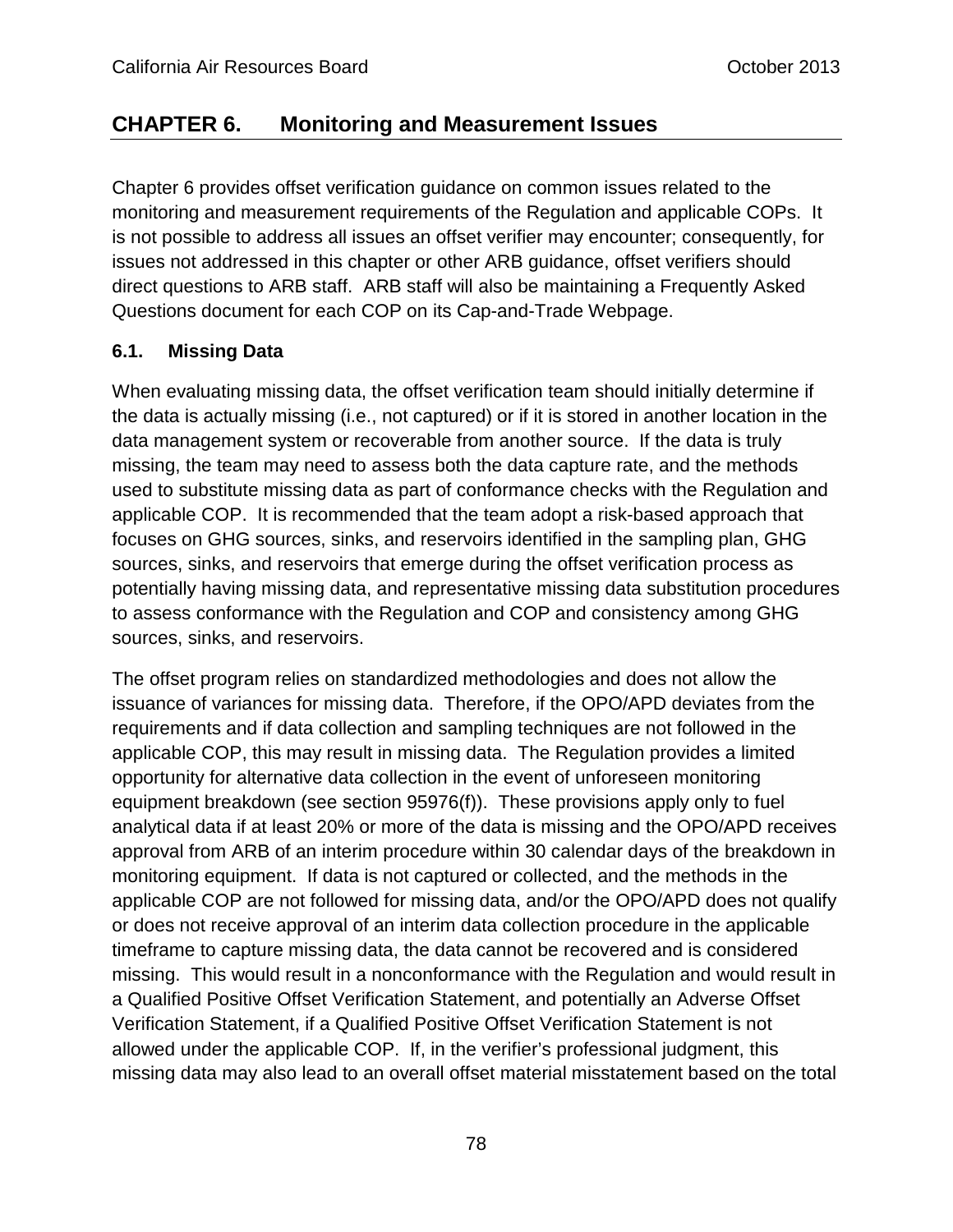# CHAPTER 6. Monitoring and Measurement Issues

Chapter 6 provides offset verification guidance on common issues related to the monitoring and measurement requirements of the Regulation and applicable COPs. It is not possible to address all issues an offset verifier may encounter; consequently, for issues not addressed in this chapter or other ARB guidance, offset verifiers should direct questions to ARB staff. ARB staff will also be maintaining a Frequently Asked Questions document for each COP on its Cap-and-Trade Webpage.

## 6.1. Missing Data

When evaluating missing data, the offset verification team should initially determine if the data is actually missing (i.e., not captured) or if it is stored in another location in the data management system or recoverable from another source. If the data is truly missing, the team may need to assess both the data capture rate, and the methods used to substitute missing data as part of conformance checks with the Regulation and applicable COP. It is recommended that the team adopt a risk-based approach that focuses on GHG sources, sinks, and reservoirs identified in the sampling plan, GHG sources, sinks, and reservoirs that emerge during the offset verification process as potentially having missing data, and representative missing data substitution procedures to assess conformance with the Regulation and COP and consistency among GHG sources, sinks, and reservoirs.

The offset program relies on standardized methodologies and does not allow the issuance of variances for missing data. Therefore, if the OPO/APD deviates from the requirements and if data collection and sampling techniques are not followed in the applicable COP, this may result in missing data. The Regulation provides a limited opportunity for alternative data collection in the event of unforeseen monitoring equipment breakdown (see section 95976(f)). These provisions apply only to fuel analytical data if at least 20% or more of the data is missing and the OPO/APD receives approval from ARB of an interim procedure within 30 calendar days of the breakdown in monitoring equipment. If data is not captured or collected, and the methods in the applicable COP are not followed for missing data, and/or the OPO/APD does not qualify or does not receive approval of an interim data collection procedure in the applicable timeframe to capture missing data, the data cannot be recovered and is considered missing. This would result in a nonconformance with the Regulation and would result in a Qualified Positive Offset Verification Statement, and potentially an Adverse Offset Verification Statement, if a Qualified Positive Offset Verification Statement is not allowed under the applicable COP. If, in the verifier's professional judgment, this missing data may also lead to an overall offset material misstatement based on the total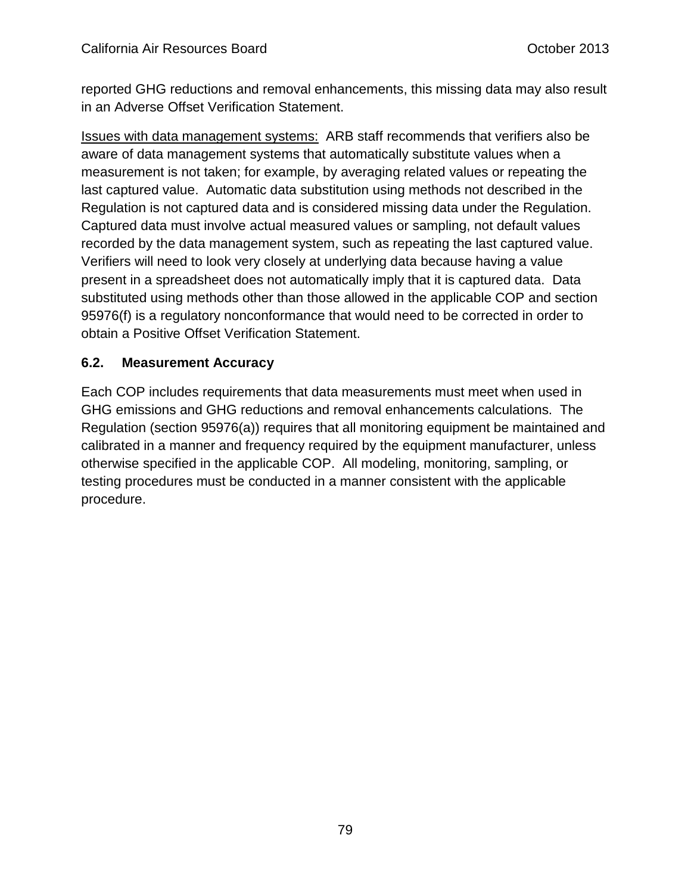reported GHG reductions and removal enhancements, this missing data may also result in an Adverse Offset Verification Statement.

<u>Issues with data management systems:</u> ARB staff recommends that verifiers also be aware of data management systems that automatically substitute values when a measurement is not taken; for example, by averaging related values or repeating the last captured value. Automatic data substitution using methods not described in the Regulation is not captured data and is considered missing data under the Regulation. Captured data must involve actual measured values or sampling, not default values recorded by the data management system, such as repeating the last captured value. Verifiers will need to look very closely at underlying data because having a value present in a spreadsheet does not automatically imply that it is captured data. Data substituted using methods other than those allowed in the applicable COP and section 95976(f) is a regulatory nonconformance that would need to be corrected in order to obtain a Positive Offset Verification Statement.

## 6.2. Measurement Accuracy

Each COP includes requirements that data measurements must meet when used in GHG emissions and GHG reductions and removal enhancements calculations. The Regulation (section 95976(a)) requires that all monitoring equipment be maintained and calibrated in a manner and frequency required by the equipment manufacturer, unless otherwise specified in the applicable COP. All modeling, monitoring, sampling, or testing procedures must be conducted in a manner consistent with the applicable procedure.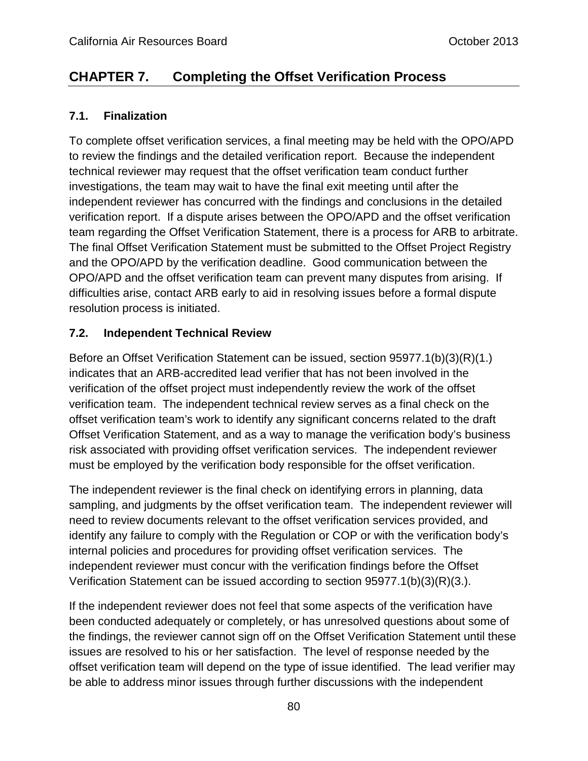# CHAPTER 7. Completing the Offset Verification Process

## 7.1. Finalization

To complete offset verification services, a final meeting may be held with the OPO/APD to review the findings and the detailed verification report. Because the independent technical reviewer may request that the offset verification team conduct further investigations, the team may wait to have the final exit meeting until after the independent reviewer has concurred with the findings and conclusions in the detailed verification report. If a dispute arises between the OPO/APD and the offset verification team regarding the Offset Verification Statement, there is a process for ARB to arbitrate. The final Offset Verification Statement must be submitted to the Offset Project Registry and the OPO/APD by the verification deadline. Good communication between the OPO/APD and the offset verification team can prevent many disputes from arising. If difficulties arise, contact ARB early to aid in resolving issues before a formal dispute resolution process is initiated.

## 7.2. Independent Technical Review

Before an Offset Verification Statement can be issued, section 95977.1(b)(3)(R)(1.) indicates that an ARB-accredited lead verifier that has not been involved in the verification of the offset project must independently review the work of the offset verification team. The independent technical review serves as a final check on the offset verification team's work to identify any significant concerns related to the draft Offset Verification Statement, and as a way to manage the verification body's business risk associated with providing offset verification services. The independent reviewer must be employed by the verification body responsible for the offset verification.

The independent reviewer is the final check on identifying errors in planning, data sampling, and judgments by the offset verification team. The independent reviewer will need to review documents relevant to the offset verification services provided, and identify any failure to comply with the Regulation or COP or with the verification body's internal policies and procedures for providing offset verification services. The independent reviewer must concur with the verification findings before the Offset Verification Statement can be issued according to section 95977.1(b)(3)(R)(3.).

If the independent reviewer does not feel that some aspects of the verification have been conducted adequately or completely, or has unresolved questions about some of the findings, the reviewer cannot sign off on the Offset Verification Statement until these issues are resolved to his or her satisfaction. The level of response needed by the offset verification team will depend on the type of issue identified. The lead verifier may be able to address minor issues through further discussions with the independent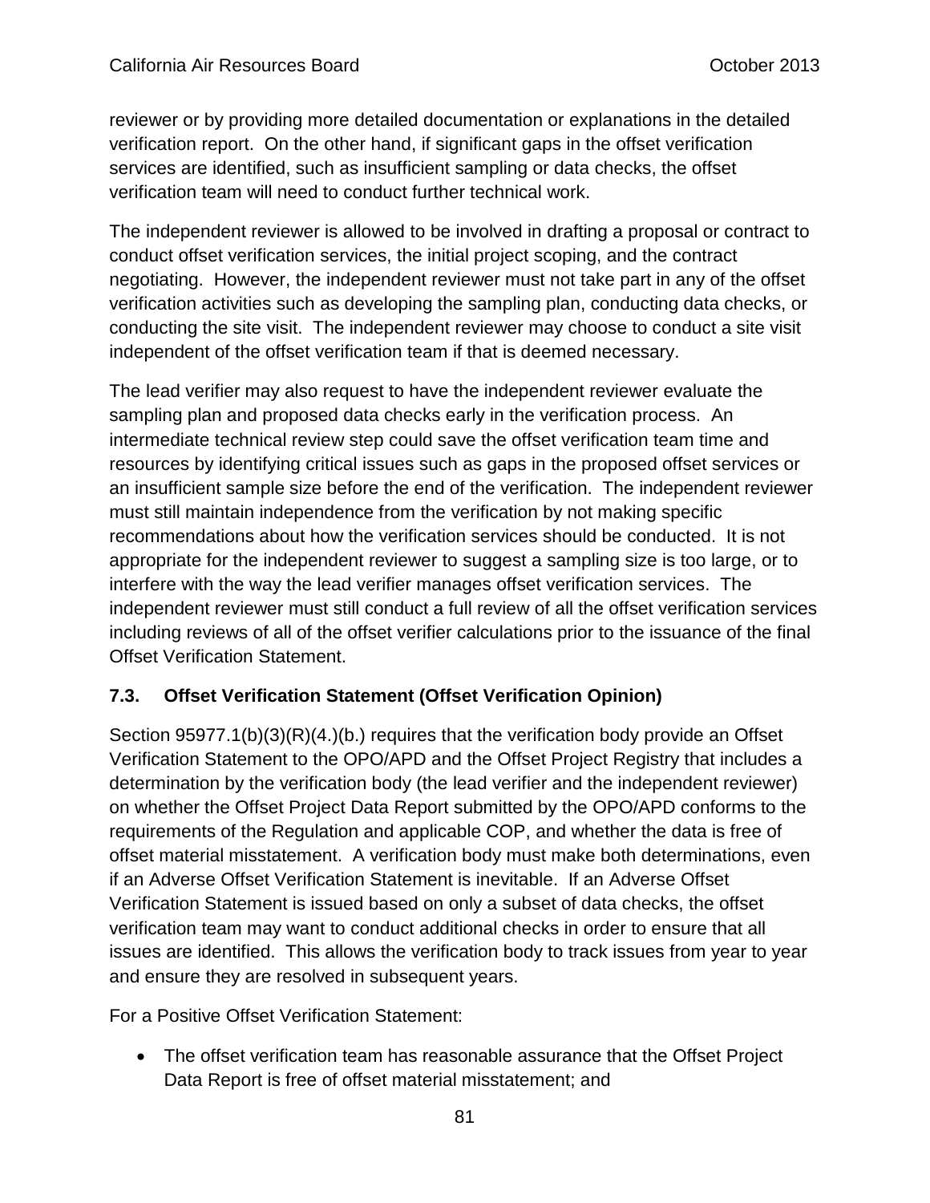reviewer or by providing more detailed documentation or explanations in the detailed verification report. On the other hand, if significant gaps in the offset verification services are identified, such as insufficient sampling or data checks, the offset verification team will need to conduct further technical work.

The independent reviewer is allowed to be involved in drafting a proposal or contract to conduct offset verification services, the initial project scoping, and the contract negotiating. However, the independent reviewer must not take part in any of the offset verification activities such as developing the sampling plan, conducting data checks, or conducting the site visit. The independent reviewer may choose to conduct a site visit independent of the offset verification team if that is deemed necessary.

The lead verifier may also request to have the independent reviewer evaluate the sampling plan and proposed data checks early in the verification process. An intermediate technical review step could save the offset verification team time and resources by identifying critical issues such as gaps in the proposed offset services or an insufficient sample size before the end of the verification. The independent reviewer must still maintain independence from the verification by not making specific recommendations about how the verification services should be conducted. It is not appropriate for the independent reviewer to suggest a sampling size is too large, or to interfere with the way the lead verifier manages offset verification services. The independent reviewer must still conduct a full review of all the offset verification services including reviews of all of the offset verifier calculations prior to the issuance of the final Offset Verification Statement.

### 7.3. Offset Verification Statement (Offset Verification Opinion)

Section 95977.1(b)(3)(R)(4.)(b.) requires that the verification body provide an Offset Verification Statement to the OPO/APD and the Offset Project Registry that includes a determination by the verification body (the lead verifier and the independent reviewer) on whether the Offset Project Data Report submitted by the OPO/APD conforms to the requirements of the Regulation and applicable COP, and whether the data is free of offset material misstatement. A verification body must make both determinations, even if an Adverse Offset Verification Statement is inevitable. If an Adverse Offset Verification Statement is issued based on only a subset of data checks, the offset verification team may want to conduct additional checks in order to ensure that all issues are identified. This allows the verification body to track issues from year to year and ensure they are resolved in subsequent years.

For a Positive Offset Verification Statement:

- The offset verification team has reasonable assurance that the Offset Project Data Report is free of offset material misstatement; and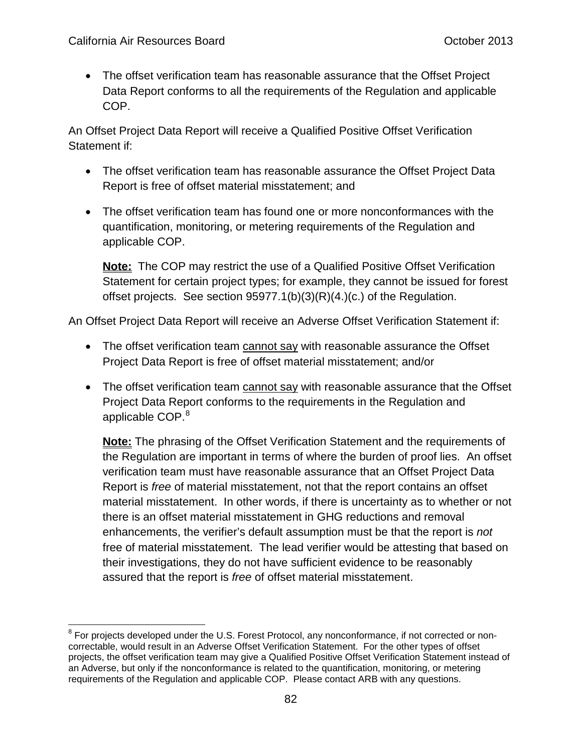- The offset verification team has reasonable assurance that the Offset Project Data Report conforms to all the requirements of the Regulation and applicable COP.

An Offset Project Data Report will receive a Qualified Positive Offset Verification Statement if:

- The offset verification team has reasonable assurance the Offset Project Data Report is free of offset material misstatement; and
- The offset verification team has found one or more nonconformances with the quantification, monitoring, or metering requirements of the Regulation and applicable COP.

  **Note:** The COP may restrict the use of a Qualified Positive Offset Verification Statement for certain project types; for example, they cannot be issued for forest offset projects. See section 95977.1(b)(3)(R)(4.)(c.) of the Regulation.

An Offset Project Data Report will receive an Adverse Offset Verification Statement if:

- The offset verification team cannot say with reasonable assurance the Offset Project Data Report is free of offset material misstatement; and/or
- The offset verification team cannot say with reasonable assurance that the Offset Project Data Report conforms to the requirements in the Regulation and applicable COP.[8]

  **Note:** The phrasing of the Offset Verification Statement and the requirements of the Regulation are important in terms of where the burden of proof lies. An offset verification team must have reasonable assurance that an Offset Project Data Report is *free* of material misstatement, not that the report contains an offset material misstatement. In other words, if there is uncertainty as to whether or not there is an offset material misstatement in GHG reductions and removal enhancements, the verifier's default assumption must be that the report is *not* free of material misstatement. The lead verifier would be attesting that based on their investigations, they do not have sufficient evidence to be reasonably assured that the report is *free* of offset material misstatement.

---

[8] For projects developed under the U.S. Forest Protocol, any nonconformance, if not corrected or non-correctable, would result in an Adverse Offset Verification Statement. For the other types of offset projects, the offset verification team may give a Qualified Positive Offset Verification Statement instead of an Adverse, but only if the nonconformance is related to the quantification, monitoring, or metering requirements of the Regulation and applicable COP. Please contact ARB with any questions.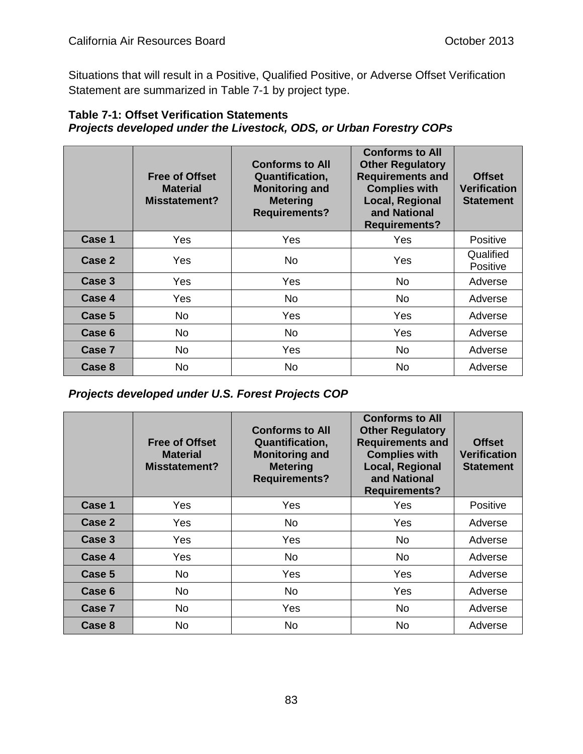Situations that will result in a Positive, Qualified Positive, or Adverse Offset Verification Statement are summarized in Table 7-1 by project type.

**Table 7-1: Offset Verification Statements**
***Projects developed under the Livestock, ODS, or Urban Forestry COPs***

| | Free of Offset Material Misstatement? | Conforms to All Quantification, Monitoring and Metering Requirements? | Conforms to All Other Regulatory Requirements and Complies with Local, Regional and National Requirements? | Offset Verification Statement |
|---|---|---|---|---|
| **Case 1** | Yes | Yes | Yes | Positive |
| **Case 2** | Yes | No | Yes | Qualified Positive |
| **Case 3** | Yes | Yes | No | Adverse |
| **Case 4** | Yes | No | No | Adverse |
| **Case 5** | No | Yes | Yes | Adverse |
| **Case 6** | No | No | Yes | Adverse |
| **Case 7** | No | Yes | No | Adverse |
| **Case 8** | No | No | No | Adverse |

***Projects developed under U.S. Forest Projects COP***

| | Free of Offset Material Misstatement? | Conforms to All Quantification, Monitoring and Metering Requirements? | Conforms to All Other Regulatory Requirements and Complies with Local, Regional and National Requirements? | Offset Verification Statement |
|---|---|---|---|---|
| **Case 1** | Yes | Yes | Yes | Positive |
| **Case 2** | Yes | No | Yes | Adverse |
| **Case 3** | Yes | Yes | No | Adverse |
| **Case 4** | Yes | No | No | Adverse |
| **Case 5** | No | Yes | Yes | Adverse |
| **Case 6** | No | No | Yes | Adverse |
| **Case 7** | No | Yes | No | Adverse |
| **Case 8** | No | No | No | Adverse |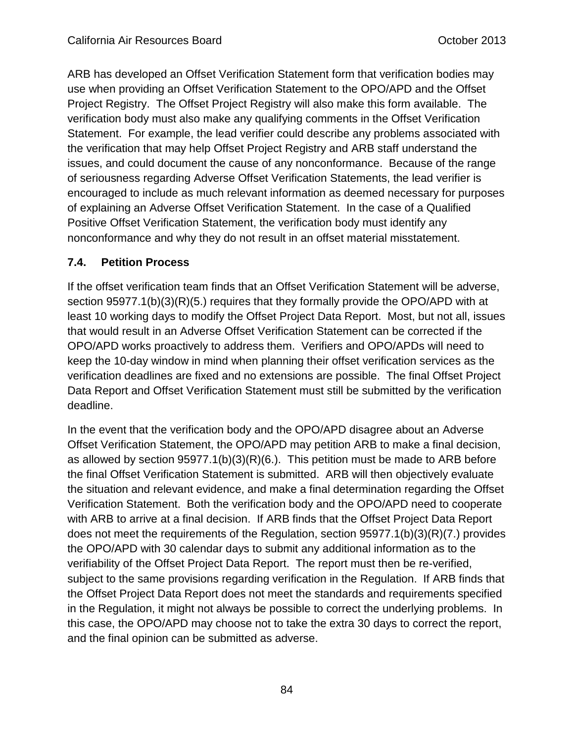ARB has developed an Offset Verification Statement form that verification bodies may use when providing an Offset Verification Statement to the OPO/APD and the Offset Project Registry. The Offset Project Registry will also make this form available. The verification body must also make any qualifying comments in the Offset Verification Statement. For example, the lead verifier could describe any problems associated with the verification that may help Offset Project Registry and ARB staff understand the issues, and could document the cause of any nonconformance. Because of the range of seriousness regarding Adverse Offset Verification Statements, the lead verifier is encouraged to include as much relevant information as deemed necessary for purposes of explaining an Adverse Offset Verification Statement. In the case of a Qualified Positive Offset Verification Statement, the verification body must identify any nonconformance and why they do not result in an offset material misstatement.

### 7.4. Petition Process

If the offset verification team finds that an Offset Verification Statement will be adverse, section 95977.1(b)(3)(R)(5.) requires that they formally provide the OPO/APD with at least 10 working days to modify the Offset Project Data Report. Most, but not all, issues that would result in an Adverse Offset Verification Statement can be corrected if the OPO/APD works proactively to address them. Verifiers and OPO/APDs will need to keep the 10-day window in mind when planning their offset verification services as the verification deadlines are fixed and no extensions are possible. The final Offset Project Data Report and Offset Verification Statement must still be submitted by the verification deadline.

In the event that the verification body and the OPO/APD disagree about an Adverse Offset Verification Statement, the OPO/APD may petition ARB to make a final decision, as allowed by section 95977.1(b)(3)(R)(6.). This petition must be made to ARB before the final Offset Verification Statement is submitted. ARB will then objectively evaluate the situation and relevant evidence, and make a final determination regarding the Offset Verification Statement. Both the verification body and the OPO/APD need to cooperate with ARB to arrive at a final decision. If ARB finds that the Offset Project Data Report does not meet the requirements of the Regulation, section 95977.1(b)(3)(R)(7.) provides the OPO/APD with 30 calendar days to submit any additional information as to the verifiability of the Offset Project Data Report. The report must then be re-verified, subject to the same provisions regarding verification in the Regulation. If ARB finds that the Offset Project Data Report does not meet the standards and requirements specified in the Regulation, it might not always be possible to correct the underlying problems. In this case, the OPO/APD may choose not to take the extra 30 days to correct the report, and the final opinion can be submitted as adverse.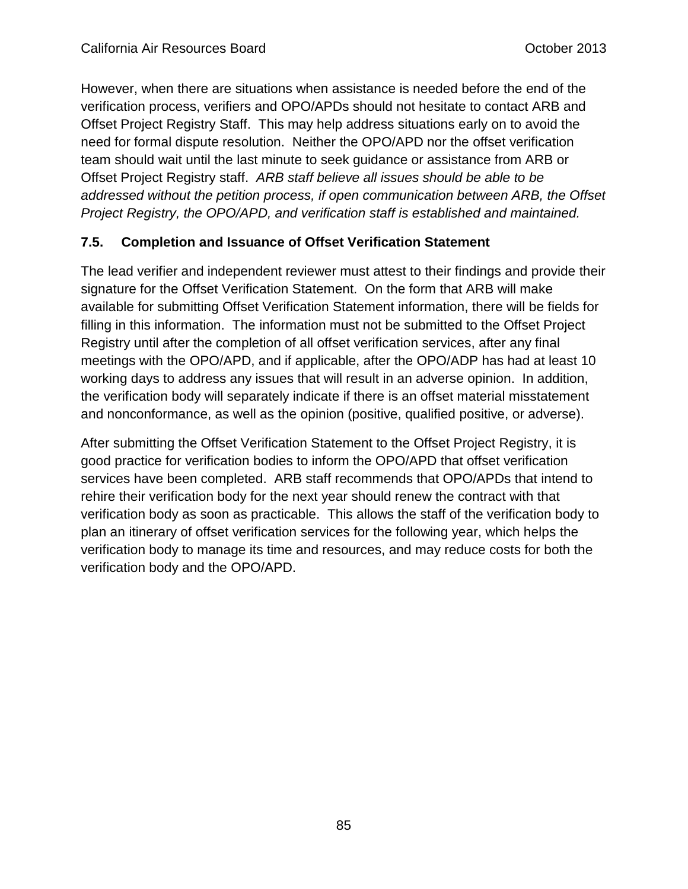However, when there are situations when assistance is needed before the end of the verification process, verifiers and OPO/APDs should not hesitate to contact ARB and Offset Project Registry Staff. This may help address situations early on to avoid the need for formal dispute resolution. Neither the OPO/APD nor the offset verification team should wait until the last minute to seek guidance or assistance from ARB or Offset Project Registry staff. *ARB staff believe all issues should be able to be addressed without the petition process, if open communication between ARB, the Offset Project Registry, the OPO/APD, and verification staff is established and maintained.*

### 7.5. Completion and Issuance of Offset Verification Statement

The lead verifier and independent reviewer must attest to their findings and provide their signature for the Offset Verification Statement. On the form that ARB will make available for submitting Offset Verification Statement information, there will be fields for filling in this information. The information must not be submitted to the Offset Project Registry until after the completion of all offset verification services, after any final meetings with the OPO/APD, and if applicable, after the OPO/ADP has had at least 10 working days to address any issues that will result in an adverse opinion. In addition, the verification body will separately indicate if there is an offset material misstatement and nonconformance, as well as the opinion (positive, qualified positive, or adverse).

After submitting the Offset Verification Statement to the Offset Project Registry, it is good practice for verification bodies to inform the OPO/APD that offset verification services have been completed. ARB staff recommends that OPO/APDs that intend to rehire their verification body for the next year should renew the contract with that verification body as soon as practicable. This allows the staff of the verification body to plan an itinerary of offset verification services for the following year, which helps the verification body to manage its time and resources, and may reduce costs for both the verification body and the OPO/APD.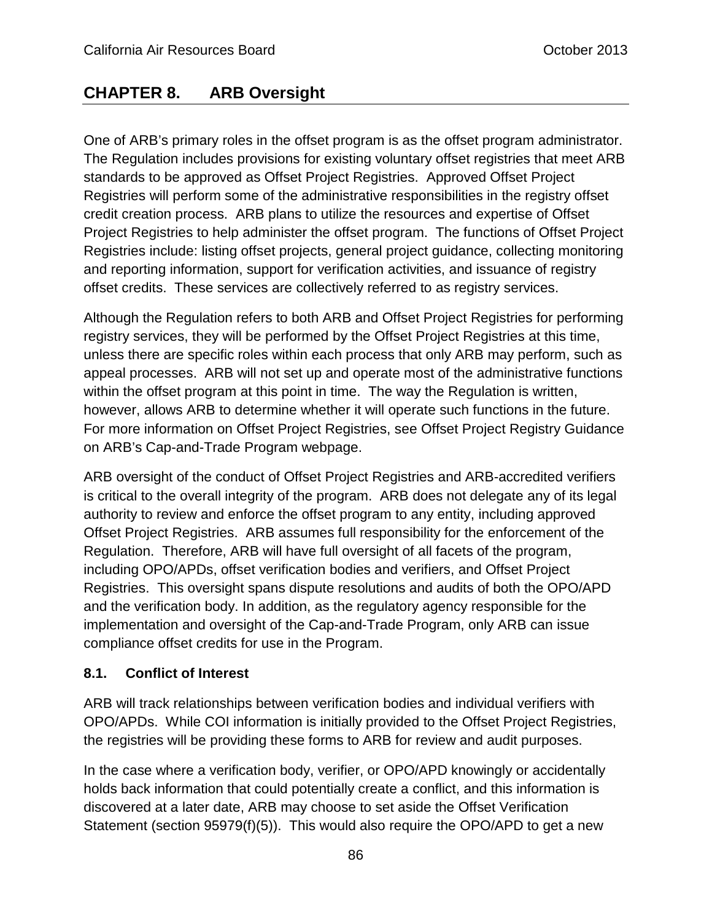# CHAPTER 8. ARB Oversight

One of ARB's primary roles in the offset program is as the offset program administrator. The Regulation includes provisions for existing voluntary offset registries that meet ARB standards to be approved as Offset Project Registries. Approved Offset Project Registries will perform some of the administrative responsibilities in the registry offset credit creation process. ARB plans to utilize the resources and expertise of Offset Project Registries to help administer the offset program. The functions of Offset Project Registries include: listing offset projects, general project guidance, collecting monitoring and reporting information, support for verification activities, and issuance of registry offset credits. These services are collectively referred to as registry services.

Although the Regulation refers to both ARB and Offset Project Registries for performing registry services, they will be performed by the Offset Project Registries at this time, unless there are specific roles within each process that only ARB may perform, such as appeal processes. ARB will not set up and operate most of the administrative functions within the offset program at this point in time. The way the Regulation is written, however, allows ARB to determine whether it will operate such functions in the future. For more information on Offset Project Registries, see Offset Project Registry Guidance on ARB's Cap-and-Trade Program webpage.

ARB oversight of the conduct of Offset Project Registries and ARB-accredited verifiers is critical to the overall integrity of the program. ARB does not delegate any of its legal authority to review and enforce the offset program to any entity, including approved Offset Project Registries. ARB assumes full responsibility for the enforcement of the Regulation. Therefore, ARB will have full oversight of all facets of the program, including OPO/APDs, offset verification bodies and verifiers, and Offset Project Registries. This oversight spans dispute resolutions and audits of both the OPO/APD and the verification body. In addition, as the regulatory agency responsible for the implementation and oversight of the Cap-and-Trade Program, only ARB can issue compliance offset credits for use in the Program.

## 8.1. Conflict of Interest

ARB will track relationships between verification bodies and individual verifiers with OPO/APDs. While COI information is initially provided to the Offset Project Registries, the registries will be providing these forms to ARB for review and audit purposes.

In the case where a verification body, verifier, or OPO/APD knowingly or accidentally holds back information that could potentially create a conflict, and this information is discovered at a later date, ARB may choose to set aside the Offset Verification Statement (section 95979(f)(5)). This would also require the OPO/APD to get a new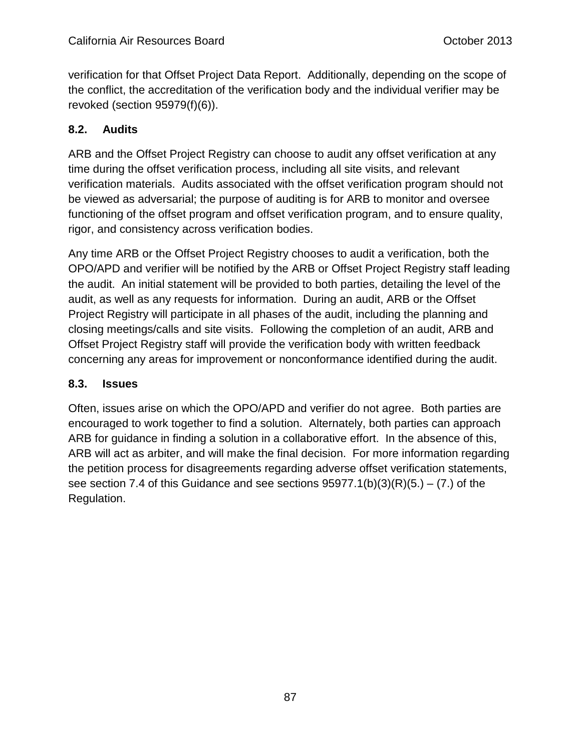verification for that Offset Project Data Report. Additionally, depending on the scope of the conflict, the accreditation of the verification body and the individual verifier may be revoked (section 95979(f)(6)).

### 8.2. Audits

ARB and the Offset Project Registry can choose to audit any offset verification at any time during the offset verification process, including all site visits, and relevant verification materials. Audits associated with the offset verification program should not be viewed as adversarial; the purpose of auditing is for ARB to monitor and oversee functioning of the offset program and offset verification program, and to ensure quality, rigor, and consistency across verification bodies.

Any time ARB or the Offset Project Registry chooses to audit a verification, both the OPO/APD and verifier will be notified by the ARB or Offset Project Registry staff leading the audit. An initial statement will be provided to both parties, detailing the level of the audit, as well as any requests for information. During an audit, ARB or the Offset Project Registry will participate in all phases of the audit, including the planning and closing meetings/calls and site visits. Following the completion of an audit, ARB and Offset Project Registry staff will provide the verification body with written feedback concerning any areas for improvement or nonconformance identified during the audit.

### 8.3. Issues

Often, issues arise on which the OPO/APD and verifier do not agree. Both parties are encouraged to work together to find a solution. Alternately, both parties can approach ARB for guidance in finding a solution in a collaborative effort. In the absence of this, ARB will act as arbiter, and will make the final decision. For more information regarding the petition process for disagreements regarding adverse offset verification statements, see section 7.4 of this Guidance and see sections 95977.1(b)(3)(R)(5.) – (7.) of the Regulation.